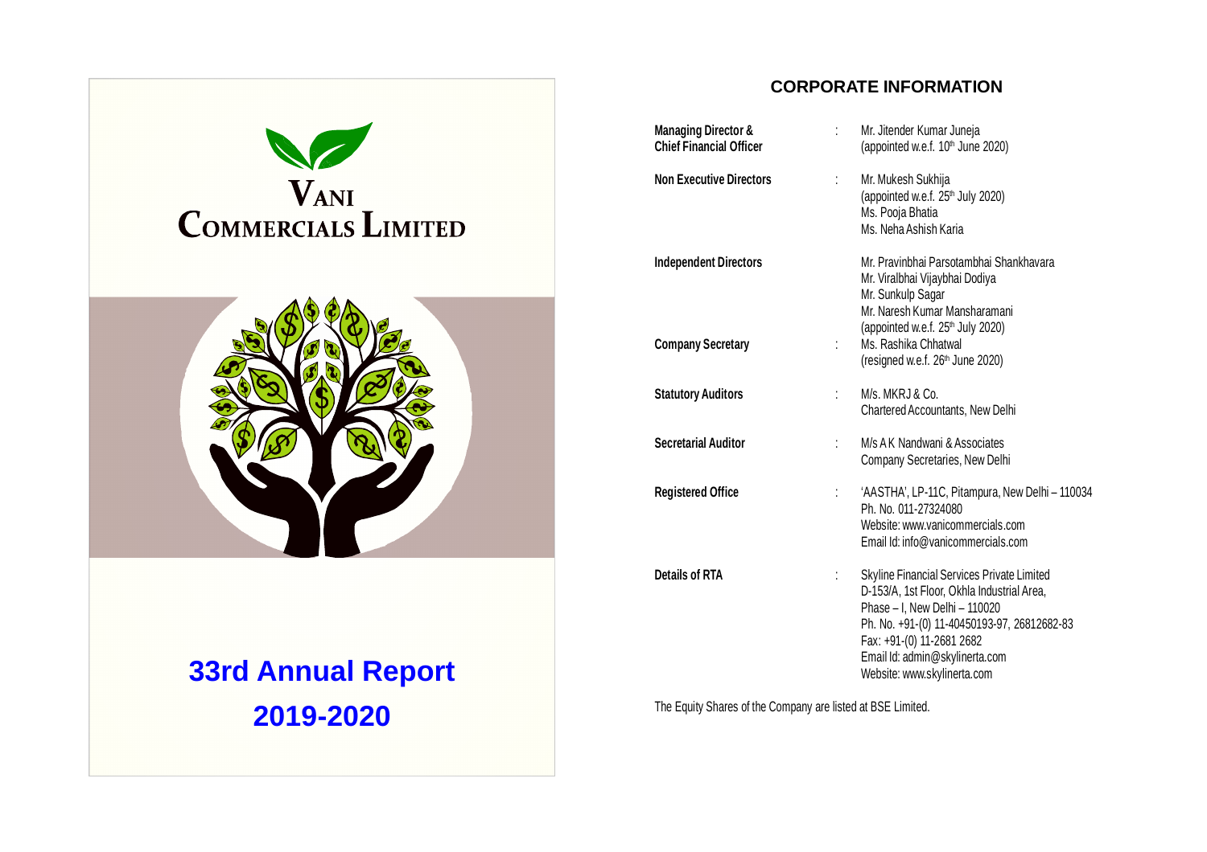# VANI COMMERCIALS LIMITED

# 33rd Annual Report 2019-2020

## CORPORATE INFORMATION

| | | |
|---|---|---|
| **Managing Director & Chief Financial Officer** | : | Mr. Jitender Kumar Juneja (appointed w.e.f. 10th June 2020) |
| **Non Executive Directors** | : | Mr. Mukesh Sukhija (appointed w.e.f. 25th July 2020)<br>Ms. Pooja Bhatia<br>Ms. Neha Ashish Karia |
| **Independent Directors** | | Mr. Pravinbhai Parsotambhai Shankhavara<br>Mr. Viralbhai Vijaybhai Dodiya<br>Mr. Sunkulp Sagar<br>Mr. Naresh Kumar Mansharamani (appointed w.e.f. 25th July 2020) |
| **Company Secretary** | : | Ms. Rashika Chhatwal (resigned w.e.f. 26th June 2020) |
| **Statutory Auditors** | : | M/s. MKRJ & Co. Chartered Accountants, New Delhi |
| **Secretarial Auditor** | : | M/s A K Nandwani & Associates Company Secretaries, New Delhi |
| **Registered Office** | : | 'AASTHA', LP-11C, Pitampura, New Delhi – 110034<br>Ph. No. 011-27324080<br>Website: www.vanicommercials.com<br>Email Id: info@vanicommercials.com |
| **Details of RTA** | : | Skyline Financial Services Private Limited<br>D-153/A, 1st Floor, Okhla Industrial Area, Phase – I, New Delhi – 110020<br>Ph. No. +91-(0) 11-40450193-97, 26812682-83<br>Fax: +91-(0) 11-2681 2682<br>Email Id: admin@skylinerta.com<br>Website: www.skylinerta.com |

The Equity Shares of the Company are listed at BSE Limited.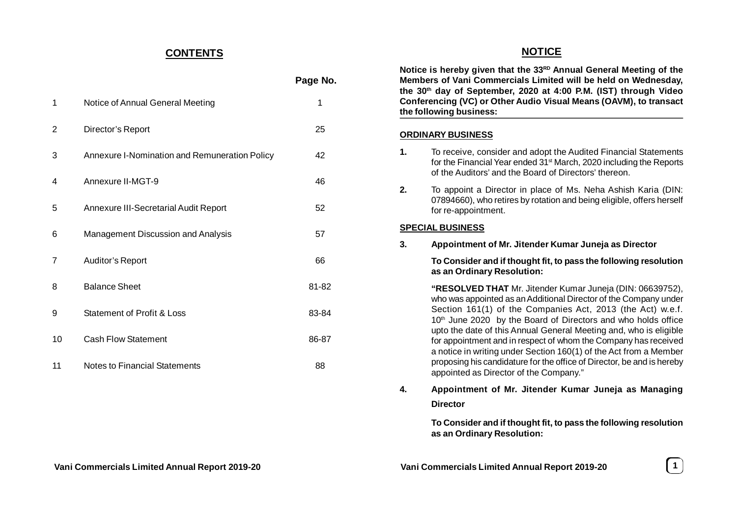## CONTENTS

| | | Page No. |
|---|---|---|
| 1 | Notice of Annual General Meeting | 1 |
| 2 | Director's Report | 25 |
| 3 | Annexure I-Nomination and Remuneration Policy | 42 |
| 4 | Annexure II-MGT-9 | 46 |
| 5 | Annexure III-Secretarial Audit Report | 52 |
| 6 | Management Discussion and Analysis | 57 |
| 7 | Auditor's Report | 66 |
| 8 | Balance Sheet | 81-82 |
| 9 | Statement of Profit & Loss | 83-84 |
| 10 | Cash Flow Statement | 86-87 |
| 11 | Notes to Financial Statements | 88 |

## NOTICE

**Notice is hereby given that the 33RD Annual General Meeting of the Members of Vani Commercials Limited will be held on Wednesday, the 30th day of September, 2020 at 4:00 P.M. (IST) through Video Conferencing (VC) or Other Audio Visual Means (OAVM), to transact the following business:**

### ORDINARY BUSINESS

**1.** To receive, consider and adopt the Audited Financial Statements for the Financial Year ended 31st March, 2020 including the Reports of the Auditors' and the Board of Directors' thereon.

**2.** To appoint a Director in place of Ms. Neha Ashish Karia (DIN: 07894660), who retires by rotation and being eligible, offers herself for re-appointment.

### SPECIAL BUSINESS

**3. Appointment of Mr. Jitender Kumar Juneja as Director**

**To Consider and if thought fit, to pass the following resolution as an Ordinary Resolution:**

**"RESOLVED THAT** Mr. Jitender Kumar Juneja (DIN: 06639752), who was appointed as an Additional Director of the Company under Section 161(1) of the Companies Act, 2013 (the Act) w.e.f. 10th June 2020 by the Board of Directors and who holds office upto the date of this Annual General Meeting and, who is eligible for appointment and in respect of whom the Company has received a notice in writing under Section 160(1) of the Act from a Member proposing his candidature for the office of Director, be and is hereby appointed as Director of the Company."

**4. Appointment of Mr. Jitender Kumar Juneja as Managing Director**

**To Consider and if thought fit, to pass the following resolution as an Ordinary Resolution:**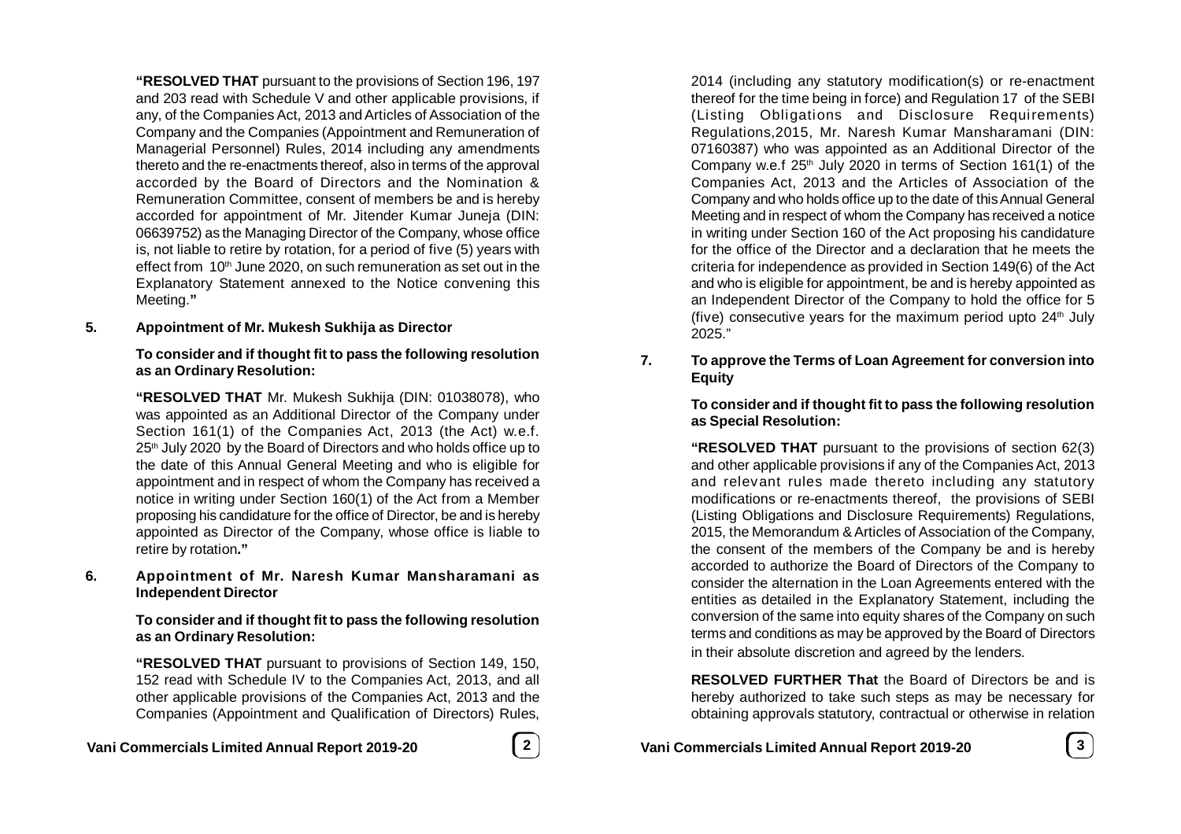**"RESOLVED THAT** pursuant to the provisions of Section 196, 197 and 203 read with Schedule V and other applicable provisions, if any, of the Companies Act, 2013 and Articles of Association of the Company and the Companies (Appointment and Remuneration of Managerial Personnel) Rules, 2014 including any amendments thereto and the re-enactments thereof, also in terms of the approval accorded by the Board of Directors and the Nomination & Remuneration Committee, consent of members be and is hereby accorded for appointment of Mr. Jitender Kumar Juneja (DIN: 06639752) as the Managing Director of the Company, whose office is, not liable to retire by rotation, for a period of five (5) years with effect from 10th June 2020, on such remuneration as set out in the Explanatory Statement annexed to the Notice convening this Meeting.**"**

**5. Appointment of Mr. Mukesh Sukhija as Director**

**To consider and if thought fit to pass the following resolution as an Ordinary Resolution:**

**"RESOLVED THAT** Mr. Mukesh Sukhija (DIN: 01038078), who was appointed as an Additional Director of the Company under Section 161(1) of the Companies Act, 2013 (the Act) w.e.f. 25th July 2020 by the Board of Directors and who holds office up to the date of this Annual General Meeting and who is eligible for appointment and in respect of whom the Company has received a notice in writing under Section 160(1) of the Act from a Member proposing his candidature for the office of Director, be and is hereby appointed as Director of the Company, whose office is liable to retire by rotation**."**

**6. Appointment of Mr. Naresh Kumar Mansharamani as Independent Director**

**To consider and if thought fit to pass the following resolution as an Ordinary Resolution:**

**"RESOLVED THAT** pursuant to provisions of Section 149, 150, 152 read with Schedule IV to the Companies Act, 2013, and all other applicable provisions of the Companies Act, 2013 and the Companies (Appointment and Qualification of Directors) Rules, 2014 (including any statutory modification(s) or re-enactment thereof for the time being in force) and Regulation 17 of the SEBI (Listing Obligations and Disclosure Requirements) Regulations,2015, Mr. Naresh Kumar Mansharamani (DIN: 07160387) who was appointed as an Additional Director of the Company w.e.f 25th July 2020 in terms of Section 161(1) of the Companies Act, 2013 and the Articles of Association of the Company and who holds office up to the date of this Annual General Meeting and in respect of whom the Company has received a notice in writing under Section 160 of the Act proposing his candidature for the office of the Director and a declaration that he meets the criteria for independence as provided in Section 149(6) of the Act and who is eligible for appointment, be and is hereby appointed as an Independent Director of the Company to hold the office for 5 (five) consecutive years for the maximum period upto 24th July 2025."

**7. To approve the Terms of Loan Agreement for conversion into Equity**

**To consider and if thought fit to pass the following resolution as Special Resolution:**

**"RESOLVED THAT** pursuant to the provisions of section 62(3) and other applicable provisions if any of the Companies Act, 2013 and relevant rules made thereto including any statutory modifications or re-enactments thereof, the provisions of SEBI (Listing Obligations and Disclosure Requirements) Regulations, 2015, the Memorandum & Articles of Association of the Company, the consent of the members of the Company be and is hereby accorded to authorize the Board of Directors of the Company to consider the alternation in the Loan Agreements entered with the entities as detailed in the Explanatory Statement, including the conversion of the same into equity shares of the Company on such terms and conditions as may be approved by the Board of Directors in their absolute discretion and agreed by the lenders.

**RESOLVED FURTHER That** the Board of Directors be and is hereby authorized to take such steps as may be necessary for obtaining approvals statutory, contractual or otherwise in relation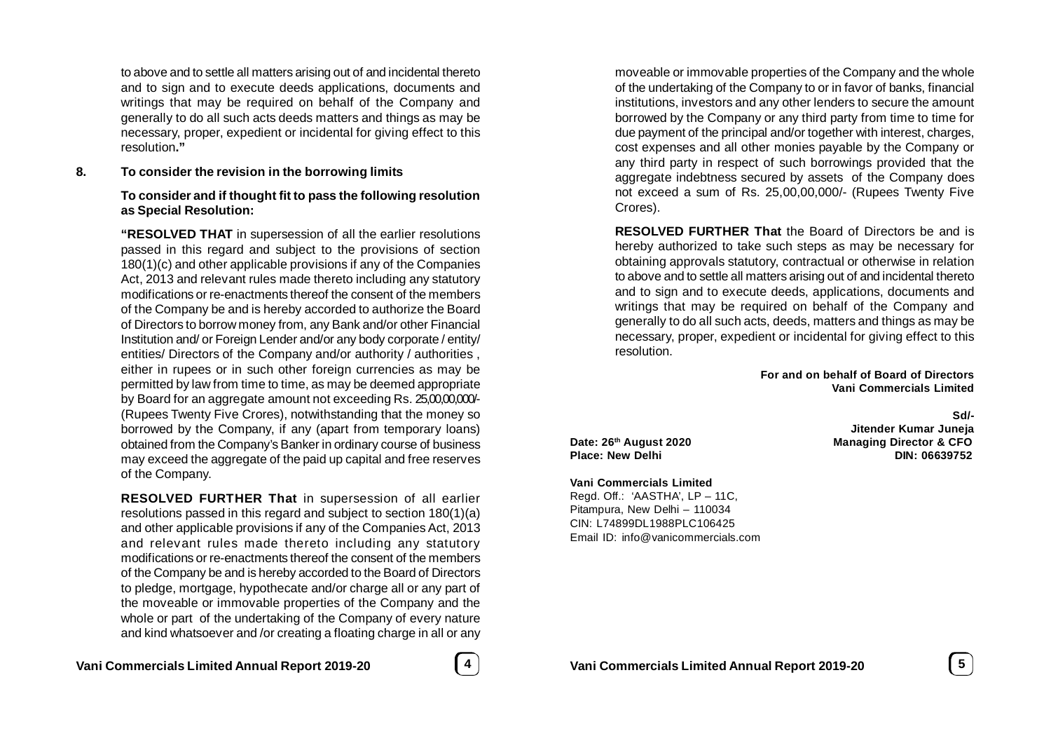to above and to settle all matters arising out of and incidental thereto and to sign and to execute deeds applications, documents and writings that may be required on behalf of the Company and generally to do all such acts deeds matters and things as may be necessary, proper, expedient or incidental for giving effect to this resolution**."**

**8. To consider the revision in the borrowing limits**

**To consider and if thought fit to pass the following resolution as Special Resolution:**

**"RESOLVED THAT** in supersession of all the earlier resolutions passed in this regard and subject to the provisions of section 180(1)(c) and other applicable provisions if any of the Companies Act, 2013 and relevant rules made thereto including any statutory modifications or re-enactments thereof the consent of the members of the Company be and is hereby accorded to authorize the Board of Directors to borrow money from, any Bank and/or other Financial Institution and/ or Foreign Lender and/or any body corporate / entity/ entities/ Directors of the Company and/or authority / authorities , either in rupees or in such other foreign currencies as may be permitted by law from time to time, as may be deemed appropriate by Board for an aggregate amount not exceeding Rs. 25,00,00,000/- (Rupees Twenty Five Crores), notwithstanding that the money so borrowed by the Company, if any (apart from temporary loans) obtained from the Company's Banker in ordinary course of business may exceed the aggregate of the paid up capital and free reserves of the Company.

**RESOLVED FURTHER That** in supersession of all earlier resolutions passed in this regard and subject to section 180(1)(a) and other applicable provisions if any of the Companies Act, 2013 and relevant rules made thereto including any statutory modifications or re-enactments thereof the consent of the members of the Company be and is hereby accorded to the Board of Directors to pledge, mortgage, hypothecate and/or charge all or any part of the moveable or immovable properties of the Company and the whole or part of the undertaking of the Company of every nature and kind whatsoever and /or creating a floating charge in all or any moveable or immovable properties of the Company and the whole of the undertaking of the Company to or in favor of banks, financial institutions, investors and any other lenders to secure the amount borrowed by the Company or any third party from time to time for due payment of the principal and/or together with interest, charges, cost expenses and all other monies payable by the Company or any third party in respect of such borrowings provided that the aggregate indebtness secured by assets of the Company does not exceed a sum of Rs. 25,00,00,000/- (Rupees Twenty Five Crores).

**RESOLVED FURTHER That** the Board of Directors be and is hereby authorized to take such steps as may be necessary for obtaining approvals statutory, contractual or otherwise in relation to above and to settle all matters arising out of and incidental thereto and to sign and to execute deeds, applications, documents and writings that may be required on behalf of the Company and generally to do all such acts, deeds, matters and things as may be necessary, proper, expedient or incidental for giving effect to this resolution.

**For and on behalf of Board of Directors**
**Vani Commercials Limited**

**Sd/-**
**Jitender Kumar Juneja**
**Managing Director & CFO**
**DIN: 06639752**

**Date: 26th August 2020**
**Place: New Delhi**

**Vani Commercials Limited**
Regd. Off.: 'AASTHA', LP – 11C,
Pitampura, New Delhi – 110034
CIN: L74899DL1988PLC106425
Email ID: info@vanicommercials.com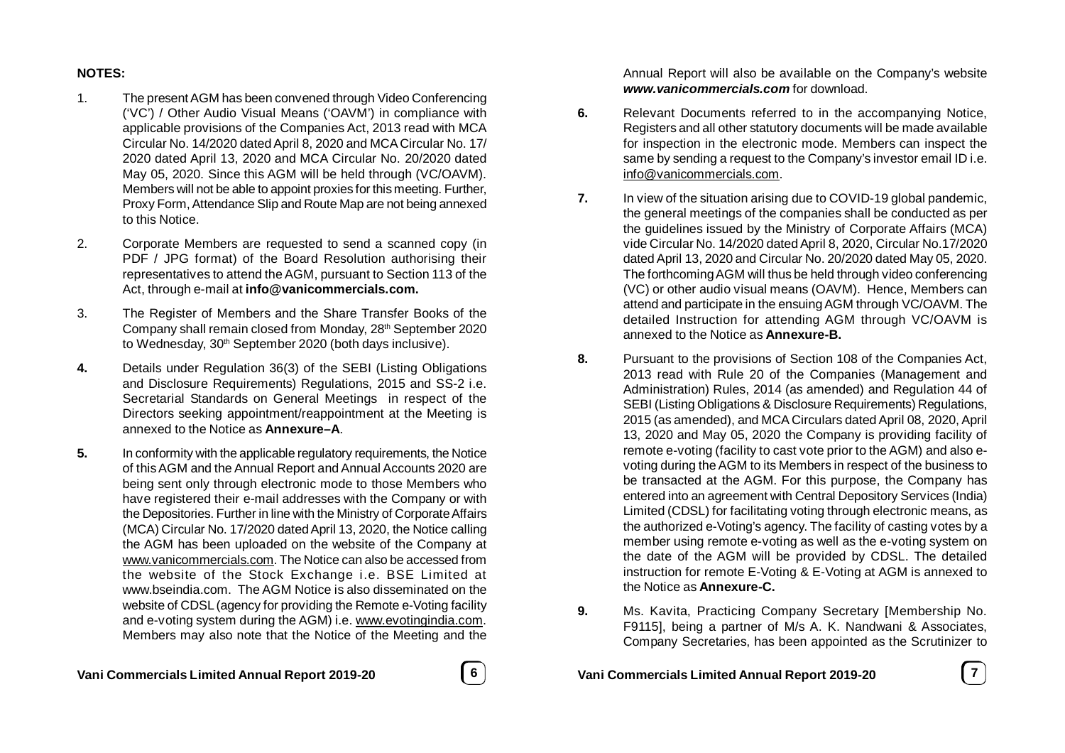**NOTES:**

1. The present AGM has been convened through Video Conferencing ('VC') / Other Audio Visual Means ('OAVM') in compliance with applicable provisions of the Companies Act, 2013 read with MCA Circular No. 14/2020 dated April 8, 2020 and MCA Circular No. 17/ 2020 dated April 13, 2020 and MCA Circular No. 20/2020 dated May 05, 2020. Since this AGM will be held through (VC/OAVM). Members will not be able to appoint proxies for this meeting. Further, Proxy Form, Attendance Slip and Route Map are not being annexed to this Notice.

2. Corporate Members are requested to send a scanned copy (in PDF / JPG format) of the Board Resolution authorising their representatives to attend the AGM, pursuant to Section 113 of the Act, through e-mail at **info@vanicommercials.com.**

3. The Register of Members and the Share Transfer Books of the Company shall remain closed from Monday, 28th September 2020 to Wednesday, 30th September 2020 (both days inclusive).

4. Details under Regulation 36(3) of the SEBI (Listing Obligations and Disclosure Requirements) Regulations, 2015 and SS-2 i.e. Secretarial Standards on General Meetings in respect of the Directors seeking appointment/reappointment at the Meeting is annexed to the Notice as **Annexure–A**.

5. In conformity with the applicable regulatory requirements, the Notice of this AGM and the Annual Report and Annual Accounts 2020 are being sent only through electronic mode to those Members who have registered their e-mail addresses with the Company or with the Depositories. Further in line with the Ministry of Corporate Affairs (MCA) Circular No. 17/2020 dated April 13, 2020, the Notice calling the AGM has been uploaded on the website of the Company at www.vanicommercials.com. The Notice can also be accessed from the website of the Stock Exchange i.e. BSE Limited at www.bseindia.com. The AGM Notice is also disseminated on the website of CDSL (agency for providing the Remote e-Voting facility and e-voting system during the AGM) i.e. www.evotingindia.com. Members may also note that the Notice of the Meeting and the Annual Report will also be available on the Company's website ***www.vanicommercials.com*** for download.

6. Relevant Documents referred to in the accompanying Notice, Registers and all other statutory documents will be made available for inspection in the electronic mode. Members can inspect the same by sending a request to the Company's investor email ID i.e. info@vanicommercials.com.

7. In view of the situation arising due to COVID-19 global pandemic, the general meetings of the companies shall be conducted as per the guidelines issued by the Ministry of Corporate Affairs (MCA) vide Circular No. 14/2020 dated April 8, 2020, Circular No.17/2020 dated April 13, 2020 and Circular No. 20/2020 dated May 05, 2020. The forthcoming AGM will thus be held through video conferencing (VC) or other audio visual means (OAVM). Hence, Members can attend and participate in the ensuing AGM through VC/OAVM. The detailed Instruction for attending AGM through VC/OAVM is annexed to the Notice as **Annexure-B.**

8. Pursuant to the provisions of Section 108 of the Companies Act, 2013 read with Rule 20 of the Companies (Management and Administration) Rules, 2014 (as amended) and Regulation 44 of SEBI (Listing Obligations & Disclosure Requirements) Regulations, 2015 (as amended), and MCA Circulars dated April 08, 2020, April 13, 2020 and May 05, 2020 the Company is providing facility of remote e-voting (facility to cast vote prior to the AGM) and also e-voting during the AGM to its Members in respect of the business to be transacted at the AGM. For this purpose, the Company has entered into an agreement with Central Depository Services (India) Limited (CDSL) for facilitating voting through electronic means, as the authorized e-Voting's agency. The facility of casting votes by a member using remote e-voting as well as the e-voting system on the date of the AGM will be provided by CDSL. The detailed instruction for remote E-Voting & E-Voting at AGM is annexed to the Notice as **Annexure-C.**

9. Ms. Kavita, Practicing Company Secretary [Membership No. F9115], being a partner of M/s A. K. Nandwani & Associates, Company Secretaries, has been appointed as the Scrutinizer to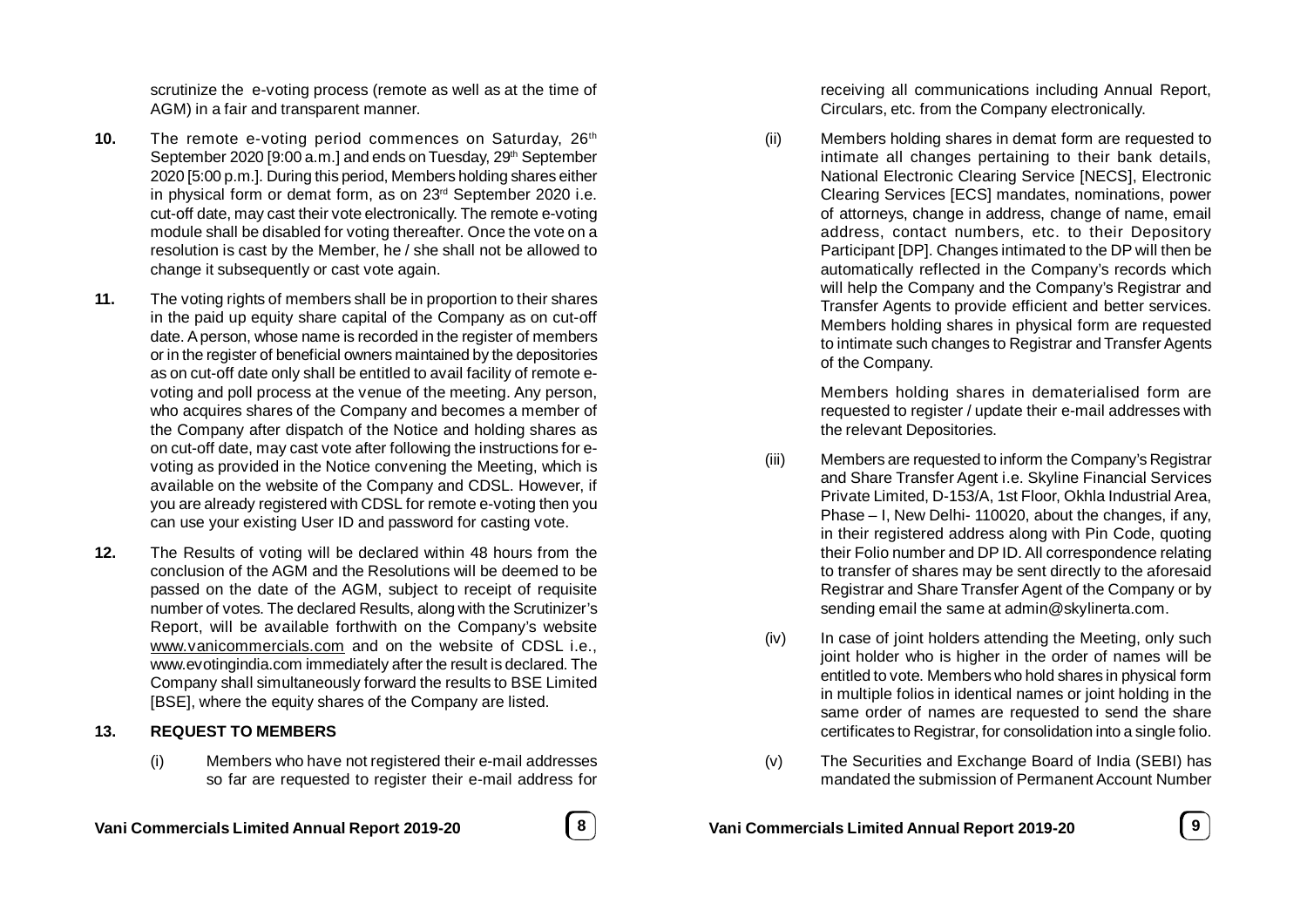scrutinize the e-voting process (remote as well as at the time of AGM) in a fair and transparent manner.

**10.** The remote e-voting period commences on Saturday, 26th September 2020 [9:00 a.m.] and ends on Tuesday, 29th September 2020 [5:00 p.m.]. During this period, Members holding shares either in physical form or demat form, as on 23rd September 2020 i.e. cut-off date, may cast their vote electronically. The remote e-voting module shall be disabled for voting thereafter. Once the vote on a resolution is cast by the Member, he / she shall not be allowed to change it subsequently or cast vote again.

**11.** The voting rights of members shall be in proportion to their shares in the paid up equity share capital of the Company as on cut-off date. A person, whose name is recorded in the register of members or in the register of beneficial owners maintained by the depositories as on cut-off date only shall be entitled to avail facility of remote e-voting and poll process at the venue of the meeting. Any person, who acquires shares of the Company and becomes a member of the Company after dispatch of the Notice and holding shares as on cut-off date, may cast vote after following the instructions for e-voting as provided in the Notice convening the Meeting, which is available on the website of the Company and CDSL. However, if you are already registered with CDSL for remote e-voting then you can use your existing User ID and password for casting vote.

**12.** The Results of voting will be declared within 48 hours from the conclusion of the AGM and the Resolutions will be deemed to be passed on the date of the AGM, subject to receipt of requisite number of votes. The declared Results, along with the Scrutinizer's Report, will be available forthwith on the Company's website www.vanicommercials.com and on the website of CDSL i.e., www.evotingindia.com immediately after the result is declared. The Company shall simultaneously forward the results to BSE Limited [BSE], where the equity shares of the Company are listed.

**13. REQUEST TO MEMBERS**

(i) Members who have not registered their e-mail addresses so far are requested to register their e-mail address for receiving all communications including Annual Report, Circulars, etc. from the Company electronically.

(ii) Members holding shares in demat form are requested to intimate all changes pertaining to their bank details, National Electronic Clearing Service [NECS], Electronic Clearing Services [ECS] mandates, nominations, power of attorneys, change in address, change of name, email address, contact numbers, etc. to their Depository Participant [DP]. Changes intimated to the DP will then be automatically reflected in the Company's records which will help the Company and the Company's Registrar and Transfer Agents to provide efficient and better services. Members holding shares in physical form are requested to intimate such changes to Registrar and Transfer Agents of the Company.

Members holding shares in dematerialised form are requested to register / update their e-mail addresses with the relevant Depositories.

(iii) Members are requested to inform the Company's Registrar and Share Transfer Agent i.e. Skyline Financial Services Private Limited, D-153/A, 1st Floor, Okhla Industrial Area, Phase – I, New Delhi- 110020, about the changes, if any, in their registered address along with Pin Code, quoting their Folio number and DP ID. All correspondence relating to transfer of shares may be sent directly to the aforesaid Registrar and Share Transfer Agent of the Company or by sending email the same at admin@skylinerta.com.

(iv) In case of joint holders attending the Meeting, only such joint holder who is higher in the order of names will be entitled to vote. Members who hold shares in physical form in multiple folios in identical names or joint holding in the same order of names are requested to send the share certificates to Registrar, for consolidation into a single folio.

(v) The Securities and Exchange Board of India (SEBI) has mandated the submission of Permanent Account Number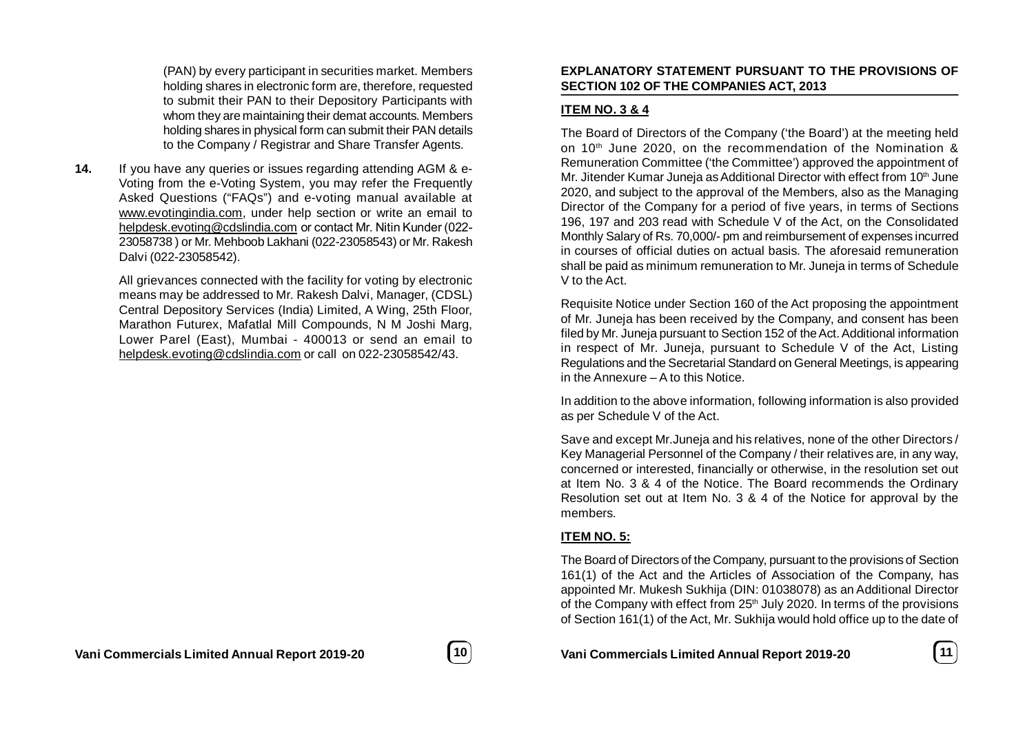(PAN) by every participant in securities market. Members holding shares in electronic form are, therefore, requested to submit their PAN to their Depository Participants with whom they are maintaining their demat accounts. Members holding shares in physical form can submit their PAN details to the Company / Registrar and Share Transfer Agents.

**14.** If you have any queries or issues regarding attending AGM & e-Voting from the e-Voting System, you may refer the Frequently Asked Questions ("FAQs") and e-voting manual available at www.evotingindia.com, under help section or write an email to helpdesk.evoting@cdslindia.com or contact Mr. Nitin Kunder (022-23058738 ) or Mr. Mehboob Lakhani (022-23058543) or Mr. Rakesh Dalvi (022-23058542).

All grievances connected with the facility for voting by electronic means may be addressed to Mr. Rakesh Dalvi, Manager, (CDSL) Central Depository Services (India) Limited, A Wing, 25th Floor, Marathon Futurex, Mafatlal Mill Compounds, N M Joshi Marg, Lower Parel (East), Mumbai - 400013 or send an email to helpdesk.evoting@cdslindia.com or call on 022-23058542/43.

## EXPLANATORY STATEMENT PURSUANT TO THE PROVISIONS OF SECTION 102 OF THE COMPANIES ACT, 2013

### ITEM NO. 3 & 4

The Board of Directors of the Company ('the Board') at the meeting held on 10th June 2020, on the recommendation of the Nomination & Remuneration Committee ('the Committee') approved the appointment of Mr. Jitender Kumar Juneja as Additional Director with effect from 10th June 2020, and subject to the approval of the Members, also as the Managing Director of the Company for a period of five years, in terms of Sections 196, 197 and 203 read with Schedule V of the Act, on the Consolidated Monthly Salary of Rs. 70,000/- pm and reimbursement of expenses incurred in courses of official duties on actual basis. The aforesaid remuneration shall be paid as minimum remuneration to Mr. Juneja in terms of Schedule V to the Act.

Requisite Notice under Section 160 of the Act proposing the appointment of Mr. Juneja has been received by the Company, and consent has been filed by Mr. Juneja pursuant to Section 152 of the Act. Additional information in respect of Mr. Juneja, pursuant to Schedule V of the Act, Listing Regulations and the Secretarial Standard on General Meetings, is appearing in the Annexure – A to this Notice.

In addition to the above information, following information is also provided as per Schedule V of the Act.

Save and except Mr.Juneja and his relatives, none of the other Directors / Key Managerial Personnel of the Company / their relatives are, in any way, concerned or interested, financially or otherwise, in the resolution set out at Item No. 3 & 4 of the Notice. The Board recommends the Ordinary Resolution set out at Item No. 3 & 4 of the Notice for approval by the members.

### ITEM NO. 5:

The Board of Directors of the Company, pursuant to the provisions of Section 161(1) of the Act and the Articles of Association of the Company, has appointed Mr. Mukesh Sukhija (DIN: 01038078) as an Additional Director of the Company with effect from 25th July 2020. In terms of the provisions of Section 161(1) of the Act, Mr. Sukhija would hold office up to the date of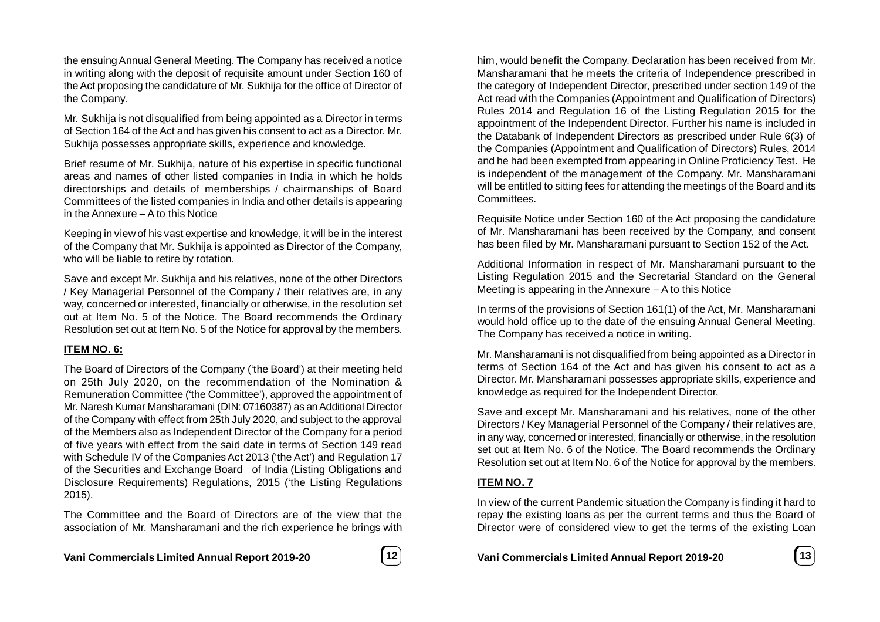the ensuing Annual General Meeting. The Company has received a notice in writing along with the deposit of requisite amount under Section 160 of the Act proposing the candidature of Mr. Sukhija for the office of Director of the Company.

Mr. Sukhija is not disqualified from being appointed as a Director in terms of Section 164 of the Act and has given his consent to act as a Director. Mr. Sukhija possesses appropriate skills, experience and knowledge.

Brief resume of Mr. Sukhija, nature of his expertise in specific functional areas and names of other listed companies in India in which he holds directorships and details of memberships / chairmanships of Board Committees of the listed companies in India and other details is appearing in the Annexure – A to this Notice

Keeping in view of his vast expertise and knowledge, it will be in the interest of the Company that Mr. Sukhija is appointed as Director of the Company, who will be liable to retire by rotation.

Save and except Mr. Sukhija and his relatives, none of the other Directors / Key Managerial Personnel of the Company / their relatives are, in any way, concerned or interested, financially or otherwise, in the resolution set out at Item No. 5 of the Notice. The Board recommends the Ordinary Resolution set out at Item No. 5 of the Notice for approval by the members.

**ITEM NO. 6:**

The Board of Directors of the Company ('the Board') at their meeting held on 25th July 2020, on the recommendation of the Nomination & Remuneration Committee ('the Committee'), approved the appointment of Mr. Naresh Kumar Mansharamani (DIN: 07160387) as an Additional Director of the Company with effect from 25th July 2020, and subject to the approval of the Members also as Independent Director of the Company for a period of five years with effect from the said date in terms of Section 149 read with Schedule IV of the Companies Act 2013 ('the Act') and Regulation 17 of the Securities and Exchange Board of India (Listing Obligations and Disclosure Requirements) Regulations, 2015 ('the Listing Regulations 2015).

The Committee and the Board of Directors are of the view that the association of Mr. Mansharamani and the rich experience he brings with him, would benefit the Company. Declaration has been received from Mr. Mansharamani that he meets the criteria of Independence prescribed in the category of Independent Director, prescribed under section 149 of the Act read with the Companies (Appointment and Qualification of Directors) Rules 2014 and Regulation 16 of the Listing Regulation 2015 for the appointment of the Independent Director. Further his name is included in the Databank of Independent Directors as prescribed under Rule 6(3) of the Companies (Appointment and Qualification of Directors) Rules, 2014 and he had been exempted from appearing in Online Proficiency Test. He is independent of the management of the Company. Mr. Mansharamani will be entitled to sitting fees for attending the meetings of the Board and its Committees.

Requisite Notice under Section 160 of the Act proposing the candidature of Mr. Mansharamani has been received by the Company, and consent has been filed by Mr. Mansharamani pursuant to Section 152 of the Act.

Additional Information in respect of Mr. Mansharamani pursuant to the Listing Regulation 2015 and the Secretarial Standard on the General Meeting is appearing in the Annexure – A to this Notice

In terms of the provisions of Section 161(1) of the Act, Mr. Mansharamani would hold office up to the date of the ensuing Annual General Meeting. The Company has received a notice in writing.

Mr. Mansharamani is not disqualified from being appointed as a Director in terms of Section 164 of the Act and has given his consent to act as a Director. Mr. Mansharamani possesses appropriate skills, experience and knowledge as required for the Independent Director.

Save and except Mr. Mansharamani and his relatives, none of the other Directors / Key Managerial Personnel of the Company / their relatives are, in any way, concerned or interested, financially or otherwise, in the resolution set out at Item No. 6 of the Notice. The Board recommends the Ordinary Resolution set out at Item No. 6 of the Notice for approval by the members.

**ITEM NO. 7**

In view of the current Pandemic situation the Company is finding it hard to repay the existing loans as per the current terms and thus the Board of Director were of considered view to get the terms of the existing Loan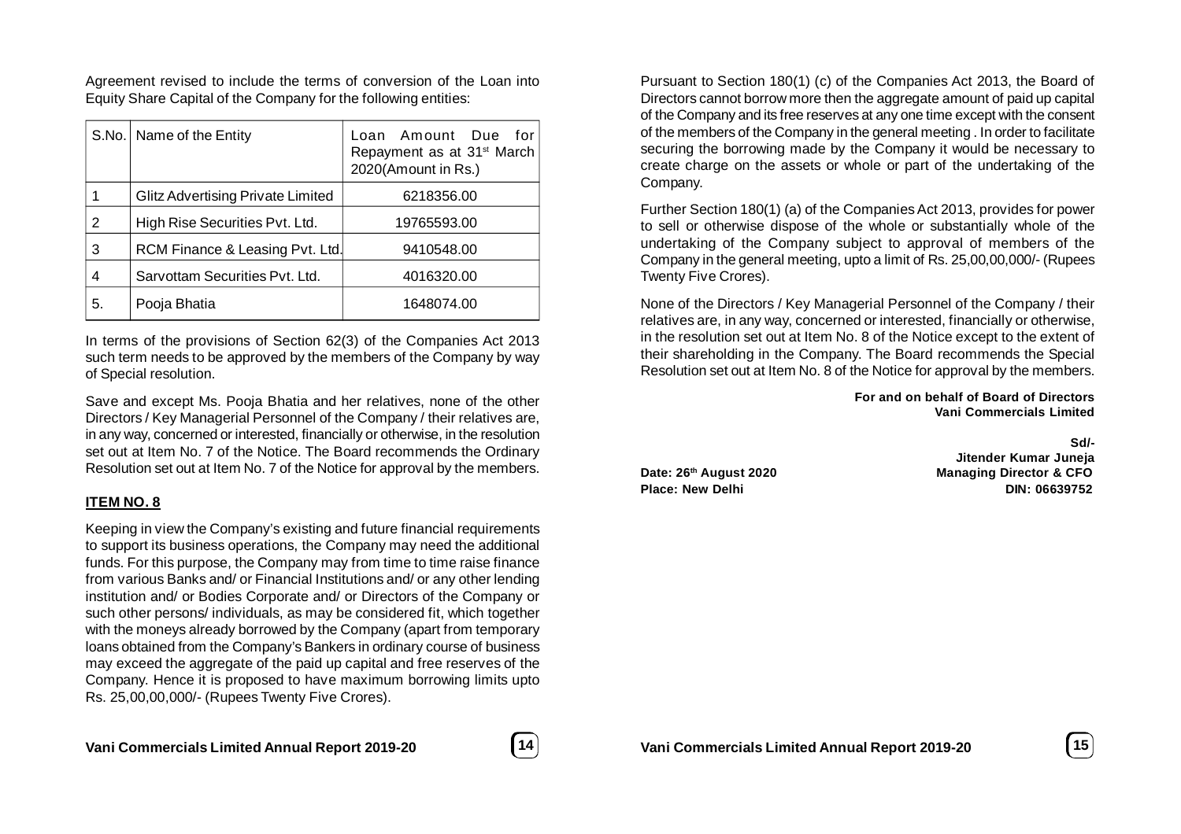Agreement revised to include the terms of conversion of the Loan into Equity Share Capital of the Company for the following entities:

| S.No. | Name of the Entity | Loan Amount Due for Repayment as at 31st March 2020(Amount in Rs.) |
|---|---|---|
| 1 | Glitz Advertising Private Limited | 6218356.00 |
| 2 | High Rise Securities Pvt. Ltd. | 19765593.00 |
| 3 | RCM Finance & Leasing Pvt. Ltd. | 9410548.00 |
| 4 | Sarvottam Securities Pvt. Ltd. | 4016320.00 |
| 5. | Pooja Bhatia | 1648074.00 |

In terms of the provisions of Section 62(3) of the Companies Act 2013 such term needs to be approved by the members of the Company by way of Special resolution.

Save and except Ms. Pooja Bhatia and her relatives, none of the other Directors / Key Managerial Personnel of the Company / their relatives are, in any way, concerned or interested, financially or otherwise, in the resolution set out at Item No. 7 of the Notice. The Board recommends the Ordinary Resolution set out at Item No. 7 of the Notice for approval by the members.

**ITEM NO. 8**

Keeping in view the Company's existing and future financial requirements to support its business operations, the Company may need the additional funds. For this purpose, the Company may from time to time raise finance from various Banks and/ or Financial Institutions and/ or any other lending institution and/ or Bodies Corporate and/ or Directors of the Company or such other persons/ individuals, as may be considered fit, which together with the moneys already borrowed by the Company (apart from temporary loans obtained from the Company's Bankers in ordinary course of business may exceed the aggregate of the paid up capital and free reserves of the Company. Hence it is proposed to have maximum borrowing limits upto Rs. 25,00,00,000/- (Rupees Twenty Five Crores).

Pursuant to Section 180(1) (c) of the Companies Act 2013, the Board of Directors cannot borrow more then the aggregate amount of paid up capital of the Company and its free reserves at any one time except with the consent of the members of the Company in the general meeting . In order to facilitate securing the borrowing made by the Company it would be necessary to create charge on the assets or whole or part of the undertaking of the Company.

Further Section 180(1) (a) of the Companies Act 2013, provides for power to sell or otherwise dispose of the whole or substantially whole of the undertaking of the Company subject to approval of members of the Company in the general meeting, upto a limit of Rs. 25,00,00,000/- (Rupees Twenty Five Crores).

None of the Directors / Key Managerial Personnel of the Company / their relatives are, in any way, concerned or interested, financially or otherwise, in the resolution set out at Item No. 8 of the Notice except to the extent of their shareholding in the Company. The Board recommends the Special Resolution set out at Item No. 8 of the Notice for approval by the members.

**For and on behalf of Board of Directors**
**Vani Commercials Limited**

**Sd/-**
**Jitender Kumar Juneja**
**Managing Director & CFO**
**DIN: 06639752**

**Date: 26th August 2020**
**Place: New Delhi**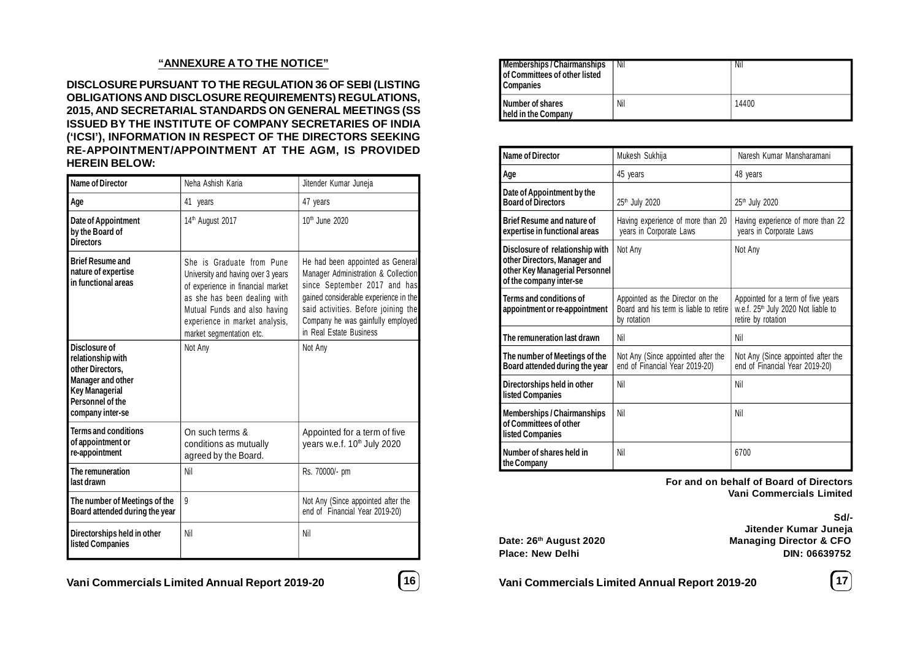## "ANNEXURE A TO THE NOTICE"

**DISCLOSURE PURSUANT TO THE REGULATION 36 OF SEBI (LISTING OBLIGATIONS AND DISCLOSURE REQUIREMENTS) REGULATIONS, 2015, AND SECRETARIAL STANDARDS ON GENERAL MEETINGS (SS ISSUED BY THE INSTITUTE OF COMPANY SECRETARIES OF INDIA ('ICSI'), INFORMATION IN RESPECT OF THE DIRECTORS SEEKING RE-APPOINTMENT/APPOINTMENT AT THE AGM, IS PROVIDED HEREIN BELOW:**

| Name of Director | Neha Ashish Karia | Jitender Kumar Juneja |
|---|---|---|
| Age | 41 years | 47 years |
| Date of Appointment by the Board of Directors | 14th August 2017 | 10th June 2020 |
| Brief Resume and nature of expertise in functional areas | She is Graduate from Pune University and having over 3 years of experience in financial market as she has been dealing with Mutual Funds and also having experience in market analysis, market segmentation etc. | He had been appointed as General Manager Administration & Collection since September 2017 and has gained considerable experience in the said activities. Before joining the Company he was gainfully employed in Real Estate Business |
| Disclosure of relationship with other Directors, Manager and other Key Managerial Personnel of the company inter-se | Not Any | Not Any |
| Terms and conditions of appointment or re-appointment | On such terms & conditions as mutually agreed by the Board. | Appointed for a term of five years w.e.f. 10th July 2020 |
| The remuneration last drawn | Nil | Rs. 70000/- pm |
| The number of Meetings of the Board attended during the year | 9 | Not Any (Since appointed after the end of Financial Year 2019-20) |
| Directorships held in other listed Companies | Nil | Nil |
| Memberships / Chairmanships of Committees of other listed Companies | Nil | Nil |
| Number of shares held in the Company | Nil | 14400 |

| Name of Director | Mukesh Sukhija | Naresh Kumar Mansharamani |
|---|---|---|
| Age | 45 years | 48 years |
| Date of Appointment by the Board of Directors | 25th July 2020 | 25th July 2020 |
| Brief Resume and nature of expertise in functional areas | Having experience of more than 20 years in Corporate Laws | Having experience of more than 22 years in Corporate Laws |
| Disclosure of relationship with other Directors, Manager and other Key Managerial Personnel of the company inter-se | Not Any | Not Any |
| Terms and conditions of appointment or re-appointment | Appointed as the Director on the Board and his term is liable to retire by rotation | Appointed for a term of five years w.e.f. 25th July 2020 Not liable to retire by rotation |
| The remuneration last drawn | Nil | Nil |
| The number of Meetings of the Board attended during the year | Not Any (Since appointed after the end of Financial Year 2019-20) | Not Any (Since appointed after the end of Financial Year 2019-20) |
| Directorships held in other listed Companies | Nil | Nil |
| Memberships / Chairmanships of Committees of other listed Companies | Nil | Nil |
| Number of shares held in the Company | Nil | 6700 |

**For and on behalf of Board of Directors**
**Vani Commercials Limited**

**Sd/-**
**Jitender Kumar Juneja**
**Managing Director & CFO**
**DIN: 06639752**

**Date: 26th August 2020**
**Place: New Delhi**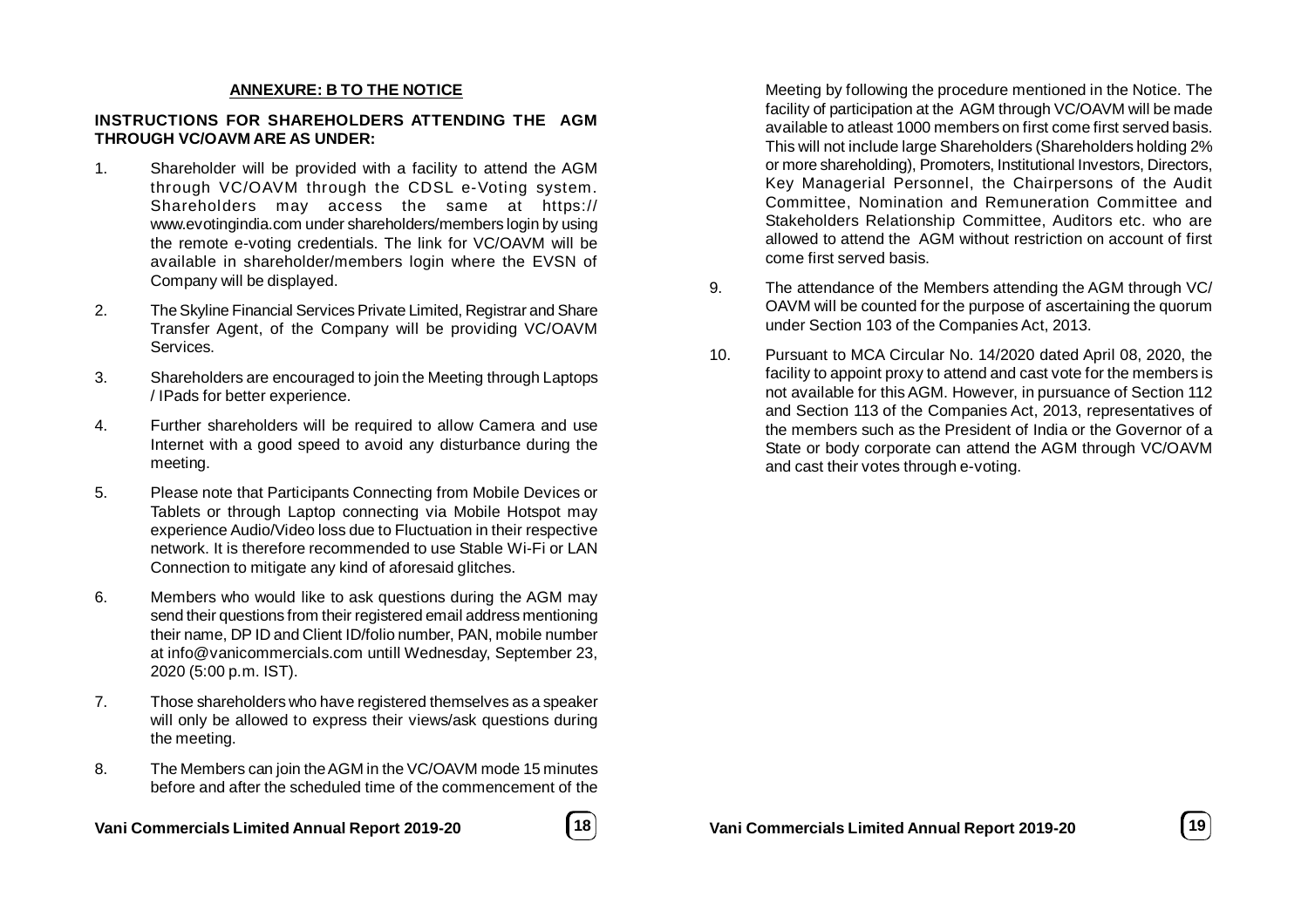**ANNEXURE: B TO THE NOTICE**

**INSTRUCTIONS FOR SHAREHOLDERS ATTENDING THE AGM THROUGH VC/OAVM ARE AS UNDER:**

1. Shareholder will be provided with a facility to attend the AGM through VC/OAVM through the CDSL e-Voting system. Shareholders may access the same at https://www.evotingindia.com under shareholders/members login by using the remote e-voting credentials. The link for VC/OAVM will be available in shareholder/members login where the EVSN of Company will be displayed.

2. The Skyline Financial Services Private Limited, Registrar and Share Transfer Agent, of the Company will be providing VC/OAVM Services.

3. Shareholders are encouraged to join the Meeting through Laptops / IPads for better experience.

4. Further shareholders will be required to allow Camera and use Internet with a good speed to avoid any disturbance during the meeting.

5. Please note that Participants Connecting from Mobile Devices or Tablets or through Laptop connecting via Mobile Hotspot may experience Audio/Video loss due to Fluctuation in their respective network. It is therefore recommended to use Stable Wi-Fi or LAN Connection to mitigate any kind of aforesaid glitches.

6. Members who would like to ask questions during the AGM may send their questions from their registered email address mentioning their name, DP ID and Client ID/folio number, PAN, mobile number at info@vanicommercials.com untill Wednesday, September 23, 2020 (5:00 p.m. IST).

7. Those shareholders who have registered themselves as a speaker will only be allowed to express their views/ask questions during the meeting.

8. The Members can join the AGM in the VC/OAVM mode 15 minutes before and after the scheduled time of the commencement of the Meeting by following the procedure mentioned in the Notice. The facility of participation at the AGM through VC/OAVM will be made available to atleast 1000 members on first come first served basis. This will not include large Shareholders (Shareholders holding 2% or more shareholding), Promoters, Institutional Investors, Directors, Key Managerial Personnel, the Chairpersons of the Audit Committee, Nomination and Remuneration Committee and Stakeholders Relationship Committee, Auditors etc. who are allowed to attend the AGM without restriction on account of first come first served basis.

9. The attendance of the Members attending the AGM through VC/OAVM will be counted for the purpose of ascertaining the quorum under Section 103 of the Companies Act, 2013.

10. Pursuant to MCA Circular No. 14/2020 dated April 08, 2020, the facility to appoint proxy to attend and cast vote for the members is not available for this AGM. However, in pursuance of Section 112 and Section 113 of the Companies Act, 2013, representatives of the members such as the President of India or the Governor of a State or body corporate can attend the AGM through VC/OAVM and cast their votes through e-voting.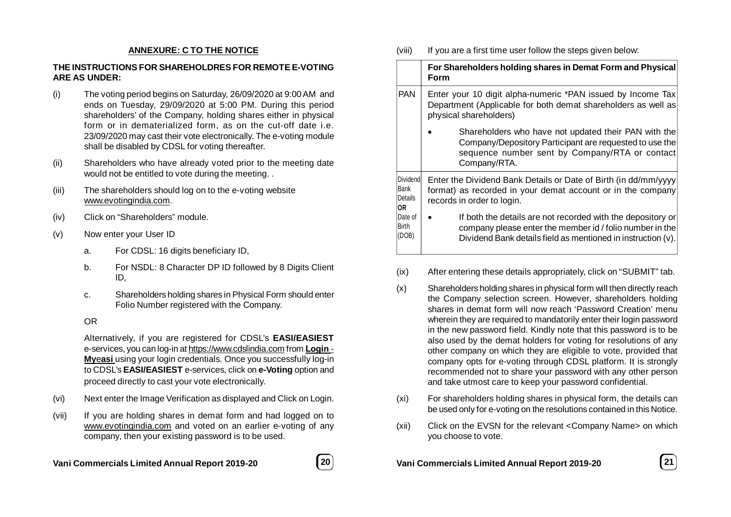**ANNEXURE: C TO THE NOTICE**

**THE INSTRUCTIONS FOR SHAREHOLDRES FOR REMOTE E-VOTING ARE AS UNDER:**

(i) The voting period begins on Saturday, 26/09/2020 at 9:00 AM and ends on Tuesday, 29/09/2020 at 5:00 PM. During this period shareholders' of the Company, holding shares either in physical form or in dematerialized form, as on the cut-off date i.e. 23/09/2020 may cast their vote electronically. The e-voting module shall be disabled by CDSL for voting thereafter.

(ii) Shareholders who have already voted prior to the meeting date would not be entitled to vote during the meeting. .

(iii) The shareholders should log on to the e-voting website www.evotingindia.com.

(iv) Click on "Shareholders" module.

(v) Now enter your User ID

a. For CDSL: 16 digits beneficiary ID,

b. For NSDL: 8 Character DP ID followed by 8 Digits Client ID,

c. Shareholders holding shares in Physical Form should enter Folio Number registered with the Company.

OR

Alternatively, if you are registered for CDSL's **EASI/EASIEST** e-services, you can log-in at https://www.cdslindia.com from **Login - Myeasi** using your login credentials. Once you successfully log-in to CDSL's **EASI/EASIEST** e-services, click on **e-Voting** option and proceed directly to cast your vote electronically.

(vi) Next enter the Image Verification as displayed and Click on Login.

(vii) If you are holding shares in demat form and had logged on to www.evotingindia.com and voted on an earlier e-voting of any company, then your existing password is to be used.

(viii) If you are a first time user follow the steps given below:

| | **For Shareholders holding shares in Demat Form and Physical Form** |
|---|---|
| PAN | Enter your 10 digit alpha-numeric *PAN issued by Income Tax Department (Applicable for both demat shareholders as well as physical shareholders)<br>• Shareholders who have not updated their PAN with the Company/Depository Participant are requested to use the sequence number sent by Company/RTA or contact Company/RTA. |
| Dividend Bank Details **OR** Date of Birth (DOB) | Enter the Dividend Bank Details or Date of Birth (in dd/mm/yyyy format) as recorded in your demat account or in the company records in order to login.<br>• If both the details are not recorded with the depository or company please enter the member id / folio number in the Dividend Bank details field as mentioned in instruction (v). |

(ix) After entering these details appropriately, click on "SUBMIT" tab.

(x) Shareholders holding shares in physical form will then directly reach the Company selection screen. However, shareholders holding shares in demat form will now reach 'Password Creation' menu wherein they are required to mandatorily enter their login password in the new password field. Kindly note that this password is to be also used by the demat holders for voting for resolutions of any other company on which they are eligible to vote, provided that company opts for e-voting through CDSL platform. It is strongly recommended not to share your password with any other person and take utmost care to keep your password confidential.

(xi) For shareholders holding shares in physical form, the details can be used only for e-voting on the resolutions contained in this Notice.

(xii) Click on the EVSN for the relevant <Company Name> on which you choose to vote.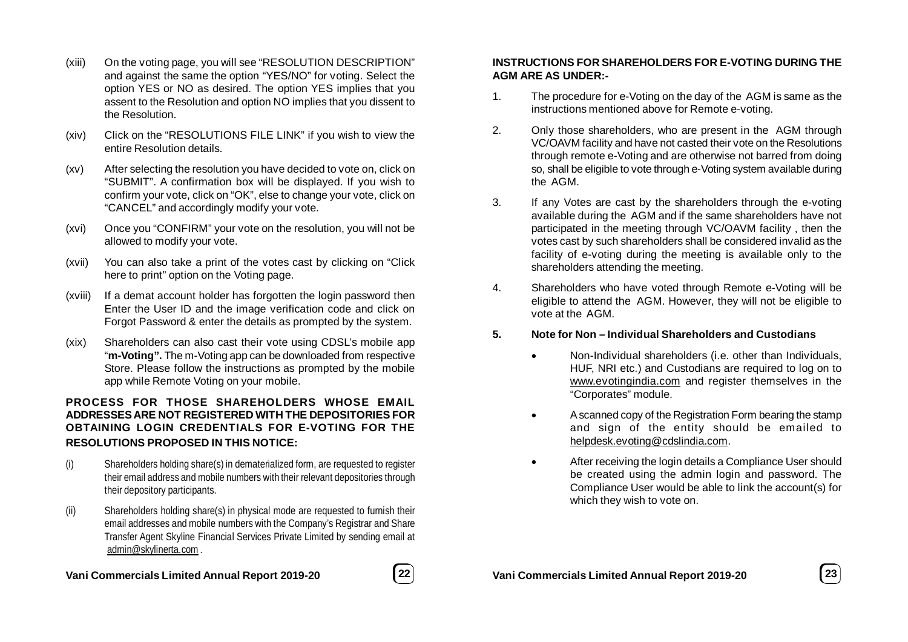(xiii) On the voting page, you will see "RESOLUTION DESCRIPTION" and against the same the option "YES/NO" for voting. Select the option YES or NO as desired. The option YES implies that you assent to the Resolution and option NO implies that you dissent to the Resolution.

(xiv) Click on the "RESOLUTIONS FILE LINK" if you wish to view the entire Resolution details.

(xv) After selecting the resolution you have decided to vote on, click on "SUBMIT". A confirmation box will be displayed. If you wish to confirm your vote, click on "OK", else to change your vote, click on "CANCEL" and accordingly modify your vote.

(xvi) Once you "CONFIRM" your vote on the resolution, you will not be allowed to modify your vote.

(xvii) You can also take a print of the votes cast by clicking on "Click here to print" option on the Voting page.

(xviii) If a demat account holder has forgotten the login password then Enter the User ID and the image verification code and click on Forgot Password & enter the details as prompted by the system.

(xix) Shareholders can also cast their vote using CDSL's mobile app "**m-Voting".** The m-Voting app can be downloaded from respective Store. Please follow the instructions as prompted by the mobile app while Remote Voting on your mobile.

**PROCESS FOR THOSE SHAREHOLDERS WHOSE EMAIL ADDRESSES ARE NOT REGISTERED WITH THE DEPOSITORIES FOR OBTAINING LOGIN CREDENTIALS FOR E-VOTING FOR THE RESOLUTIONS PROPOSED IN THIS NOTICE:**

(i) Shareholders holding share(s) in dematerialized form, are requested to register their email address and mobile numbers with their relevant depositories through their depository participants.

(ii) Shareholders holding share(s) in physical mode are requested to furnish their email addresses and mobile numbers with the Company's Registrar and Share Transfer Agent Skyline Financial Services Private Limited by sending email at admin@skylinerta.com .

**INSTRUCTIONS FOR SHAREHOLDERS FOR E-VOTING DURING THE AGM ARE AS UNDER:-**

1. The procedure for e-Voting on the day of the AGM is same as the instructions mentioned above for Remote e-voting.

2. Only those shareholders, who are present in the AGM through VC/OAVM facility and have not casted their vote on the Resolutions through remote e-Voting and are otherwise not barred from doing so, shall be eligible to vote through e-Voting system available during the AGM.

3. If any Votes are cast by the shareholders through the e-voting available during the AGM and if the same shareholders have not participated in the meeting through VC/OAVM facility , then the votes cast by such shareholders shall be considered invalid as the facility of e-voting during the meeting is available only to the shareholders attending the meeting.

4. Shareholders who have voted through Remote e-Voting will be eligible to attend the AGM. However, they will not be eligible to vote at the AGM.

**5. Note for Non – Individual Shareholders and Custodians**

- Non-Individual shareholders (i.e. other than Individuals, HUF, NRI etc.) and Custodians are required to log on to www.evotingindia.com and register themselves in the "Corporates" module.
- A scanned copy of the Registration Form bearing the stamp and sign of the entity should be emailed to helpdesk.evoting@cdslindia.com.
- After receiving the login details a Compliance User should be created using the admin login and password. The Compliance User would be able to link the account(s) for which they wish to vote on.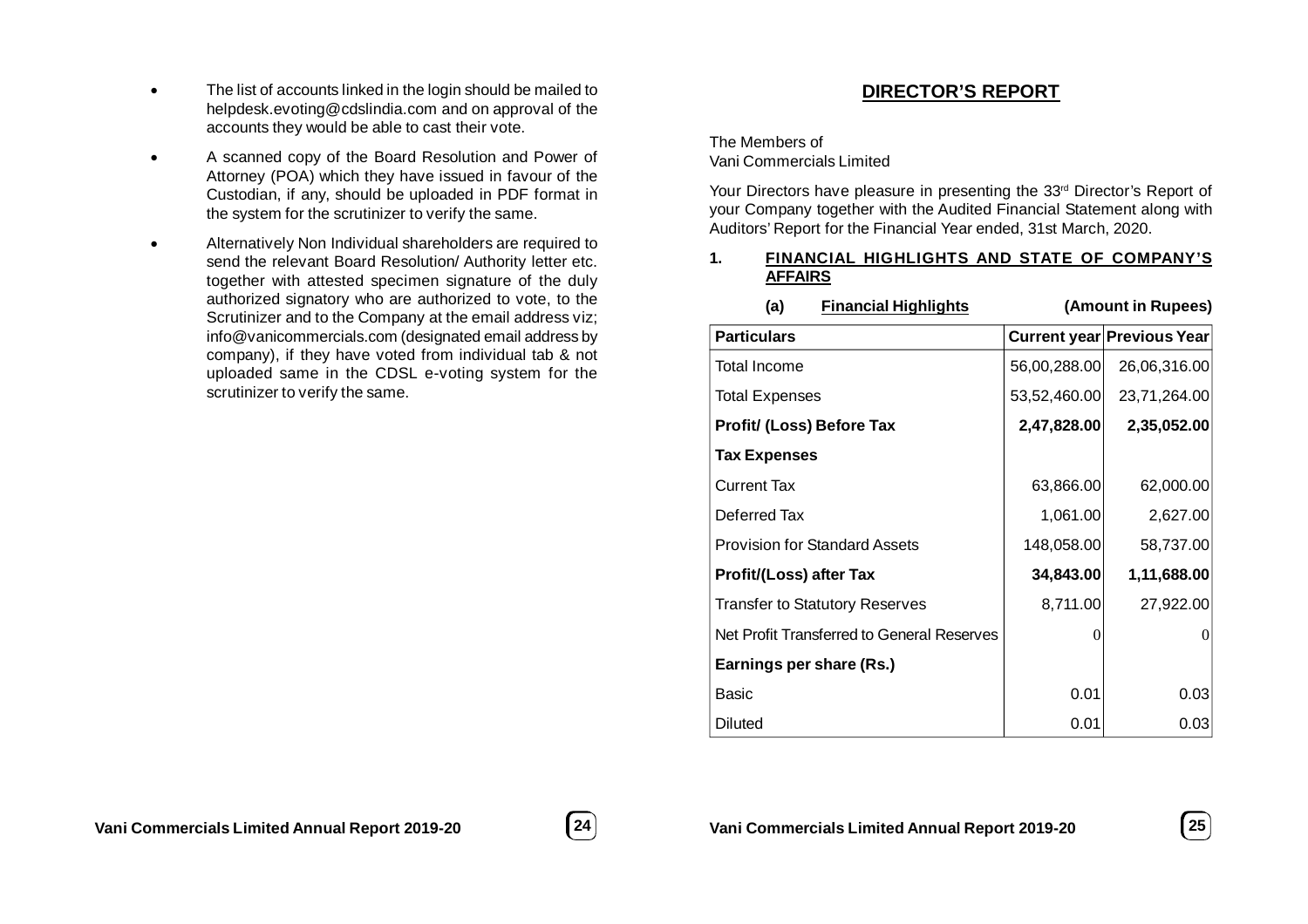- The list of accounts linked in the login should be mailed to helpdesk.evoting@cdslindia.com and on approval of the accounts they would be able to cast their vote.
- A scanned copy of the Board Resolution and Power of Attorney (POA) which they have issued in favour of the Custodian, if any, should be uploaded in PDF format in the system for the scrutinizer to verify the same.
- Alternatively Non Individual shareholders are required to send the relevant Board Resolution/ Authority letter etc. together with attested specimen signature of the duly authorized signatory who are authorized to vote, to the Scrutinizer and to the Company at the email address viz; info@vanicommercials.com (designated email address by company), if they have voted from individual tab & not uploaded same in the CDSL e-voting system for the scrutinizer to verify the same.

# DIRECTOR'S REPORT

The Members of
Vani Commercials Limited

Your Directors have pleasure in presenting the 33rd Director's Report of your Company together with the Audited Financial Statement along with Auditors' Report for the Financial Year ended, 31st March, 2020.

## 1. FINANCIAL HIGHLIGHTS AND STATE OF COMPANY'S AFFAIRS

**(a) Financial Highlights** **(Amount in Rupees)**

| Particulars | Current year | Previous Year |
|---|---|---|
| Total Income | 56,00,288.00 | 26,06,316.00 |
| Total Expenses | 53,52,460.00 | 23,71,264.00 |
| **Profit/ (Loss) Before Tax** | **2,47,828.00** | **2,35,052.00** |
| **Tax Expenses** | | |
| Current Tax | 63,866.00 | 62,000.00 |
| Deferred Tax | 1,061.00 | 2,627.00 |
| Provision for Standard Assets | 148,058.00 | 58,737.00 |
| **Profit/(Loss) after Tax** | **34,843.00** | **1,11,688.00** |
| Transfer to Statutory Reserves | 8,711.00 | 27,922.00 |
| Net Profit Transferred to General Reserves | 0 | 0 |
| **Earnings per share (Rs.)** | | |
| Basic | 0.01 | 0.03 |
| Diluted | 0.01 | 0.03 |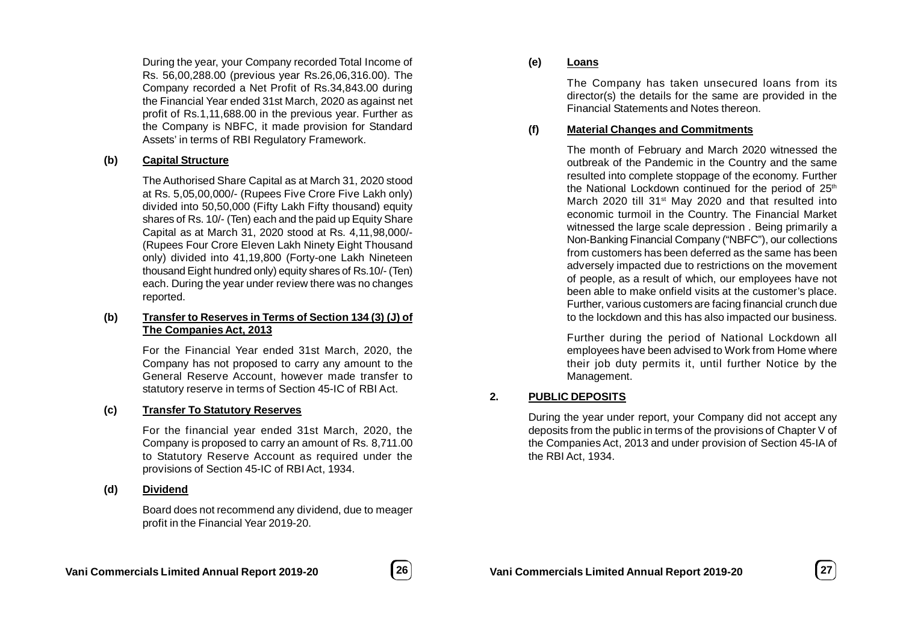During the year, your Company recorded Total Income of Rs. 56,00,288.00 (previous year Rs.26,06,316.00). The Company recorded a Net Profit of Rs.34,843.00 during the Financial Year ended 31st March, 2020 as against net profit of Rs.1,11,688.00 in the previous year. Further as the Company is NBFC, it made provision for Standard Assets' in terms of RBI Regulatory Framework.

**(b) Capital Structure**

The Authorised Share Capital as at March 31, 2020 stood at Rs. 5,05,00,000/- (Rupees Five Crore Five Lakh only) divided into 50,50,000 (Fifty Lakh Fifty thousand) equity shares of Rs. 10/- (Ten) each and the paid up Equity Share Capital as at March 31, 2020 stood at Rs. 4,11,98,000/- (Rupees Four Crore Eleven Lakh Ninety Eight Thousand only) divided into 41,19,800 (Forty-one Lakh Nineteen thousand Eight hundred only) equity shares of Rs.10/- (Ten) each. During the year under review there was no changes reported.

**(b) Transfer to Reserves in Terms of Section 134 (3) (J) of The Companies Act, 2013**

For the Financial Year ended 31st March, 2020, the Company has not proposed to carry any amount to the General Reserve Account, however made transfer to statutory reserve in terms of Section 45-IC of RBI Act.

**(c) Transfer To Statutory Reserves**

For the financial year ended 31st March, 2020, the Company is proposed to carry an amount of Rs. 8,711.00 to Statutory Reserve Account as required under the provisions of Section 45-IC of RBI Act, 1934.

**(d) Dividend**

Board does not recommend any dividend, due to meager profit in the Financial Year 2019-20.

**(e) Loans**

The Company has taken unsecured loans from its director(s) the details for the same are provided in the Financial Statements and Notes thereon.

**(f) Material Changes and Commitments**

The month of February and March 2020 witnessed the outbreak of the Pandemic in the Country and the same resulted into complete stoppage of the economy. Further the National Lockdown continued for the period of 25th March 2020 till 31st May 2020 and that resulted into economic turmoil in the Country. The Financial Market witnessed the large scale depression . Being primarily a Non-Banking Financial Company ("NBFC"), our collections from customers has been deferred as the same has been adversely impacted due to restrictions on the movement of people, as a result of which, our employees have not been able to make onfield visits at the customer's place. Further, various customers are facing financial crunch due to the lockdown and this has also impacted our business.

Further during the period of National Lockdown all employees have been advised to Work from Home where their job duty permits it, until further Notice by the Management.

## 2. PUBLIC DEPOSITS

During the year under report, your Company did not accept any deposits from the public in terms of the provisions of Chapter V of the Companies Act, 2013 and under provision of Section 45-IA of the RBI Act, 1934.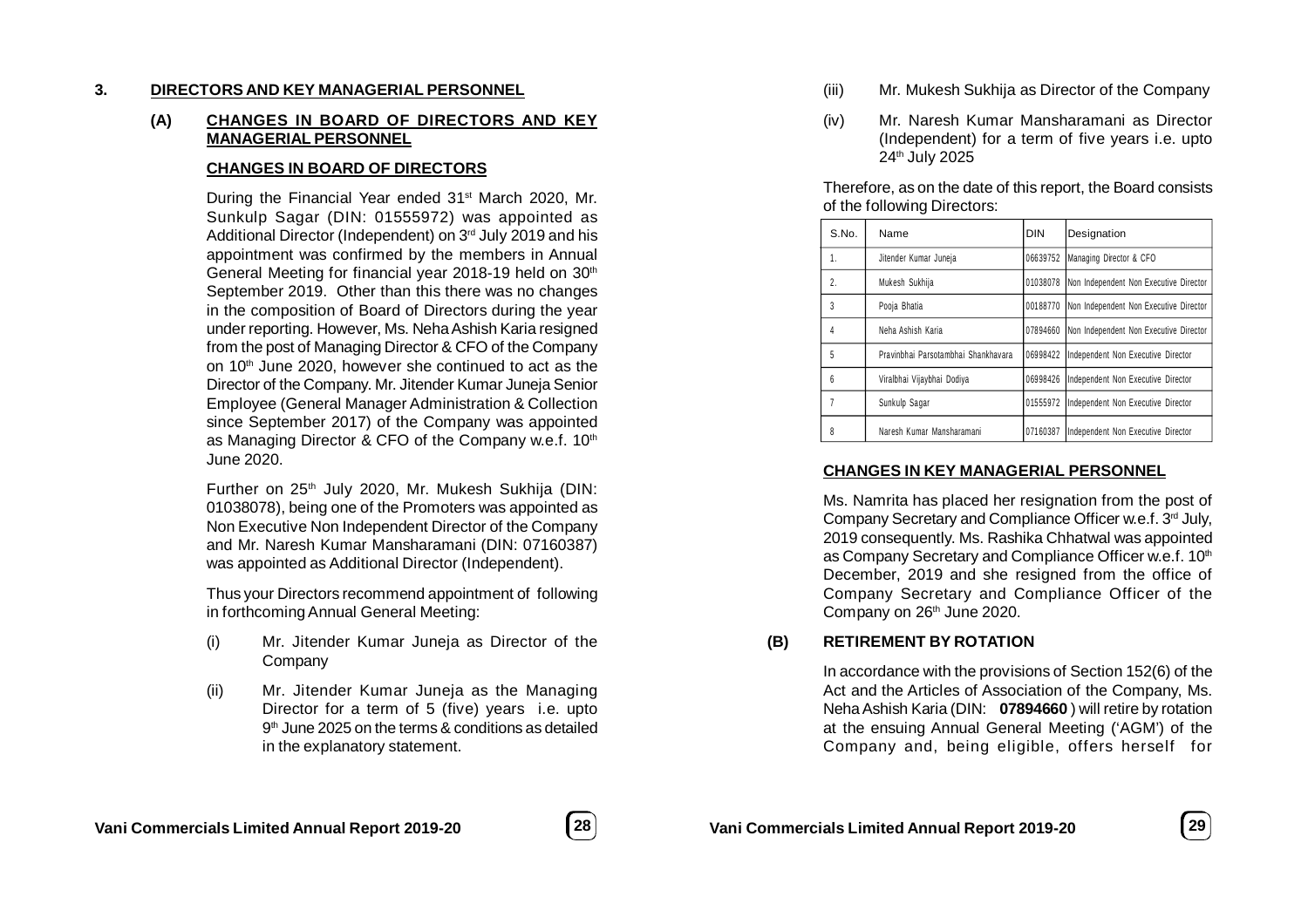## 3. DIRECTORS AND KEY MANAGERIAL PERSONNEL

### (A) CHANGES IN BOARD OF DIRECTORS AND KEY MANAGERIAL PERSONNEL

**CHANGES IN BOARD OF DIRECTORS**

During the Financial Year ended 31st March 2020, Mr. Sunkulp Sagar (DIN: 01555972) was appointed as Additional Director (Independent) on 3rd July 2019 and his appointment was confirmed by the members in Annual General Meeting for financial year 2018-19 held on 30th September 2019. Other than this there was no changes in the composition of Board of Directors during the year under reporting. However, Ms. Neha Ashish Karia resigned from the post of Managing Director & CFO of the Company on 10th June 2020, however she continued to act as the Director of the Company. Mr. Jitender Kumar Juneja Senior Employee (General Manager Administration & Collection since September 2017) of the Company was appointed as Managing Director & CFO of the Company w.e.f. 10th June 2020.

Further on 25th July 2020, Mr. Mukesh Sukhija (DIN: 01038078), being one of the Promoters was appointed as Non Executive Non Independent Director of the Company and Mr. Naresh Kumar Mansharamani (DIN: 07160387) was appointed as Additional Director (Independent).

Thus your Directors recommend appointment of following in forthcoming Annual General Meeting:

(i) Mr. Jitender Kumar Juneja as Director of the Company

(ii) Mr. Jitender Kumar Juneja as the Managing Director for a term of 5 (five) years i.e. upto 9th June 2025 on the terms & conditions as detailed in the explanatory statement.

(iii) Mr. Mukesh Sukhija as Director of the Company

(iv) Mr. Naresh Kumar Mansharamani as Director (Independent) for a term of five years i.e. upto 24th July 2025

Therefore, as on the date of this report, the Board consists of the following Directors:

| S.No. | Name | DIN | Designation |
|---|---|---|---|
| 1. | Jitender Kumar Juneja | 06639752 | Managing Director & CFO |
| 2. | Mukesh Sukhija | 01038078 | Non Independent Non Executive Director |
| 3 | Pooja Bhatia | 00188770 | Non Independent Non Executive Director |
| 4 | Neha Ashish Karia | 07894660 | Non Independent Non Executive Director |
| 5 | Pravinbhai Parsotambhai Shankhavara | 06998422 | Independent Non Executive Director |
| 6 | Viralbhai Vijaybhai Dodiya | 06998426 | Independent Non Executive Director |
| 7 | Sunkulp Sagar | 01555972 | Independent Non Executive Director |
| 8 | Naresh Kumar Mansharamani | 07160387 | Independent Non Executive Director |

**CHANGES IN KEY MANAGERIAL PERSONNEL**

Ms. Namrita has placed her resignation from the post of Company Secretary and Compliance Officer w.e.f. 3rd July, 2019 consequently. Ms. Rashika Chhatwal was appointed as Company Secretary and Compliance Officer w.e.f. 10th December, 2019 and she resigned from the office of Company Secretary and Compliance Officer of the Company on 26th June 2020.

### (B) RETIREMENT BY ROTATION

In accordance with the provisions of Section 152(6) of the Act and the Articles of Association of the Company, Ms. Neha Ashish Karia (DIN: **07894660**) will retire by rotation at the ensuing Annual General Meeting ('AGM') of the Company and, being eligible, offers herself for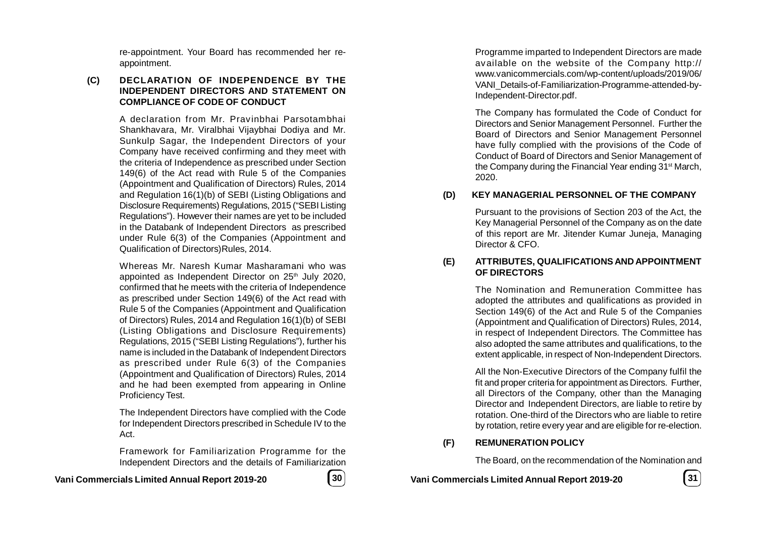re-appointment. Your Board has recommended her re-appointment.

### (C) DECLARATION OF INDEPENDENCE BY THE INDEPENDENT DIRECTORS AND STATEMENT ON COMPLIANCE OF CODE OF CONDUCT

A declaration from Mr. Pravinbhai Parsotambhai Shankhavara, Mr. Viralbhai Vijaybhai Dodiya and Mr. Sunkulp Sagar, the Independent Directors of your Company have received confirming and they meet with the criteria of Independence as prescribed under Section 149(6) of the Act read with Rule 5 of the Companies (Appointment and Qualification of Directors) Rules, 2014 and Regulation 16(1)(b) of SEBI (Listing Obligations and Disclosure Requirements) Regulations, 2015 ("SEBI Listing Regulations"). However their names are yet to be included in the Databank of Independent Directors as prescribed under Rule 6(3) of the Companies (Appointment and Qualification of Directors)Rules, 2014.

Whereas Mr. Naresh Kumar Masharamani who was appointed as Independent Director on 25th July 2020, confirmed that he meets with the criteria of Independence as prescribed under Section 149(6) of the Act read with Rule 5 of the Companies (Appointment and Qualification of Directors) Rules, 2014 and Regulation 16(1)(b) of SEBI (Listing Obligations and Disclosure Requirements) Regulations, 2015 ("SEBI Listing Regulations"), further his name is included in the Databank of Independent Directors as prescribed under Rule 6(3) of the Companies (Appointment and Qualification of Directors) Rules, 2014 and he had been exempted from appearing in Online Proficiency Test.

The Independent Directors have complied with the Code for Independent Directors prescribed in Schedule IV to the Act.

Framework for Familiarization Programme for the Independent Directors and the details of Familiarization Programme imparted to Independent Directors are made available on the website of the Company http://www.vanicommercials.com/wp-content/uploads/2019/06/VANI_Details-of-Familiarization-Programme-attended-by-Independent-Director.pdf.

The Company has formulated the Code of Conduct for Directors and Senior Management Personnel. Further the Board of Directors and Senior Management Personnel have fully complied with the provisions of the Code of Conduct of Board of Directors and Senior Management of the Company during the Financial Year ending 31st March, 2020.

### (D) KEY MANAGERIAL PERSONNEL OF THE COMPANY

Pursuant to the provisions of Section 203 of the Act, the Key Managerial Personnel of the Company as on the date of this report are Mr. Jitender Kumar Juneja, Managing Director & CFO.

### (E) ATTRIBUTES, QUALIFICATIONS AND APPOINTMENT OF DIRECTORS

The Nomination and Remuneration Committee has adopted the attributes and qualifications as provided in Section 149(6) of the Act and Rule 5 of the Companies (Appointment and Qualification of Directors) Rules, 2014, in respect of Independent Directors. The Committee has also adopted the same attributes and qualifications, to the extent applicable, in respect of Non-Independent Directors.

All the Non-Executive Directors of the Company fulfil the fit and proper criteria for appointment as Directors. Further, all Directors of the Company, other than the Managing Director and Independent Directors, are liable to retire by rotation. One-third of the Directors who are liable to retire by rotation, retire every year and are eligible for re-election.

### (F) REMUNERATION POLICY

The Board, on the recommendation of the Nomination and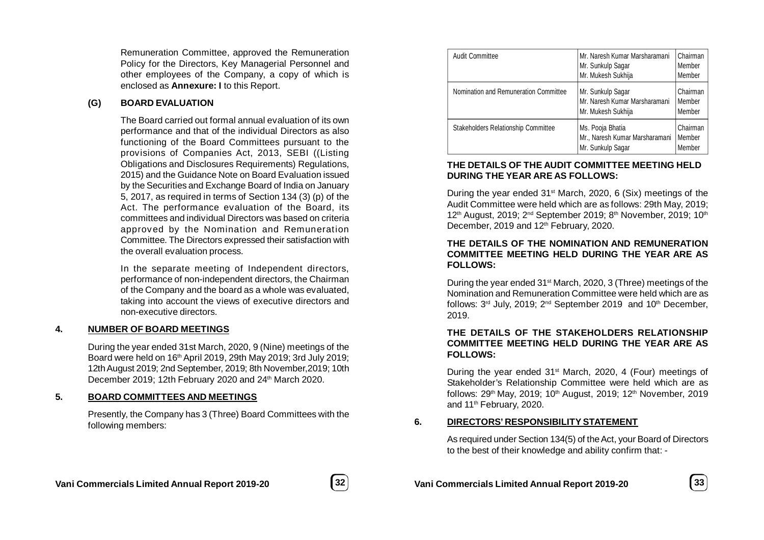Remuneration Committee, approved the Remuneration Policy for the Directors, Key Managerial Personnel and other employees of the Company, a copy of which is enclosed as **Annexure: I** to this Report.

### (G) BOARD EVALUATION

The Board carried out formal annual evaluation of its own performance and that of the individual Directors as also functioning of the Board Committees pursuant to the provisions of Companies Act, 2013, SEBI ((Listing Obligations and Disclosures Requirements) Regulations, 2015) and the Guidance Note on Board Evaluation issued by the Securities and Exchange Board of India on January 5, 2017, as required in terms of Section 134 (3) (p) of the Act. The performance evaluation of the Board, its committees and individual Directors was based on criteria approved by the Nomination and Remuneration Committee. The Directors expressed their satisfaction with the overall evaluation process.

In the separate meeting of Independent directors, performance of non-independent directors, the Chairman of the Company and the board as a whole was evaluated, taking into account the views of executive directors and non-executive directors.

## 4. NUMBER OF BOARD MEETINGS

During the year ended 31st March, 2020, 9 (Nine) meetings of the Board were held on 16th April 2019, 29th May 2019; 3rd July 2019; 12th August 2019; 2nd September, 2019; 8th November,2019; 10th December 2019; 12th February 2020 and 24th March 2020.

## 5. BOARD COMMITTEES AND MEETINGS

Presently, the Company has 3 (Three) Board Committees with the following members:

| | | |
|---|---|---|
| Audit Committee | Mr. Naresh Kumar Marsharamani<br>Mr. Sunkulp Sagar<br>Mr. Mukesh Sukhija | Chairman<br>Member<br>Member |
| Nomination and Remuneration Committee | Mr. Sunkulp Sagar<br>Mr. Naresh Kumar Marsharamani<br>Mr. Mukesh Sukhija | Chairman<br>Member<br>Member |
| Stakeholders Relationship Committee | Ms. Pooja Bhatia<br>Mr., Naresh Kumar Marsharamani<br>Mr. Sunkulp Sagar | Chairman<br>Member<br>Member |

**THE DETAILS OF THE AUDIT COMMITTEE MEETING HELD DURING THE YEAR ARE AS FOLLOWS:**

During the year ended 31st March, 2020, 6 (Six) meetings of the Audit Committee were held which are as follows: 29th May, 2019; 12th August, 2019; 2nd September 2019; 8th November, 2019; 10th December, 2019 and 12th February, 2020.

**THE DETAILS OF THE NOMINATION AND REMUNERATION COMMITTEE MEETING HELD DURING THE YEAR ARE AS FOLLOWS:**

During the year ended 31st March, 2020, 3 (Three) meetings of the Nomination and Remuneration Committee were held which are as follows: 3rd July, 2019; 2nd September 2019 and 10th December, 2019.

**THE DETAILS OF THE STAKEHOLDERS RELATIONSHIP COMMITTEE MEETING HELD DURING THE YEAR ARE AS FOLLOWS:**

During the year ended 31st March, 2020, 4 (Four) meetings of Stakeholder's Relationship Committee were held which are as follows: 29th May, 2019; 10th August, 2019; 12th November, 2019 and 11th February, 2020.

## 6. DIRECTORS' RESPONSIBILITY STATEMENT

As required under Section 134(5) of the Act, your Board of Directors to the best of their knowledge and ability confirm that: -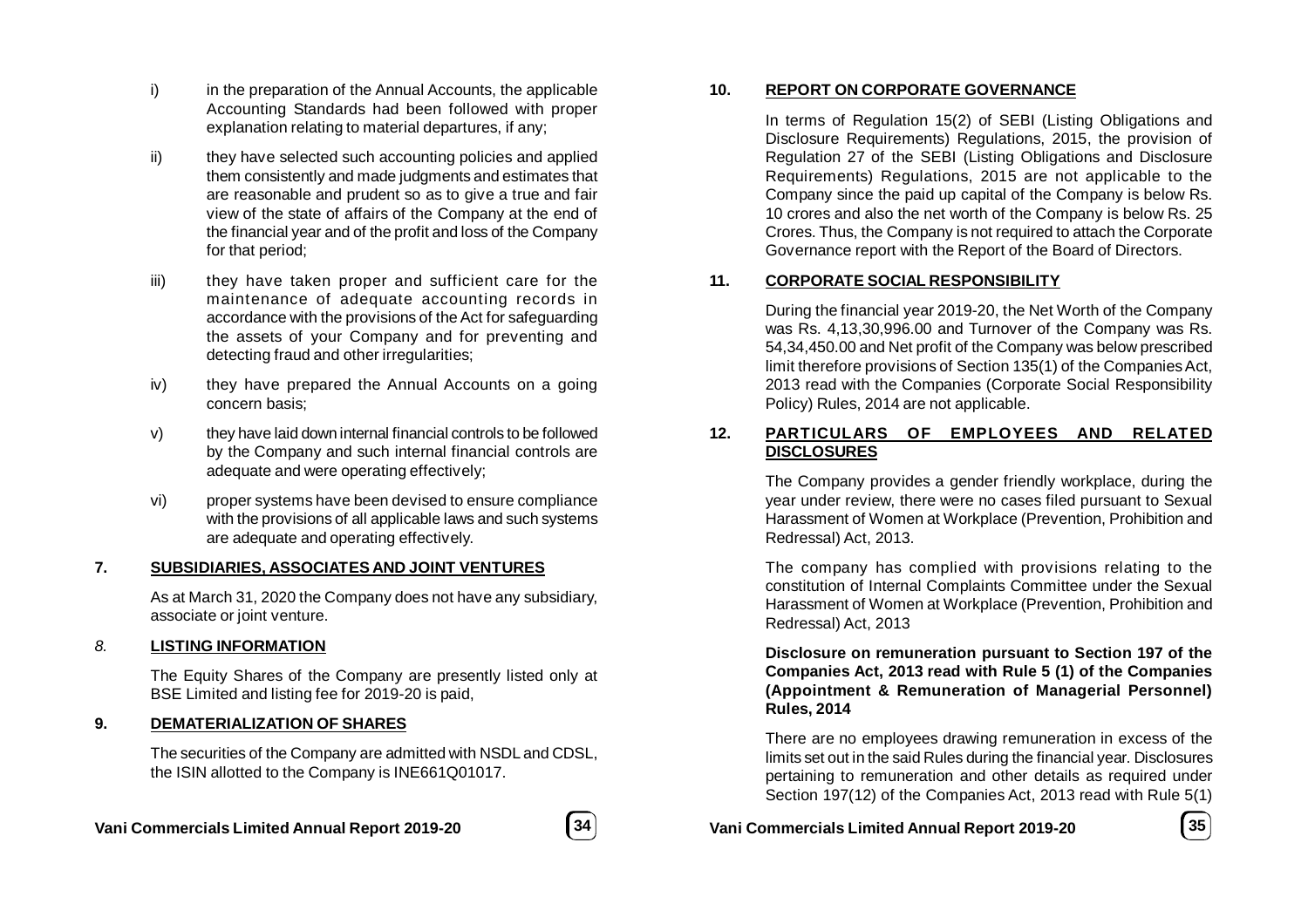i) in the preparation of the Annual Accounts, the applicable Accounting Standards had been followed with proper explanation relating to material departures, if any;

ii) they have selected such accounting policies and applied them consistently and made judgments and estimates that are reasonable and prudent so as to give a true and fair view of the state of affairs of the Company at the end of the financial year and of the profit and loss of the Company for that period;

iii) they have taken proper and sufficient care for the maintenance of adequate accounting records in accordance with the provisions of the Act for safeguarding the assets of your Company and for preventing and detecting fraud and other irregularities;

iv) they have prepared the Annual Accounts on a going concern basis;

v) they have laid down internal financial controls to be followed by the Company and such internal financial controls are adequate and were operating effectively;

vi) proper systems have been devised to ensure compliance with the provisions of all applicable laws and such systems are adequate and operating effectively.

## 7. SUBSIDIARIES, ASSOCIATES AND JOINT VENTURES

As at March 31, 2020 the Company does not have any subsidiary, associate or joint venture.

## *8.* LISTING INFORMATION

The Equity Shares of the Company are presently listed only at BSE Limited and listing fee for 2019-20 is paid,

## 9. DEMATERIALIZATION OF SHARES

The securities of the Company are admitted with NSDL and CDSL, the ISIN allotted to the Company is INE661Q01017.

## 10. REPORT ON CORPORATE GOVERNANCE

In terms of Regulation 15(2) of SEBI (Listing Obligations and Disclosure Requirements) Regulations, 2015, the provision of Regulation 27 of the SEBI (Listing Obligations and Disclosure Requirements) Regulations, 2015 are not applicable to the Company since the paid up capital of the Company is below Rs. 10 crores and also the net worth of the Company is below Rs. 25 Crores. Thus, the Company is not required to attach the Corporate Governance report with the Report of the Board of Directors.

## 11. CORPORATE SOCIAL RESPONSIBILITY

During the financial year 2019-20, the Net Worth of the Company was Rs. 4,13,30,996.00 and Turnover of the Company was Rs. 54,34,450.00 and Net profit of the Company was below prescribed limit therefore provisions of Section 135(1) of the Companies Act, 2013 read with the Companies (Corporate Social Responsibility Policy) Rules, 2014 are not applicable.

## 12. PARTICULARS OF EMPLOYEES AND RELATED DISCLOSURES

The Company provides a gender friendly workplace, during the year under review, there were no cases filed pursuant to Sexual Harassment of Women at Workplace (Prevention, Prohibition and Redressal) Act, 2013.

The company has complied with provisions relating to the constitution of Internal Complaints Committee under the Sexual Harassment of Women at Workplace (Prevention, Prohibition and Redressal) Act, 2013

**Disclosure on remuneration pursuant to Section 197 of the Companies Act, 2013 read with Rule 5 (1) of the Companies (Appointment & Remuneration of Managerial Personnel) Rules, 2014**

There are no employees drawing remuneration in excess of the limits set out in the said Rules during the financial year. Disclosures pertaining to remuneration and other details as required under Section 197(12) of the Companies Act, 2013 read with Rule 5(1)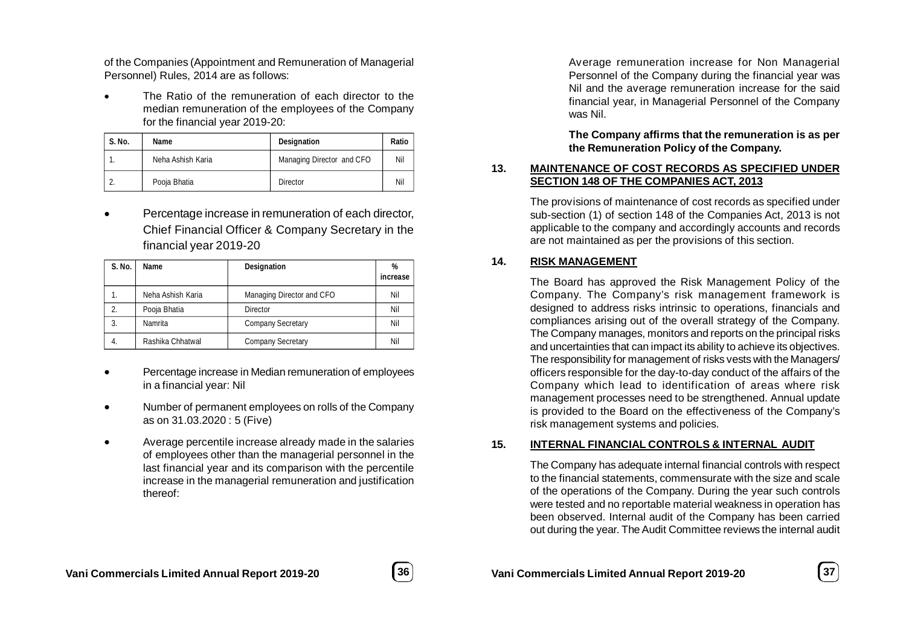of the Companies (Appointment and Remuneration of Managerial Personnel) Rules, 2014 are as follows:

- The Ratio of the remuneration of each director to the median remuneration of the employees of the Company for the financial year 2019-20:

| S. No. | Name | Designation | Ratio |
|---|---|---|---|
| 1. | Neha Ashish Karia | Managing Director and CFO | Nil |
| 2. | Pooja Bhatia | Director | Nil |

- Percentage increase in remuneration of each director, Chief Financial Officer & Company Secretary in the financial year 2019-20

| S. No. | Name | Designation | % increase |
|---|---|---|---|
| 1. | Neha Ashish Karia | Managing Director and CFO | Nil |
| 2. | Pooja Bhatia | Director | Nil |
| 3. | Namrita | Company Secretary | Nil |
| 4. | Rashika Chhatwal | Company Secretary | Nil |

- Percentage increase in Median remuneration of employees in a financial year: Nil
- Number of permanent employees on rolls of the Company as on 31.03.2020 : 5 (Five)
- Average percentile increase already made in the salaries of employees other than the managerial personnel in the last financial year and its comparison with the percentile increase in the managerial remuneration and justification thereof:

Average remuneration increase for Non Managerial Personnel of the Company during the financial year was Nil and the average remuneration increase for the said financial year, in Managerial Personnel of the Company was Nil.

**The Company affirms that the remuneration is as per the Remuneration Policy of the Company.**

## 13. MAINTENANCE OF COST RECORDS AS SPECIFIED UNDER SECTION 148 OF THE COMPANIES ACT, 2013

The provisions of maintenance of cost records as specified under sub-section (1) of section 148 of the Companies Act, 2013 is not applicable to the company and accordingly accounts and records are not maintained as per the provisions of this section.

## 14. RISK MANAGEMENT

The Board has approved the Risk Management Policy of the Company. The Company's risk management framework is designed to address risks intrinsic to operations, financials and compliances arising out of the overall strategy of the Company. The Company manages, monitors and reports on the principal risks and uncertainties that can impact its ability to achieve its objectives. The responsibility for management of risks vests with the Managers/ officers responsible for the day-to-day conduct of the affairs of the Company which lead to identification of areas where risk management processes need to be strengthened. Annual update is provided to the Board on the effectiveness of the Company's risk management systems and policies.

## 15. INTERNAL FINANCIAL CONTROLS & INTERNAL AUDIT

The Company has adequate internal financial controls with respect to the financial statements, commensurate with the size and scale of the operations of the Company. During the year such controls were tested and no reportable material weakness in operation has been observed. Internal audit of the Company has been carried out during the year. The Audit Committee reviews the internal audit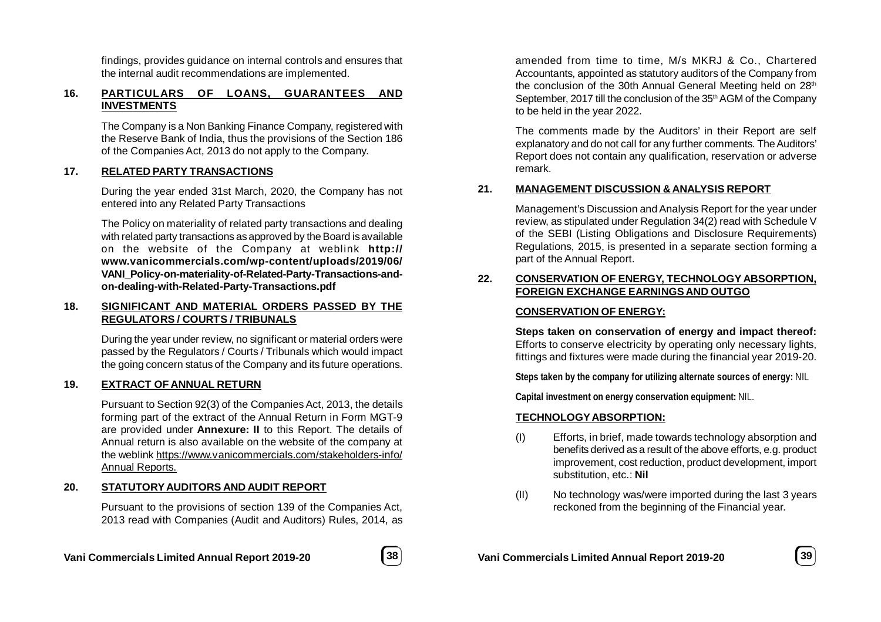findings, provides guidance on internal controls and ensures that the internal audit recommendations are implemented.

## 16. PARTICULARS OF LOANS, GUARANTEES AND INVESTMENTS

The Company is a Non Banking Finance Company, registered with the Reserve Bank of India, thus the provisions of the Section 186 of the Companies Act, 2013 do not apply to the Company.

## 17. RELATED PARTY TRANSACTIONS

During the year ended 31st March, 2020, the Company has not entered into any Related Party Transactions

The Policy on materiality of related party transactions and dealing with related party transactions as approved by the Board is available on the website of the Company at weblink **http://www.vanicommercials.com/wp-content/uploads/2019/06/VANI_Policy-on-materiality-of-Related-Party-Transactions-and-on-dealing-with-Related-Party-Transactions.pdf**

## 18. SIGNIFICANT AND MATERIAL ORDERS PASSED BY THE REGULATORS / COURTS / TRIBUNALS

During the year under review, no significant or material orders were passed by the Regulators / Courts / Tribunals which would impact the going concern status of the Company and its future operations.

## 19. EXTRACT OF ANNUAL RETURN

Pursuant to Section 92(3) of the Companies Act, 2013, the details forming part of the extract of the Annual Return in Form MGT-9 are provided under **Annexure: II** to this Report. The details of Annual return is also available on the website of the company at the weblink https://www.vanicommercials.com/stakeholders-info/Annual Reports.

## 20. STATUTORY AUDITORS AND AUDIT REPORT

Pursuant to the provisions of section 139 of the Companies Act, 2013 read with Companies (Audit and Auditors) Rules, 2014, as amended from time to time, M/s MKRJ & Co., Chartered Accountants, appointed as statutory auditors of the Company from the conclusion of the 30th Annual General Meeting held on 28th September, 2017 till the conclusion of the 35th AGM of the Company to be held in the year 2022.

The comments made by the Auditors' in their Report are self explanatory and do not call for any further comments. The Auditors' Report does not contain any qualification, reservation or adverse remark.

## 21. MANAGEMENT DISCUSSION & ANALYSIS REPORT

Management's Discussion and Analysis Report for the year under review, as stipulated under Regulation 34(2) read with Schedule V of the SEBI (Listing Obligations and Disclosure Requirements) Regulations, 2015, is presented in a separate section forming a part of the Annual Report.

## 22. CONSERVATION OF ENERGY, TECHNOLOGY ABSORPTION, FOREIGN EXCHANGE EARNINGS AND OUTGO

### CONSERVATION OF ENERGY:

**Steps taken on conservation of energy and impact thereof:** Efforts to conserve electricity by operating only necessary lights, fittings and fixtures were made during the financial year 2019-20.

**Steps taken by the company for utilizing alternate sources of energy:** NIL

**Capital investment on energy conservation equipment:** NIL.

### TECHNOLOGY ABSORPTION:

(I) Efforts, in brief, made towards technology absorption and benefits derived as a result of the above efforts, e.g. product improvement, cost reduction, product development, import substitution, etc.: **Nil**

(II) No technology was/were imported during the last 3 years reckoned from the beginning of the Financial year.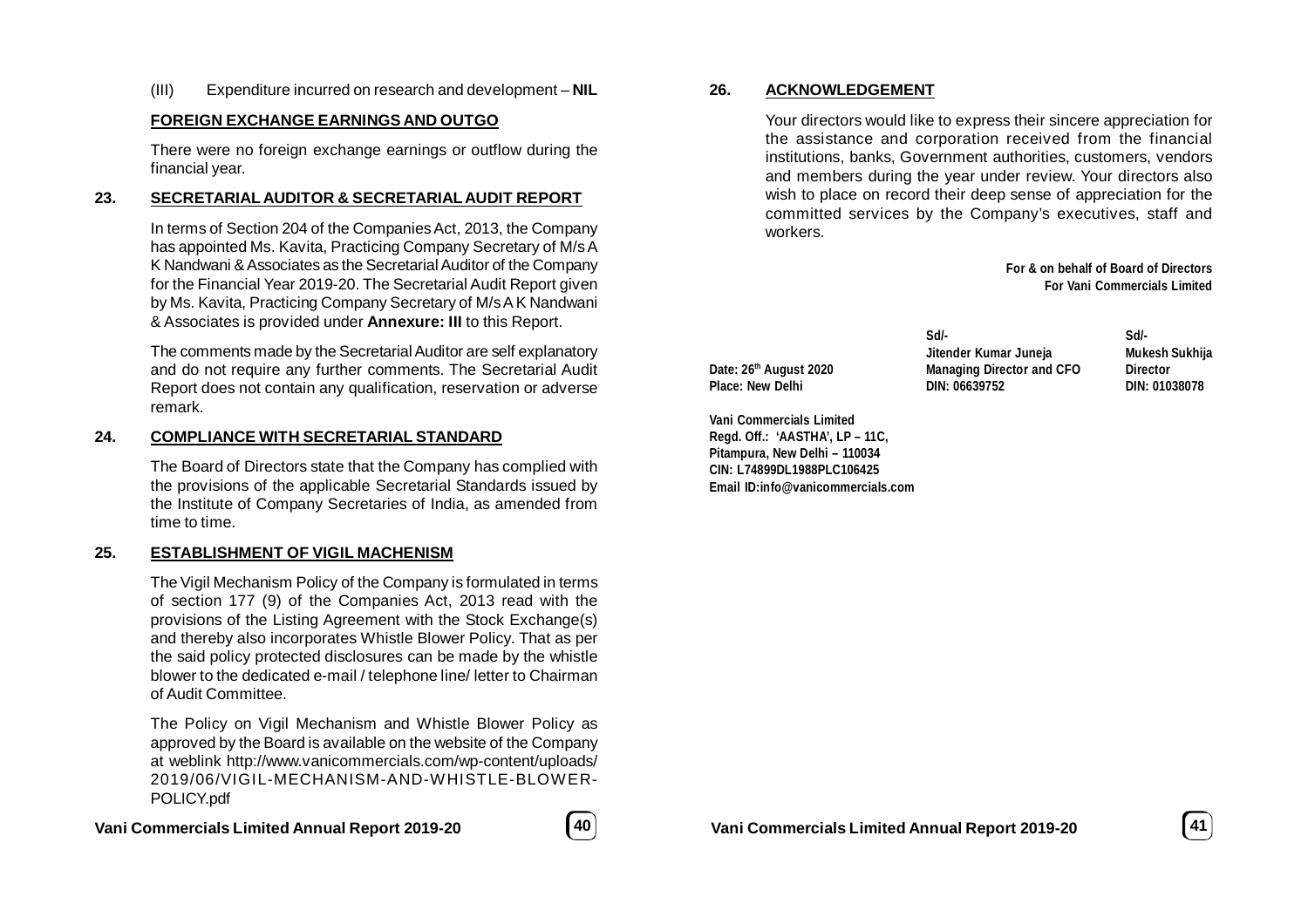(III) Expenditure incurred on research and development – **NIL**

**FOREIGN EXCHANGE EARNINGS AND OUTGO**

There were no foreign exchange earnings or outflow during the financial year.

## 23. SECRETARIAL AUDITOR & SECRETARIAL AUDIT REPORT

In terms of Section 204 of the Companies Act, 2013, the Company has appointed Ms. Kavita, Practicing Company Secretary of M/s A K Nandwani & Associates as the Secretarial Auditor of the Company for the Financial Year 2019-20. The Secretarial Audit Report given by Ms. Kavita, Practicing Company Secretary of M/s A K Nandwani & Associates is provided under **Annexure: III** to this Report.

The comments made by the Secretarial Auditor are self explanatory and do not require any further comments. The Secretarial Audit Report does not contain any qualification, reservation or adverse remark.

## 24. COMPLIANCE WITH SECRETARIAL STANDARD

The Board of Directors state that the Company has complied with the provisions of the applicable Secretarial Standards issued by the Institute of Company Secretaries of India, as amended from time to time.

## 25. ESTABLISHMENT OF VIGIL MACHENISM

The Vigil Mechanism Policy of the Company is formulated in terms of section 177 (9) of the Companies Act, 2013 read with the provisions of the Listing Agreement with the Stock Exchange(s) and thereby also incorporates Whistle Blower Policy. That as per the said policy protected disclosures can be made by the whistle blower to the dedicated e-mail / telephone line/ letter to Chairman of Audit Committee.

The Policy on Vigil Mechanism and Whistle Blower Policy as approved by the Board is available on the website of the Company at weblink http://www.vanicommercials.com/wp-content/uploads/2019/06/VIGIL-MECHANISM-AND-WHISTLE-BLOWER-POLICY.pdf

## 26. ACKNOWLEDGEMENT

Your directors would like to express their sincere appreciation for the assistance and corporation received from the financial institutions, banks, Government authorities, customers, vendors and members during the year under review. Your directors also wish to place on record their deep sense of appreciation for the committed services by the Company's executives, staff and workers.

**For & on behalf of Board of Directors**
**For Vani Commercials Limited**

| | | |
|---|---|---|
| | **Sd/-** | **Sd/-** |
| | **Jitender Kumar Juneja** | **Mukesh Sukhija** |
| **Date: 26th August 2020** | **Managing Director and CFO** | **Director** |
| **Place: New Delhi** | **DIN: 06639752** | **DIN: 01038078** |

**Vani Commercials Limited**
**Regd. Off.: 'AASTHA', LP – 11C,**
**Pitampura, New Delhi – 110034**
**CIN: L74899DL1988PLC106425**
**Email ID:info@vanicommercials.com**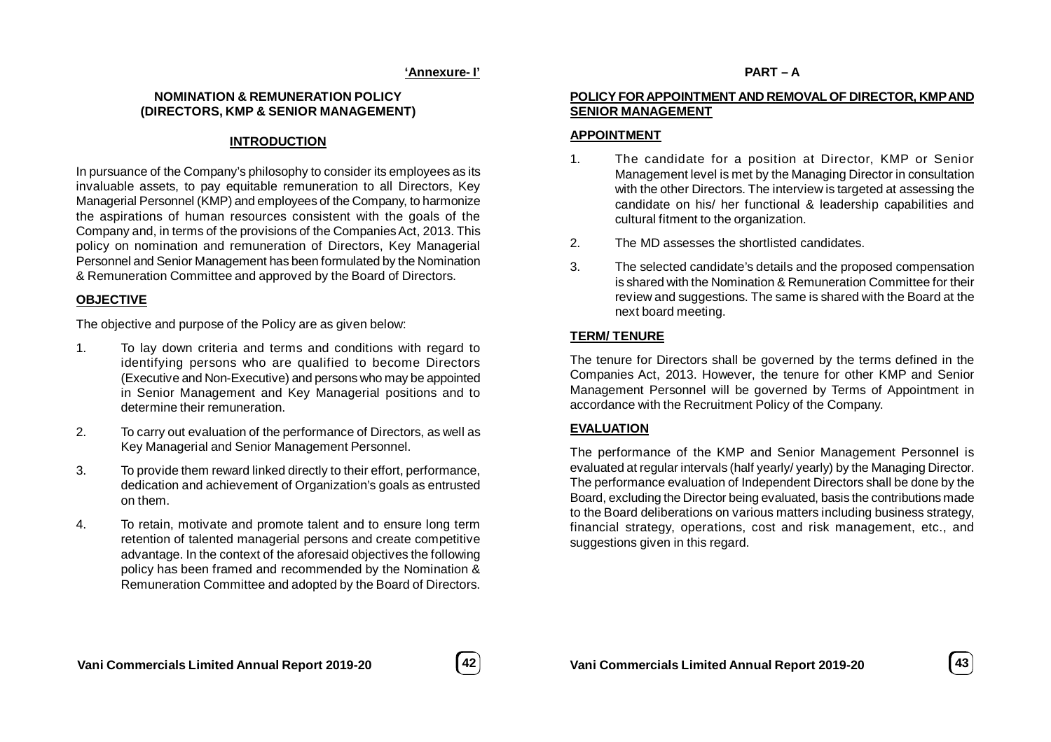'Annexure- I'

## NOMINATION & REMUNERATION POLICY (DIRECTORS, KMP & SENIOR MANAGEMENT)

### INTRODUCTION

In pursuance of the Company's philosophy to consider its employees as its invaluable assets, to pay equitable remuneration to all Directors, Key Managerial Personnel (KMP) and employees of the Company, to harmonize the aspirations of human resources consistent with the goals of the Company and, in terms of the provisions of the Companies Act, 2013. This policy on nomination and remuneration of Directors, Key Managerial Personnel and Senior Management has been formulated by the Nomination & Remuneration Committee and approved by the Board of Directors.

### OBJECTIVE

The objective and purpose of the Policy are as given below:

1. To lay down criteria and terms and conditions with regard to identifying persons who are qualified to become Directors (Executive and Non-Executive) and persons who may be appointed in Senior Management and Key Managerial positions and to determine their remuneration.
2. To carry out evaluation of the performance of Directors, as well as Key Managerial and Senior Management Personnel.
3. To provide them reward linked directly to their effort, performance, dedication and achievement of Organization's goals as entrusted on them.
4. To retain, motivate and promote talent and to ensure long term retention of talented managerial persons and create competitive advantage. In the context of the aforesaid objectives the following policy has been framed and recommended by the Nomination & Remuneration Committee and adopted by the Board of Directors.

## PART – A

### POLICY FOR APPOINTMENT AND REMOVAL OF DIRECTOR, KMP AND SENIOR MANAGEMENT

### APPOINTMENT

1. The candidate for a position at Director, KMP or Senior Management level is met by the Managing Director in consultation with the other Directors. The interview is targeted at assessing the candidate on his/ her functional & leadership capabilities and cultural fitment to the organization.
2. The MD assesses the shortlisted candidates.
3. The selected candidate's details and the proposed compensation is shared with the Nomination & Remuneration Committee for their review and suggestions. The same is shared with the Board at the next board meeting.

### TERM/ TENURE

The tenure for Directors shall be governed by the terms defined in the Companies Act, 2013. However, the tenure for other KMP and Senior Management Personnel will be governed by Terms of Appointment in accordance with the Recruitment Policy of the Company.

### EVALUATION

The performance of the KMP and Senior Management Personnel is evaluated at regular intervals (half yearly/ yearly) by the Managing Director. The performance evaluation of Independent Directors shall be done by the Board, excluding the Director being evaluated, basis the contributions made to the Board deliberations on various matters including business strategy, financial strategy, operations, cost and risk management, etc., and suggestions given in this regard.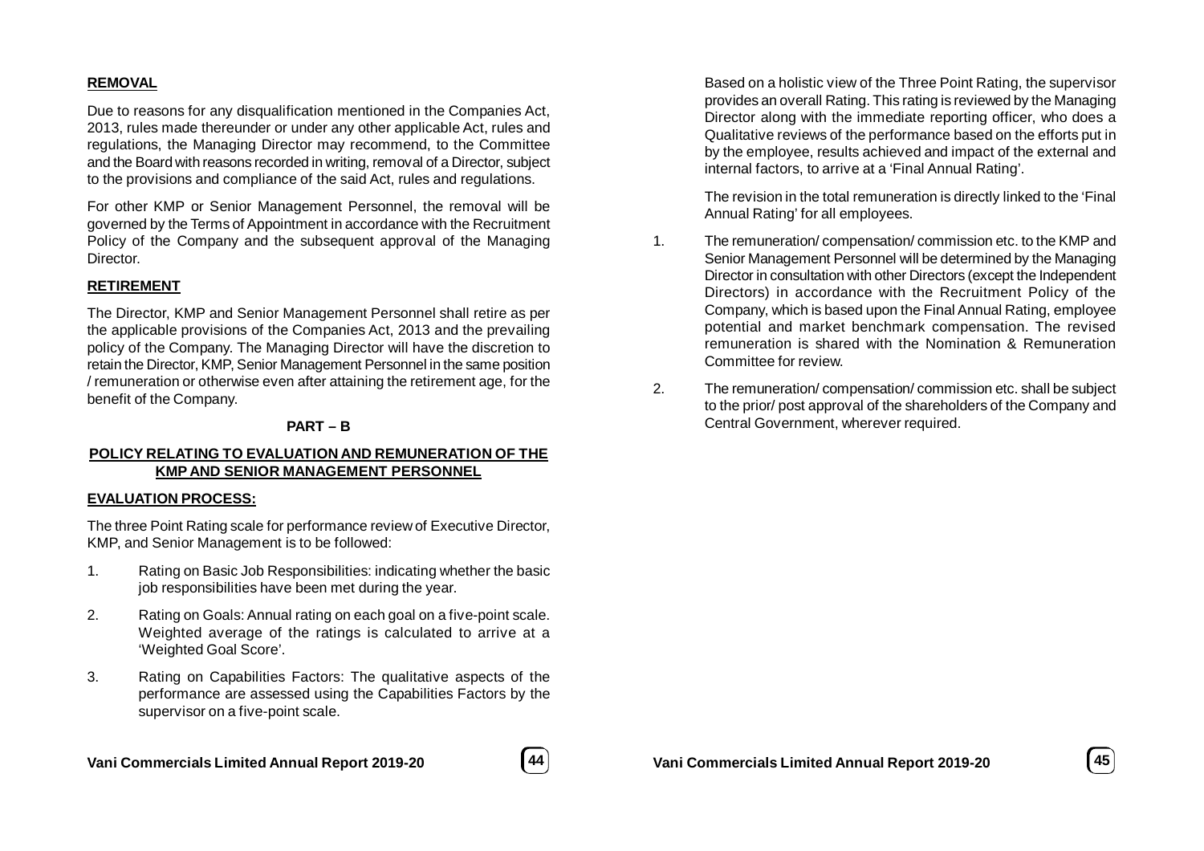**REMOVAL**

Due to reasons for any disqualification mentioned in the Companies Act, 2013, rules made thereunder or under any other applicable Act, rules and regulations, the Managing Director may recommend, to the Committee and the Board with reasons recorded in writing, removal of a Director, subject to the provisions and compliance of the said Act, rules and regulations.

For other KMP or Senior Management Personnel, the removal will be governed by the Terms of Appointment in accordance with the Recruitment Policy of the Company and the subsequent approval of the Managing Director.

**RETIREMENT**

The Director, KMP and Senior Management Personnel shall retire as per the applicable provisions of the Companies Act, 2013 and the prevailing policy of the Company. The Managing Director will have the discretion to retain the Director, KMP, Senior Management Personnel in the same position / remuneration or otherwise even after attaining the retirement age, for the benefit of the Company.

## PART – B

## POLICY RELATING TO EVALUATION AND REMUNERATION OF THE KMP AND SENIOR MANAGEMENT PERSONNEL

**EVALUATION PROCESS:**

The three Point Rating scale for performance review of Executive Director, KMP, and Senior Management is to be followed:

1. Rating on Basic Job Responsibilities: indicating whether the basic job responsibilities have been met during the year.
2. Rating on Goals: Annual rating on each goal on a five-point scale. Weighted average of the ratings is calculated to arrive at a 'Weighted Goal Score'.
3. Rating on Capabilities Factors: The qualitative aspects of the performance are assessed using the Capabilities Factors by the supervisor on a five-point scale.

Based on a holistic view of the Three Point Rating, the supervisor provides an overall Rating. This rating is reviewed by the Managing Director along with the immediate reporting officer, who does a Qualitative reviews of the performance based on the efforts put in by the employee, results achieved and impact of the external and internal factors, to arrive at a 'Final Annual Rating'.

The revision in the total remuneration is directly linked to the 'Final Annual Rating' for all employees.

1. The remuneration/ compensation/ commission etc. to the KMP and Senior Management Personnel will be determined by the Managing Director in consultation with other Directors (except the Independent Directors) in accordance with the Recruitment Policy of the Company, which is based upon the Final Annual Rating, employee potential and market benchmark compensation. The revised remuneration is shared with the Nomination & Remuneration Committee for review.
2. The remuneration/ compensation/ commission etc. shall be subject to the prior/ post approval of the shareholders of the Company and Central Government, wherever required.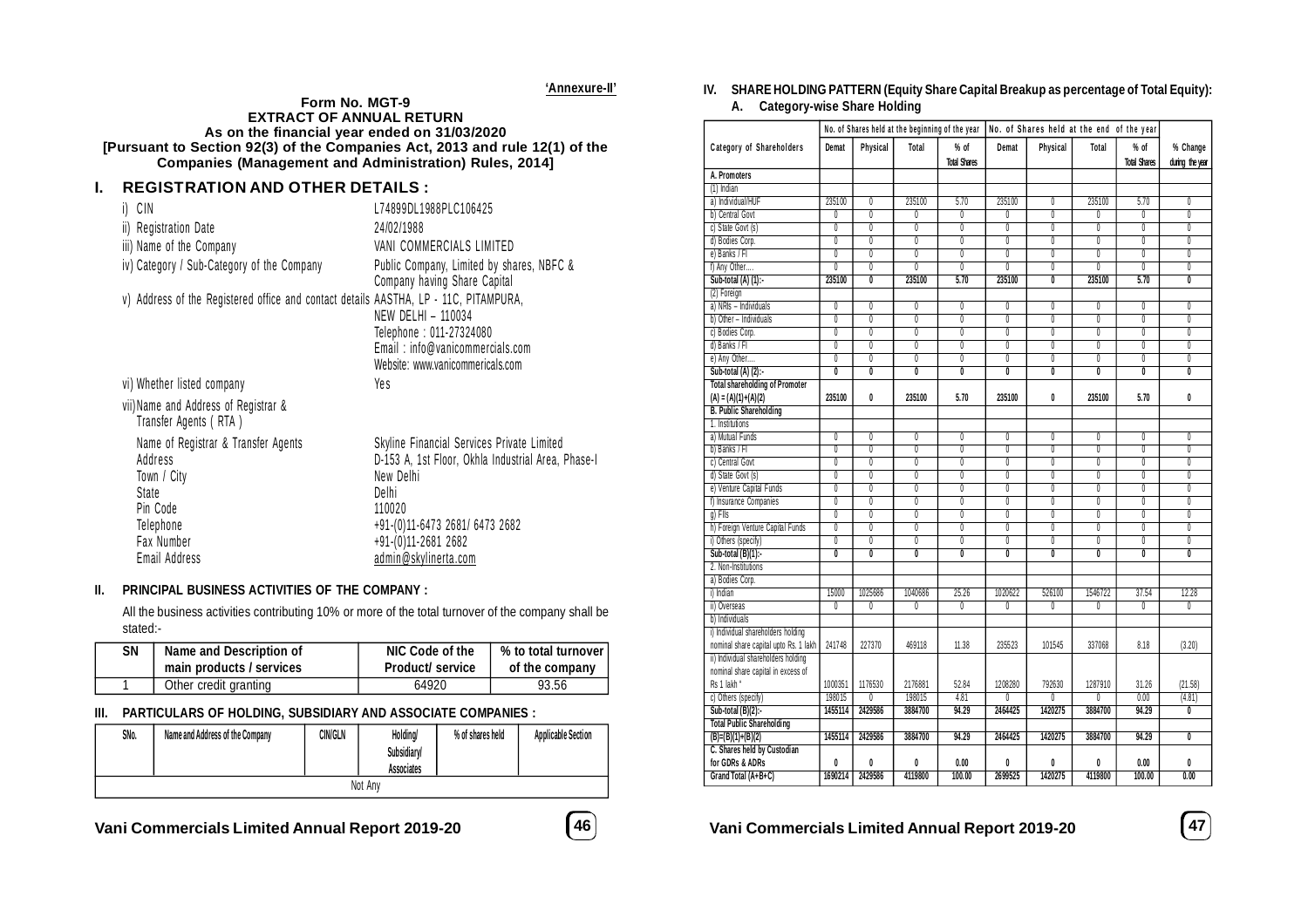'Annexure-II'

**Form No. MGT-9**
**EXTRACT OF ANNUAL RETURN**
**As on the financial year ended on 31/03/2020**
**[Pursuant to Section 92(3) of the Companies Act, 2013 and rule 12(1) of the Companies (Management and Administration) Rules, 2014]**

## I. REGISTRATION AND OTHER DETAILS :

i) CIN — L74899DL1988PLC106425

ii) Registration Date — 24/02/1988

iii) Name of the Company — VANI COMMERCIALS LIMITED

iv) Category / Sub-Category of the Company — Public Company, Limited by shares, NBFC & Company having Share Capital

v) Address of the Registered office and contact details — AASTHA, LP - 11C, PITAMPURA, NEW DELHI – 110034, Telephone : 011-27324080, Email : info@vanicommercials.com, Website: www.vanicommericals.com

vi) Whether listed company — Yes

vii) Name and Address of Registrar & Transfer Agents ( RTA )

Name of Registrar & Transfer Agents — Skyline Financial Services Private Limited
Address — D-153 A, 1st Floor, Okhla Industrial Area, Phase-I
Town / City — New Delhi
State — Delhi
Pin Code — 110020
Telephone — +91-(0)11-6473 2681/ 6473 2682
Fax Number — +91-(0)11-2681 2682
Email Address — admin@skylinerta.com

## II. PRINCIPAL BUSINESS ACTIVITIES OF THE COMPANY :

All the business activities contributing 10% or more of the total turnover of the company shall be stated:-

| SN | Name and Description of main products / services | NIC Code of the Product/ service | % to total turnover of the company |
|---|---|---|---|
| 1 | Other credit granting | 64920 | 93.56 |

## III. PARTICULARS OF HOLDING, SUBSIDIARY AND ASSOCIATE COMPANIES :

| SNo. | Name and Address of the Company | CIN/GLN | Holding/ Subsidiary/ Associates | % of shares held | Applicable Section |
|---|---|---|---|---|---|
| Not Any | | | | | |

## IV. SHARE HOLDING PATTERN (Equity Share Capital Breakup as percentage of Total Equity):

### A. Category-wise Share Holding

| Category of Shareholders | No. of Shares held at the beginning of the year | | | | No. of Shares held at the end of the year | | | | % Change during the year |
|---|---|---|---|---|---|---|---|---|---|
| | Demat | Physical | Total | % of Total Shares | Demat | Physical | Total | % of Total Shares | |
| **A. Promoters** | | | | | | | | | |
| (1) Indian | | | | | | | | | |
| a) Individual/HUF | 235100 | 0 | 235100 | 5.70 | 235100 | 0 | 235100 | 5.70 | 0 |
| b) Central Govt | 0 | 0 | 0 | 0 | 0 | 0 | 0 | 0 | 0 |
| c) State Govt (s) | 0 | 0 | 0 | 0 | 0 | 0 | 0 | 0 | 0 |
| d) Bodies Corp. | 0 | 0 | 0 | 0 | 0 | 0 | 0 | 0 | 0 |
| e) Banks / FI | 0 | 0 | 0 | 0 | 0 | 0 | 0 | 0 | 0 |
| f) Any Other.... | 0 | 0 | 0 | 0 | 0 | 0 | 0 | 0 | 0 |
| **Sub-total (A) (1):-** | **235100** | **0** | **235100** | **5.70** | **235100** | **0** | **235100** | **5.70** | **0** |
| (2) Foreign | | | | | | | | | |
| a) NRIs – Individuals | 0 | 0 | 0 | 0 | 0 | 0 | 0 | 0 | 0 |
| b) Other – Individuals | 0 | 0 | 0 | 0 | 0 | 0 | 0 | 0 | 0 |
| c) Bodies Corp. | 0 | 0 | 0 | 0 | 0 | 0 | 0 | 0 | 0 |
| d) Banks / FI | 0 | 0 | 0 | 0 | 0 | 0 | 0 | 0 | 0 |
| e) Any Other.... | 0 | 0 | 0 | 0 | 0 | 0 | 0 | 0 | 0 |
| **Sub-total (A) (2):-** | **0** | **0** | **0** | **0** | **0** | **0** | **0** | **0** | **0** |
| **Total shareholding of Promoter (A) = (A)(1)+(A)(2)** | **235100** | **0** | **235100** | **5.70** | **235100** | **0** | **235100** | **5.70** | **0** |
| **B. Public Shareholding** | | | | | | | | | |
| 1. Institutions | | | | | | | | | |
| a) Mutual Funds | 0 | 0 | 0 | 0 | 0 | 0 | 0 | 0 | 0 |
| b) Banks / FI | 0 | 0 | 0 | 0 | 0 | 0 | 0 | 0 | 0 |
| c) Central Govt | 0 | 0 | 0 | 0 | 0 | 0 | 0 | 0 | 0 |
| d) State Govt (s) | 0 | 0 | 0 | 0 | 0 | 0 | 0 | 0 | 0 |
| e) Venture Capital Funds | 0 | 0 | 0 | 0 | 0 | 0 | 0 | 0 | 0 |
| f) Insurance Companies | 0 | 0 | 0 | 0 | 0 | 0 | 0 | 0 | 0 |
| g) FIIs | 0 | 0 | 0 | 0 | 0 | 0 | 0 | 0 | 0 |
| h) Foreign Venture Capital Funds | 0 | 0 | 0 | 0 | 0 | 0 | 0 | 0 | 0 |
| i) Others (specify) | 0 | 0 | 0 | 0 | 0 | 0 | 0 | 0 | 0 |
| **Sub-total (B)(1):-** | **0** | **0** | **0** | **0** | **0** | **0** | **0** | **0** | **0** |
| 2. Non-Institutions | | | | | | | | | |
| a) Bodies Corp. | | | | | | | | | |
| i) Indian | 15000 | 1025686 | 1040686 | 25.26 | 1020622 | 526100 | 1546722 | 37.54 | 12.28 |
| ii) Overseas | 0 | 0 | 0 | 0 | 0 | 0 | 0 | 0 | 0 |
| b) Individuals | | | | | | | | | |
| i) Individual shareholders holding nominal share capital upto Rs. 1 lakh | 241748 | 227370 | 469118 | 11.38 | 235523 | 101545 | 337068 | 8.18 | (3.20) |
| ii) Individual shareholders holding nominal share capital in excess of Rs 1 lakh | 1000351 | 1176530 | 2176881 | 52.84 | 1208280 | 792630 | 1287910 | 31.26 | (21.58) |
| c) Others (specify) | 198015 | 0 | 198015 | 4.81 | 0 | 0 | 0 | 0.00 | (4.81) |
| **Sub-total (B)(2):-** | **1455114** | **2429586** | **3884700** | **94.29** | **2464425** | **1420275** | **3884700** | **94.29** | **0** |
| **Total Public Shareholding (B)=(B)(1)+(B)(2)** | **1455114** | **2429586** | **3884700** | **94.29** | **2464425** | **1420275** | **3884700** | **94.29** | **0** |
| **C. Shares held by Custodian for GDRs & ADRs** | **0** | **0** | **0** | **0.00** | **0** | **0** | **0** | **0.00** | **0** |
| **Grand Total (A+B+C)** | **1690214** | **2429586** | **4119800** | **100.00** | **2699525** | **1420275** | **4119800** | **100.00** | **0.00** |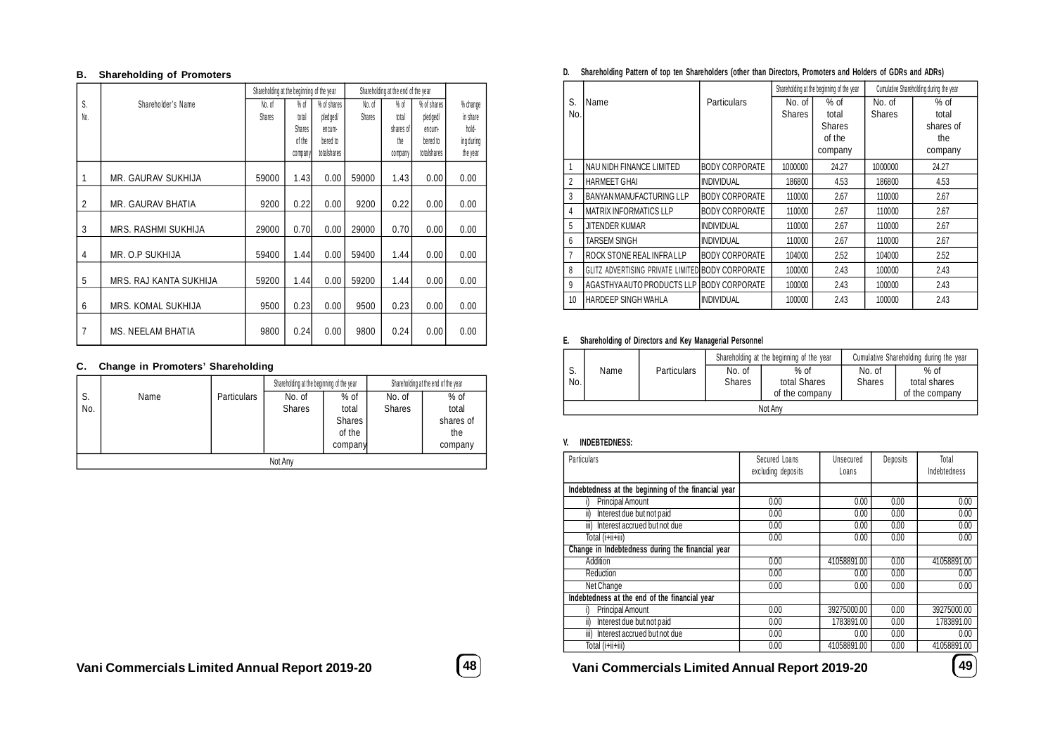## B. Shareholding of Promoters

| S. No. | Shareholder's Name | Shareholding at the beginning of the year | | | Shareholding at the end of the year | | | % change in share holding during the year |
|---|---|---|---|---|---|---|---|---|
| | | No. of Shares | % of total Shares of the company | % of shares pledged/ encumbered to total shares | No. of Shares | % of total shares of the company | % of shares pledged/ encumbered to total shares | |
| 1 | MR. GAURAV SUKHIJA | 59000 | 1.43 | 0.00 | 59000 | 1.43 | 0.00 | 0.00 |
| 2 | MR. GAURAV BHATIA | 9200 | 0.22 | 0.00 | 9200 | 0.22 | 0.00 | 0.00 |
| 3 | MRS. RASHMI SUKHIJA | 29000 | 0.70 | 0.00 | 29000 | 0.70 | 0.00 | 0.00 |
| 4 | MR. O.P SUKHIJA | 59400 | 1.44 | 0.00 | 59400 | 1.44 | 0.00 | 0.00 |
| 5 | MRS. RAJ KANTA SUKHIJA | 59200 | 1.44 | 0.00 | 59200 | 1.44 | 0.00 | 0.00 |
| 6 | MRS. KOMAL SUKHIJA | 9500 | 0.23 | 0.00 | 9500 | 0.23 | 0.00 | 0.00 |
| 7 | MS. NEELAM BHATIA | 9800 | 0.24 | 0.00 | 9800 | 0.24 | 0.00 | 0.00 |

## C. Change in Promoters' Shareholding

| S. No. | Name | Particulars | Shareholding at the beginning of the year | | Shareholding at the end of the year | |
|---|---|---|---|---|---|---|
| | | | No. of Shares | % of total Shares of the company | No. of Shares | % of total shares of the company |
| Not Any | | | | | | |

## D. Shareholding Pattern of top ten Shareholders (other than Directors, Promoters and Holders of GDRs and ADRs)

| S. No. | Name | Particulars | Shareholding at the beginning of the year | | Cumulative Shareholding during the year | |
|---|---|---|---|---|---|---|
| | | | No. of Shares | % of total Shares of the company | No. of Shares | % of total shares of the company |
| 1 | NAU NIDH FINANCE LIMITED | BODY CORPORATE | 1000000 | 24.27 | 1000000 | 24.27 |
| 2 | HARMEET GHAI | INDIVIDUAL | 186800 | 4.53 | 186800 | 4.53 |
| 3 | BANYAN MANUFACTURING LLP | BODY CORPORATE | 110000 | 2.67 | 110000 | 2.67 |
| 4 | MATRIX INFORMATICS LLP | BODY CORPORATE | 110000 | 2.67 | 110000 | 2.67 |
| 5 | JITENDER KUMAR | INDIVIDUAL | 110000 | 2.67 | 110000 | 2.67 |
| 6 | TARSEM SINGH | INDIVIDUAL | 110000 | 2.67 | 110000 | 2.67 |
| 7 | ROCK STONE REAL INFRA LLP | BODY CORPORATE | 104000 | 2.52 | 104000 | 2.52 |
| 8 | GLITZ ADVERTISING PRIVATE LIMITED | BODY CORPORATE | 100000 | 2.43 | 100000 | 2.43 |
| 9 | AGASTHYA AUTO PRODUCTS LLP | BODY CORPORATE | 100000 | 2.43 | 100000 | 2.43 |
| 10 | HARDEEP SINGH WAHLA | INDIVIDUAL | 100000 | 2.43 | 100000 | 2.43 |

## E. Shareholding of Directors and Key Managerial Personnel

| S. No. | Name | Particulars | Shareholding at the beginning of the year | | Cumulative Shareholding during the year | |
|---|---|---|---|---|---|---|
| | | | No. of Shares | % of total Shares of the company | No. of Shares | % of total shares of the company |
| Not Any | | | | | | |

## V. INDEBTEDNESS:

| Particulars | Secured Loans excluding deposits | Unsecured Loans | Deposits | Total Indebtedness |
|---|---|---|---|---|
| **Indebtedness at the beginning of the financial year** | | | | |
| i) Principal Amount | 0.00 | 0.00 | 0.00 | 0.00 |
| ii) Interest due but not paid | 0.00 | 0.00 | 0.00 | 0.00 |
| iii) Interest accrued but not due | 0.00 | 0.00 | 0.00 | 0.00 |
| Total (i+ii+iii) | 0.00 | 0.00 | 0.00 | 0.00 |
| **Change in Indebtedness during the financial year** | | | | |
| Addition | 0.00 | 41058891.00 | 0.00 | 41058891.00 |
| Reduction | 0.00 | 0.00 | 0.00 | 0.00 |
| Net Change | 0.00 | 0.00 | 0.00 | 0.00 |
| **Indebtedness at the end of the financial year** | | | | |
| i) Principal Amount | 0.00 | 39275000.00 | 0.00 | 39275000.00 |
| ii) Interest due but not paid | 0.00 | 1783891.00 | 0.00 | 1783891.00 |
| iii) Interest accrued but not due | 0.00 | 0.00 | 0.00 | 0.00 |
| Total (i+ii+iii) | 0.00 | 41058891.00 | 0.00 | 41058891.00 |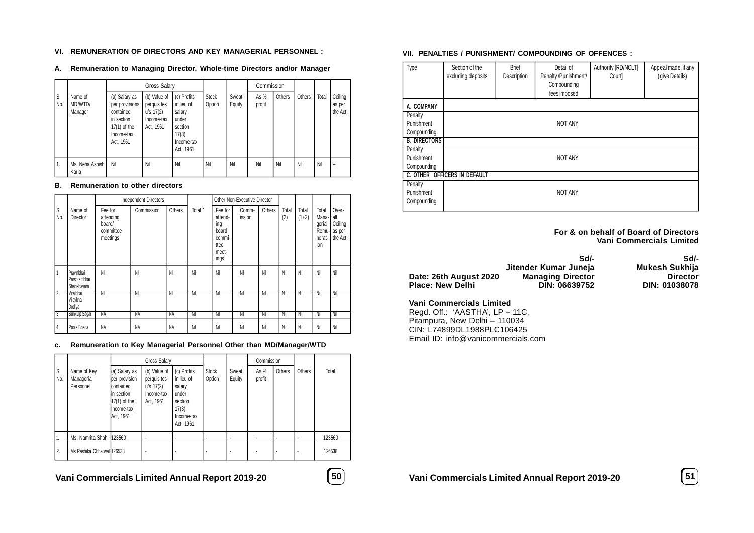### VI. REMUNERATION OF DIRECTORS AND KEY MANAGERIAL PERSONNEL :

**A. Remuneration to Managing Director, Whole-time Directors and/or Manager**

| S. No. | Name of MD/WTD/ Manager | Gross Salary | | | Stock Option | Sweat Equity | Commission | | Others | Total | Ceiling as per the Act |
|---|---|---|---|---|---|---|---|---|---|---|---|
| | | (a) Salary as per provisions contained in section 17(1) of the Income-tax Act, 1961 | (b) Value of perquisites u/s 17(2) Income-tax Act, 1961 | (c) Profits in lieu of salary under section 17(3) Income-tax Act, 1961 | | | As % profit | Others | | | |
| 1. | Ms. Neha Ashish Karia | Nil | Nil | Nil | Nil | Nil | Nil | Nil | Nil | Nil | -- |

**B. Remuneration to other directors**

| S. No. | Name of Director | Independent Directors | | | Total 1 | Other Non-Executive Director | | | Total (2) | Total (1+2) | Total Managerial Remuneration | Over-all Ceiling as per the Act |
|---|---|---|---|---|---|---|---|---|---|---|---|---|
| | | Fee for attending board/ committee meetings | Commission | Others | | Fee for attending board committee meetings | Commission | Others | | | | |
| 1. | Pravinbhai Parsotambhai Shankhavara | Nil | Nil | Nil | Nil | Nil | Nil | Nil | Nil | Nil | Nil | Nil |
| 2. | Viralbhai Vijaybhai Dodiya | Nil | Nil | Nil | Nil | Nil | Nil | Nil | Nil | Nil | Nil | Nil |
| 3. | Sunkulp Sagar | NA | NA | NA | Nil | Nil | Nil | Nil | Nil | Nil | Nil | Nil |
| 4. | Pooja Bhatia | NA | NA | NA | Nil | Nil | Nil | Nil | Nil | Nil | Nil | Nil |

**c. Remuneration to Key Managerial Personnel Other than MD/Manager/WTD**

| S. No. | Name of Key Managerial Personnel | Gross Salary | | | Stock Option | Sweat Equity | Commission | | Others | Total |
|---|---|---|---|---|---|---|---|---|---|---|
| | | (a) Salary as per provision contained in section 17(1) of the Income-tax Act, 1961 | (b) Value of perquisites u/s 17(2) Income-tax Act, 1961 | (c) Profits in lieu of salary under section 17(3) Income-tax Act, 1961 | | | As % profit | Others | | |
| 1. | Ms. Namrita Shah | 123560 | - | - | - | - | - | - | - | 123560 |
| 2. | Ms.Rashika Chhatwal | 126538 | - | - | - | - | - | - | - | 126538 |

### VII. PENALTIES / PUNISHMENT/ COMPOUNDING OF OFFENCES :

| Type | Section of the excluding deposits | Brief Description | Detail of Penalty /Punishment/ Compounding fees imposed | Authority [RD/NCLT/ Court] | Appeal made, if any (give Details) |
|---|---|---|---|---|---|
| **A. COMPANY** | | | | | |
| Penalty<br>Punishment<br>Compounding | | | NOT ANY | | |
| **B. DIRECTORS** | | | | | |
| Penalty<br>Punishment<br>Compounding | | | NOT ANY | | |
| **C. OTHER OFFICERS IN DEFAULT** | | | | | |
| Penalty<br>Punishment<br>Compounding | | | NOT ANY | | |

**For & on behalf of Board of Directors**
**Vani Commercials Limited**

| | Sd/- | Sd/- |
|---|---|---|
| | **Jitender Kumar Juneja** | **Mukesh Sukhija** |
| **Date: 26th August 2020** | **Managing Director** | **Director** |
| **Place: New Delhi** | **DIN: 06639752** | **DIN: 01038078** |

**Vani Commercials Limited**
Regd. Off.: 'AASTHA', LP – 11C,
Pitampura, New Delhi – 110034
CIN: L74899DL1988PLC106425
Email ID: info@vanicommercials.com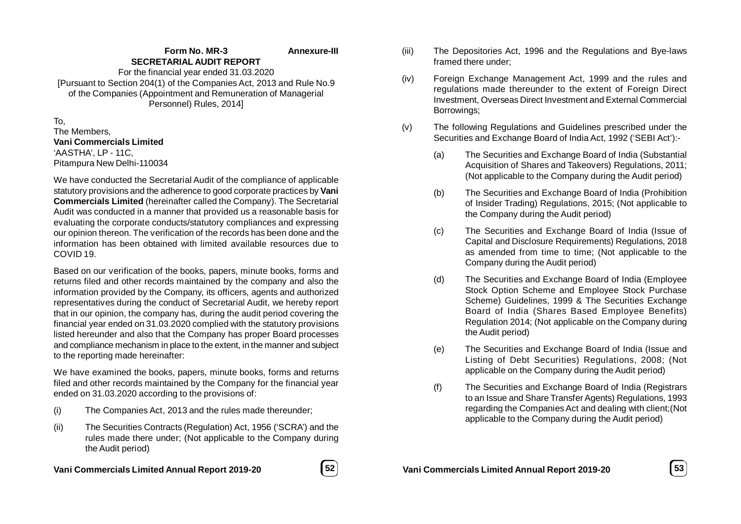**Form No. MR-3** **Annexure-III**

**SECRETARIAL AUDIT REPORT**

For the financial year ended 31.03.2020

[Pursuant to Section 204(1) of the Companies Act, 2013 and Rule No.9 of the Companies (Appointment and Remuneration of Managerial Personnel) Rules, 2014]

To,
The Members,
**Vani Commercials Limited**
'AASTHA', LP - 11C,
Pitampura New Delhi-110034

We have conducted the Secretarial Audit of the compliance of applicable statutory provisions and the adherence to good corporate practices by **Vani Commercials Limited** (hereinafter called the Company). The Secretarial Audit was conducted in a manner that provided us a reasonable basis for evaluating the corporate conducts/statutory compliances and expressing our opinion thereon. The verification of the records has been done and the information has been obtained with limited available resources due to COVID 19.

Based on our verification of the books, papers, minute books, forms and returns filed and other records maintained by the company and also the information provided by the Company, its officers, agents and authorized representatives during the conduct of Secretarial Audit, we hereby report that in our opinion, the company has, during the audit period covering the financial year ended on 31.03.2020 complied with the statutory provisions listed hereunder and also that the Company has proper Board processes and compliance mechanism in place to the extent, in the manner and subject to the reporting made hereinafter:

We have examined the books, papers, minute books, forms and returns filed and other records maintained by the Company for the financial year ended on 31.03.2020 according to the provisions of:

(i) The Companies Act, 2013 and the rules made thereunder;

(ii) The Securities Contracts (Regulation) Act, 1956 ('SCRA') and the rules made there under; (Not applicable to the Company during the Audit period)

(iii) The Depositories Act, 1996 and the Regulations and Bye-laws framed there under;

(iv) Foreign Exchange Management Act, 1999 and the rules and regulations made thereunder to the extent of Foreign Direct Investment, Overseas Direct Investment and External Commercial Borrowings;

(v) The following Regulations and Guidelines prescribed under the Securities and Exchange Board of India Act, 1992 ('SEBI Act'):-

(a) The Securities and Exchange Board of India (Substantial Acquisition of Shares and Takeovers) Regulations, 2011; (Not applicable to the Company during the Audit period)

(b) The Securities and Exchange Board of India (Prohibition of Insider Trading) Regulations, 2015; (Not applicable to the Company during the Audit period)

(c) The Securities and Exchange Board of India (Issue of Capital and Disclosure Requirements) Regulations, 2018 as amended from time to time; (Not applicable to the Company during the Audit period)

(d) The Securities and Exchange Board of India (Employee Stock Option Scheme and Employee Stock Purchase Scheme) Guidelines, 1999 & The Securities Exchange Board of India (Shares Based Employee Benefits) Regulation 2014; (Not applicable on the Company during the Audit period)

(e) The Securities and Exchange Board of India (Issue and Listing of Debt Securities) Regulations, 2008; (Not applicable on the Company during the Audit period)

(f) The Securities and Exchange Board of India (Registrars to an Issue and Share Transfer Agents) Regulations, 1993 regarding the Companies Act and dealing with client;(Not applicable to the Company during the Audit period)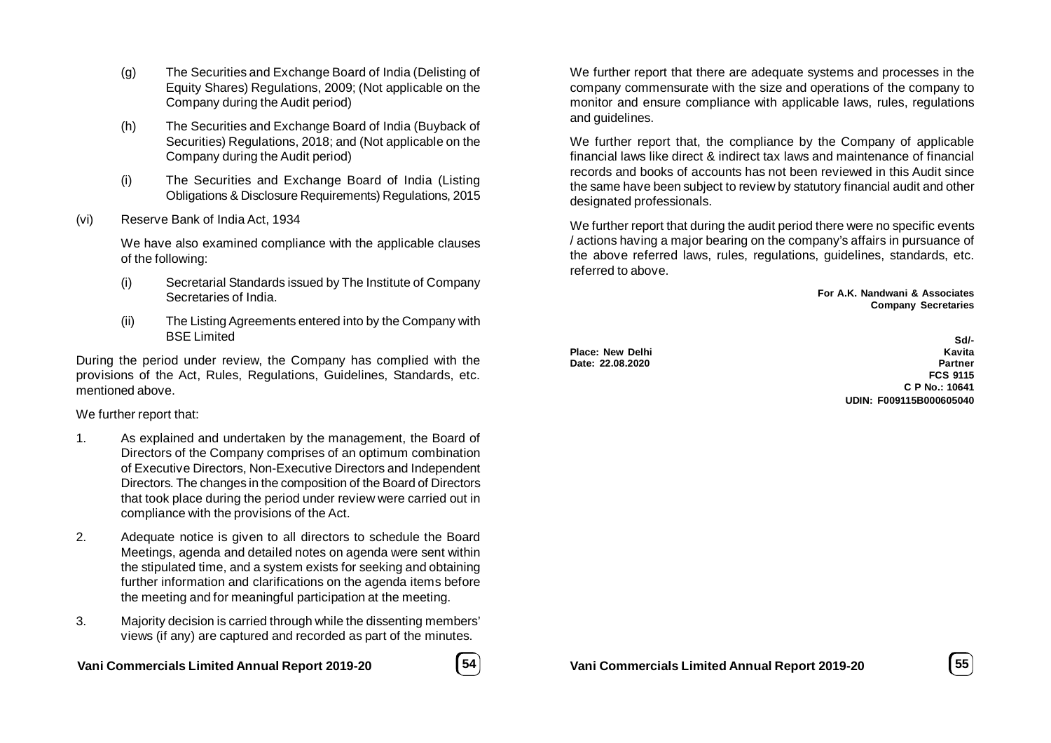(g) The Securities and Exchange Board of India (Delisting of Equity Shares) Regulations, 2009; (Not applicable on the Company during the Audit period)

(h) The Securities and Exchange Board of India (Buyback of Securities) Regulations, 2018; and (Not applicable on the Company during the Audit period)

(i) The Securities and Exchange Board of India (Listing Obligations & Disclosure Requirements) Regulations, 2015

(vi) Reserve Bank of India Act, 1934

We have also examined compliance with the applicable clauses of the following:

(i) Secretarial Standards issued by The Institute of Company Secretaries of India.

(ii) The Listing Agreements entered into by the Company with BSE Limited

During the period under review, the Company has complied with the provisions of the Act, Rules, Regulations, Guidelines, Standards, etc. mentioned above.

We further report that:

1. As explained and undertaken by the management, the Board of Directors of the Company comprises of an optimum combination of Executive Directors, Non-Executive Directors and Independent Directors. The changes in the composition of the Board of Directors that took place during the period under review were carried out in compliance with the provisions of the Act.

2. Adequate notice is given to all directors to schedule the Board Meetings, agenda and detailed notes on agenda were sent within the stipulated time, and a system exists for seeking and obtaining further information and clarifications on the agenda items before the meeting and for meaningful participation at the meeting.

3. Majority decision is carried through while the dissenting members' views (if any) are captured and recorded as part of the minutes.

We further report that there are adequate systems and processes in the company commensurate with the size and operations of the company to monitor and ensure compliance with applicable laws, rules, regulations and guidelines.

We further report that, the compliance by the Company of applicable financial laws like direct & indirect tax laws and maintenance of financial records and books of accounts has not been reviewed in this Audit since the same have been subject to review by statutory financial audit and other designated professionals.

We further report that during the audit period there were no specific events / actions having a major bearing on the company's affairs in pursuance of the above referred laws, rules, regulations, guidelines, standards, etc. referred to above.

**For A.K. Nandwani & Associates**
**Company Secretaries**

**Sd/-**
**Kavita**
**Partner**
**FCS 9115**
**C P No.: 10641**
**UDIN: F009115B000605040**

**Place: New Delhi**
**Date: 22.08.2020**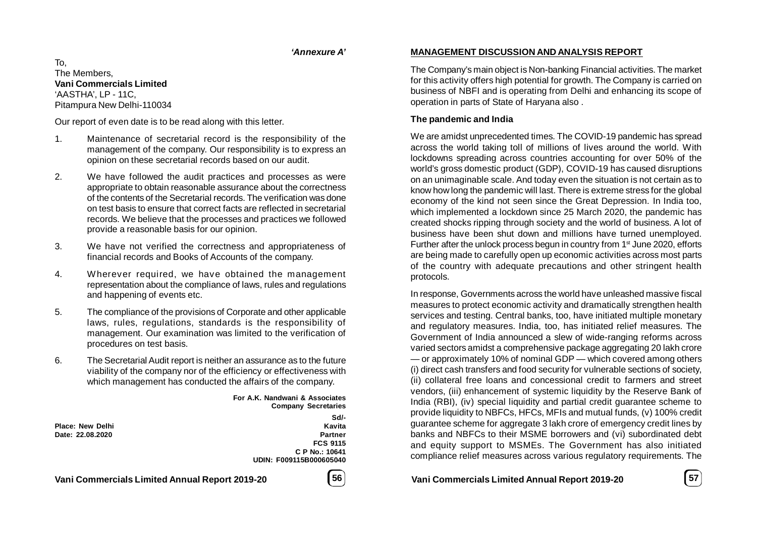*'Annexure A'*

To,
The Members,
**Vani Commercials Limited**
'AASTHA', LP - 11C,
Pitampura New Delhi-110034

Our report of even date is to be read along with this letter.

1. Maintenance of secretarial record is the responsibility of the management of the company. Our responsibility is to express an opinion on these secretarial records based on our audit.
2. We have followed the audit practices and processes as were appropriate to obtain reasonable assurance about the correctness of the contents of the Secretarial records. The verification was done on test basis to ensure that correct facts are reflected in secretarial records. We believe that the processes and practices we followed provide a reasonable basis for our opinion.
3. We have not verified the correctness and appropriateness of financial records and Books of Accounts of the company.
4. Wherever required, we have obtained the management representation about the compliance of laws, rules and regulations and happening of events etc.
5. The compliance of the provisions of Corporate and other applicable laws, rules, regulations, standards is the responsibility of management. Our examination was limited to the verification of procedures on test basis.
6. The Secretarial Audit report is neither an assurance as to the future viability of the company nor of the efficiency or effectiveness with which management has conducted the affairs of the company.

**For A.K. Nandwani & Associates**
**Company Secretaries**

**Sd/-**
**Kavita**
**Partner**
**FCS 9115**
**C P No.: 10641**
**UDIN: F009115B000605040**

**Place: New Delhi**
**Date: 22.08.2020**

## MANAGEMENT DISCUSSION AND ANALYSIS REPORT

The Company's main object is Non-banking Financial activities. The market for this activity offers high potential for growth. The Company is carried on business of NBFI and is operating from Delhi and enhancing its scope of operation in parts of State of Haryana also .

### The pandemic and India

We are amidst unprecedented times. The COVID-19 pandemic has spread across the world taking toll of millions of lives around the world. With lockdowns spreading across countries accounting for over 50% of the world's gross domestic product (GDP), COVID-19 has caused disruptions on an unimaginable scale. And today even the situation is not certain as to know how long the pandemic will last. There is extreme stress for the global economy of the kind not seen since the Great Depression. In India too, which implemented a lockdown since 25 March 2020, the pandemic has created shocks ripping through society and the world of business. A lot of business have been shut down and millions have turned unemployed. Further after the unlock process begun in country from 1st June 2020, efforts are being made to carefully open up economic activities across most parts of the country with adequate precautions and other stringent health protocols.

In response, Governments across the world have unleashed massive fiscal measures to protect economic activity and dramatically strengthen health services and testing. Central banks, too, have initiated multiple monetary and regulatory measures. India, too, has initiated relief measures. The Government of India announced a slew of wide-ranging reforms across varied sectors amidst a comprehensive package aggregating 20 lakh crore — or approximately 10% of nominal GDP — which covered among others (i) direct cash transfers and food security for vulnerable sections of society, (ii) collateral free loans and concessional credit to farmers and street vendors, (iii) enhancement of systemic liquidity by the Reserve Bank of India (RBI), (iv) special liquidity and partial credit guarantee scheme to provide liquidity to NBFCs, HFCs, MFIs and mutual funds, (v) 100% credit guarantee scheme for aggregate 3 lakh crore of emergency credit lines by banks and NBFCs to their MSME borrowers and (vi) subordinated debt and equity support to MSMEs. The Government has also initiated compliance relief measures across various regulatory requirements. The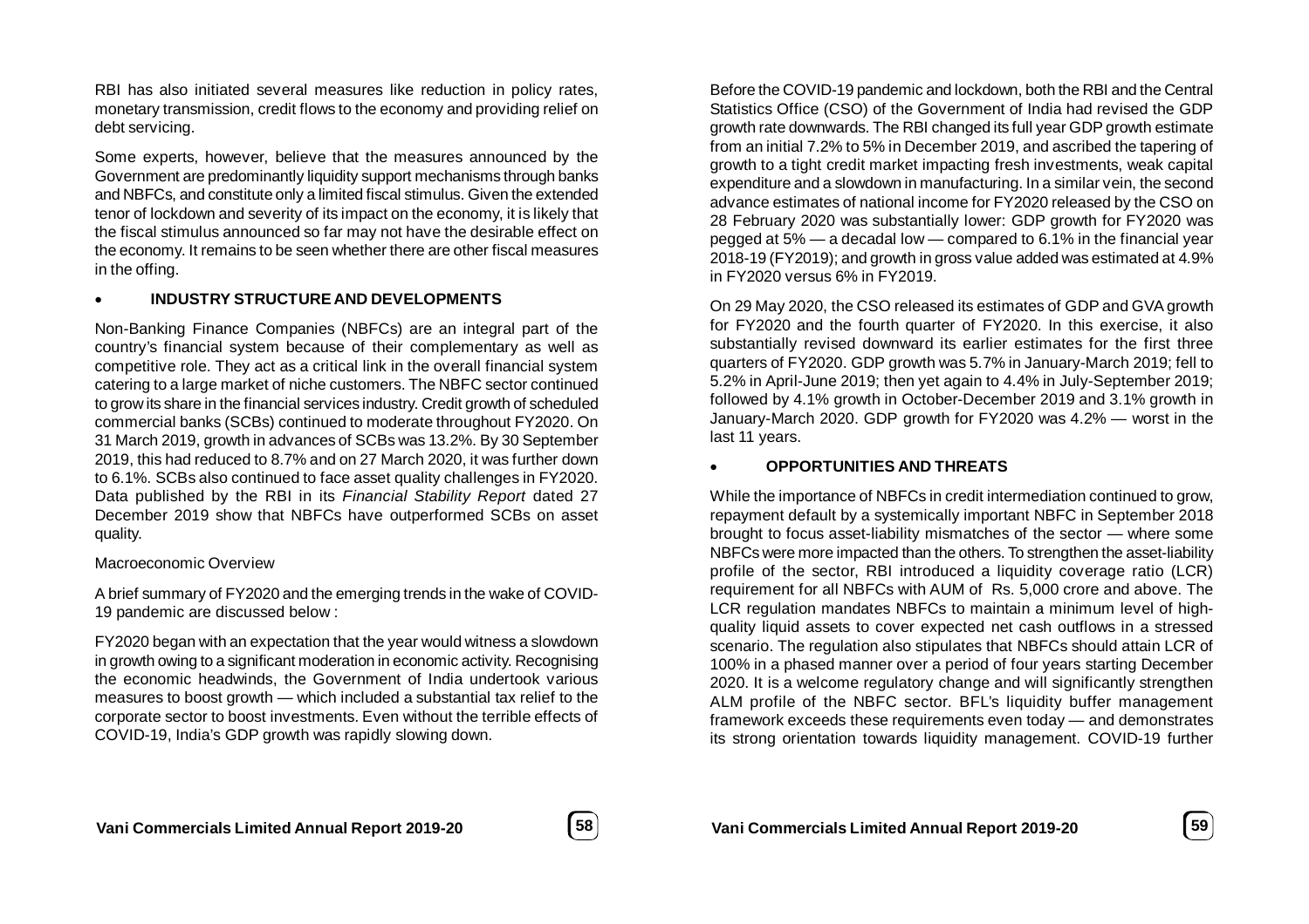RBI has also initiated several measures like reduction in policy rates, monetary transmission, credit flows to the economy and providing relief on debt servicing.

Some experts, however, believe that the measures announced by the Government are predominantly liquidity support mechanisms through banks and NBFCs, and constitute only a limited fiscal stimulus. Given the extended tenor of lockdown and severity of its impact on the economy, it is likely that the fiscal stimulus announced so far may not have the desirable effect on the economy. It remains to be seen whether there are other fiscal measures in the offing.

- **INDUSTRY STRUCTURE AND DEVELOPMENTS**

Non-Banking Finance Companies (NBFCs) are an integral part of the country's financial system because of their complementary as well as competitive role. They act as a critical link in the overall financial system catering to a large market of niche customers. The NBFC sector continued to grow its share in the financial services industry. Credit growth of scheduled commercial banks (SCBs) continued to moderate throughout FY2020. On 31 March 2019, growth in advances of SCBs was 13.2%. By 30 September 2019, this had reduced to 8.7% and on 27 March 2020, it was further down to 6.1%. SCBs also continued to face asset quality challenges in FY2020. Data published by the RBI in its *Financial Stability Report* dated 27 December 2019 show that NBFCs have outperformed SCBs on asset quality.

Macroeconomic Overview

A brief summary of FY2020 and the emerging trends in the wake of COVID-19 pandemic are discussed below :

FY2020 began with an expectation that the year would witness a slowdown in growth owing to a significant moderation in economic activity. Recognising the economic headwinds, the Government of India undertook various measures to boost growth — which included a substantial tax relief to the corporate sector to boost investments. Even without the terrible effects of COVID-19, India's GDP growth was rapidly slowing down.

Before the COVID-19 pandemic and lockdown, both the RBI and the Central Statistics Office (CSO) of the Government of India had revised the GDP growth rate downwards. The RBI changed its full year GDP growth estimate from an initial 7.2% to 5% in December 2019, and ascribed the tapering of growth to a tight credit market impacting fresh investments, weak capital expenditure and a slowdown in manufacturing. In a similar vein, the second advance estimates of national income for FY2020 released by the CSO on 28 February 2020 was substantially lower: GDP growth for FY2020 was pegged at 5% — a decadal low — compared to 6.1% in the financial year 2018-19 (FY2019); and growth in gross value added was estimated at 4.9% in FY2020 versus 6% in FY2019.

On 29 May 2020, the CSO released its estimates of GDP and GVA growth for FY2020 and the fourth quarter of FY2020. In this exercise, it also substantially revised downward its earlier estimates for the first three quarters of FY2020. GDP growth was 5.7% in January-March 2019; fell to 5.2% in April-June 2019; then yet again to 4.4% in July-September 2019; followed by 4.1% growth in October-December 2019 and 3.1% growth in January-March 2020. GDP growth for FY2020 was 4.2% — worst in the last 11 years.

- **OPPORTUNITIES AND THREATS**

While the importance of NBFCs in credit intermediation continued to grow, repayment default by a systemically important NBFC in September 2018 brought to focus asset-liability mismatches of the sector — where some NBFCs were more impacted than the others. To strengthen the asset-liability profile of the sector, RBI introduced a liquidity coverage ratio (LCR) requirement for all NBFCs with AUM of Rs. 5,000 crore and above. The LCR regulation mandates NBFCs to maintain a minimum level of high-quality liquid assets to cover expected net cash outflows in a stressed scenario. The regulation also stipulates that NBFCs should attain LCR of 100% in a phased manner over a period of four years starting December 2020. It is a welcome regulatory change and will significantly strengthen ALM profile of the NBFC sector. BFL's liquidity buffer management framework exceeds these requirements even today — and demonstrates its strong orientation towards liquidity management. COVID-19 further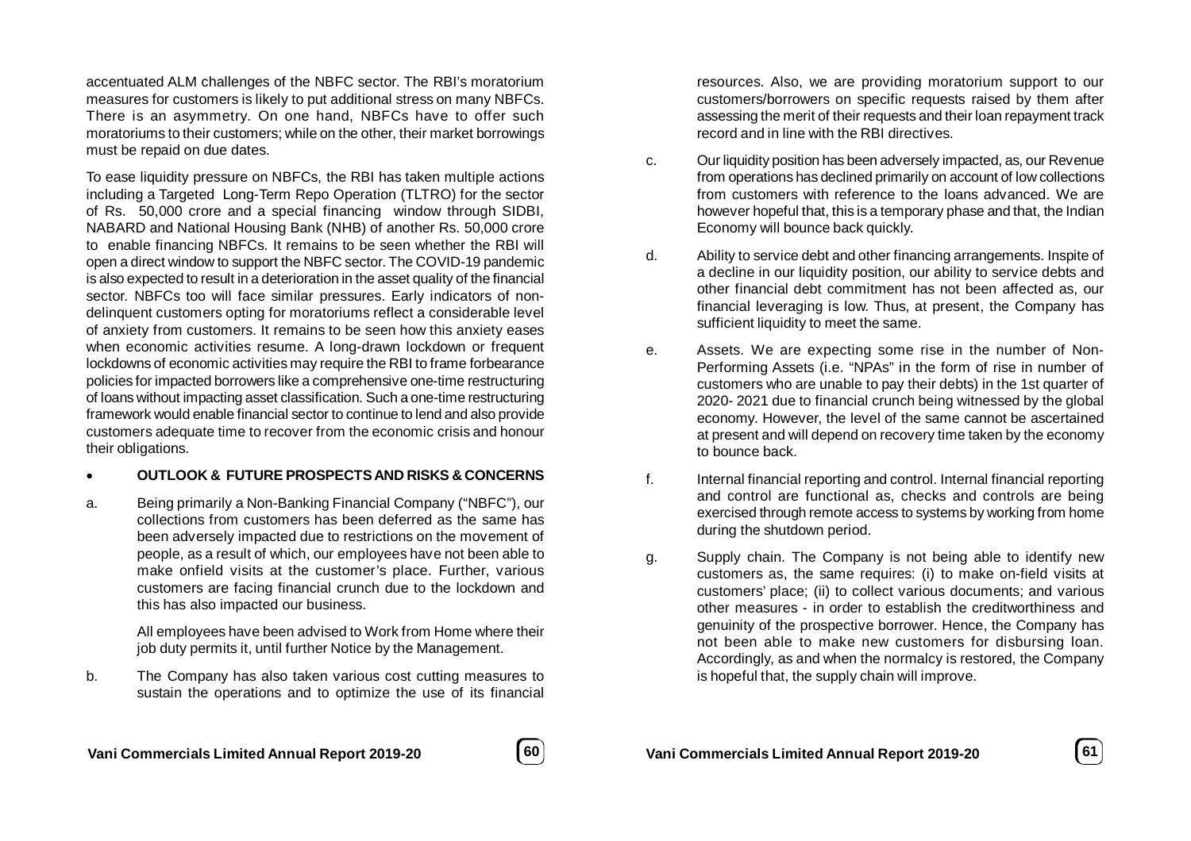accentuated ALM challenges of the NBFC sector. The RBI's moratorium measures for customers is likely to put additional stress on many NBFCs. There is an asymmetry. On one hand, NBFCs have to offer such moratoriums to their customers; while on the other, their market borrowings must be repaid on due dates.

To ease liquidity pressure on NBFCs, the RBI has taken multiple actions including a Targeted Long-Term Repo Operation (TLTRO) for the sector of Rs. 50,000 crore and a special financing window through SIDBI, NABARD and National Housing Bank (NHB) of another Rs. 50,000 crore to enable financing NBFCs. It remains to be seen whether the RBI will open a direct window to support the NBFC sector. The COVID-19 pandemic is also expected to result in a deterioration in the asset quality of the financial sector. NBFCs too will face similar pressures. Early indicators of non-delinquent customers opting for moratoriums reflect a considerable level of anxiety from customers. It remains to be seen how this anxiety eases when economic activities resume. A long-drawn lockdown or frequent lockdowns of economic activities may require the RBI to frame forbearance policies for impacted borrowers like a comprehensive one-time restructuring of loans without impacting asset classification. Such a one-time restructuring framework would enable financial sector to continue to lend and also provide customers adequate time to recover from the economic crisis and honour their obligations.

- **OUTLOOK & FUTURE PROSPECTS AND RISKS & CONCERNS**

a. Being primarily a Non-Banking Financial Company ("NBFC"), our collections from customers has been deferred as the same has been adversely impacted due to restrictions on the movement of people, as a result of which, our employees have not been able to make onfield visits at the customer's place. Further, various customers are facing financial crunch due to the lockdown and this has also impacted our business.

   All employees have been advised to Work from Home where their job duty permits it, until further Notice by the Management.

b. The Company has also taken various cost cutting measures to sustain the operations and to optimize the use of its financial resources. Also, we are providing moratorium support to our customers/borrowers on specific requests raised by them after assessing the merit of their requests and their loan repayment track record and in line with the RBI directives.

c. Our liquidity position has been adversely impacted, as, our Revenue from operations has declined primarily on account of low collections from customers with reference to the loans advanced. We are however hopeful that, this is a temporary phase and that, the Indian Economy will bounce back quickly.

d. Ability to service debt and other financing arrangements. Inspite of a decline in our liquidity position, our ability to service debts and other financial debt commitment has not been affected as, our financial leveraging is low. Thus, at present, the Company has sufficient liquidity to meet the same.

e. Assets. We are expecting some rise in the number of Non-Performing Assets (i.e. "NPAs" in the form of rise in number of customers who are unable to pay their debts) in the 1st quarter of 2020- 2021 due to financial crunch being witnessed by the global economy. However, the level of the same cannot be ascertained at present and will depend on recovery time taken by the economy to bounce back.

f. Internal financial reporting and control. Internal financial reporting and control are functional as, checks and controls are being exercised through remote access to systems by working from home during the shutdown period.

g. Supply chain. The Company is not being able to identify new customers as, the same requires: (i) to make on-field visits at customers' place; (ii) to collect various documents; and various other measures - in order to establish the creditworthiness and genuinity of the prospective borrower. Hence, the Company has not been able to make new customers for disbursing loan. Accordingly, as and when the normalcy is restored, the Company is hopeful that, the supply chain will improve.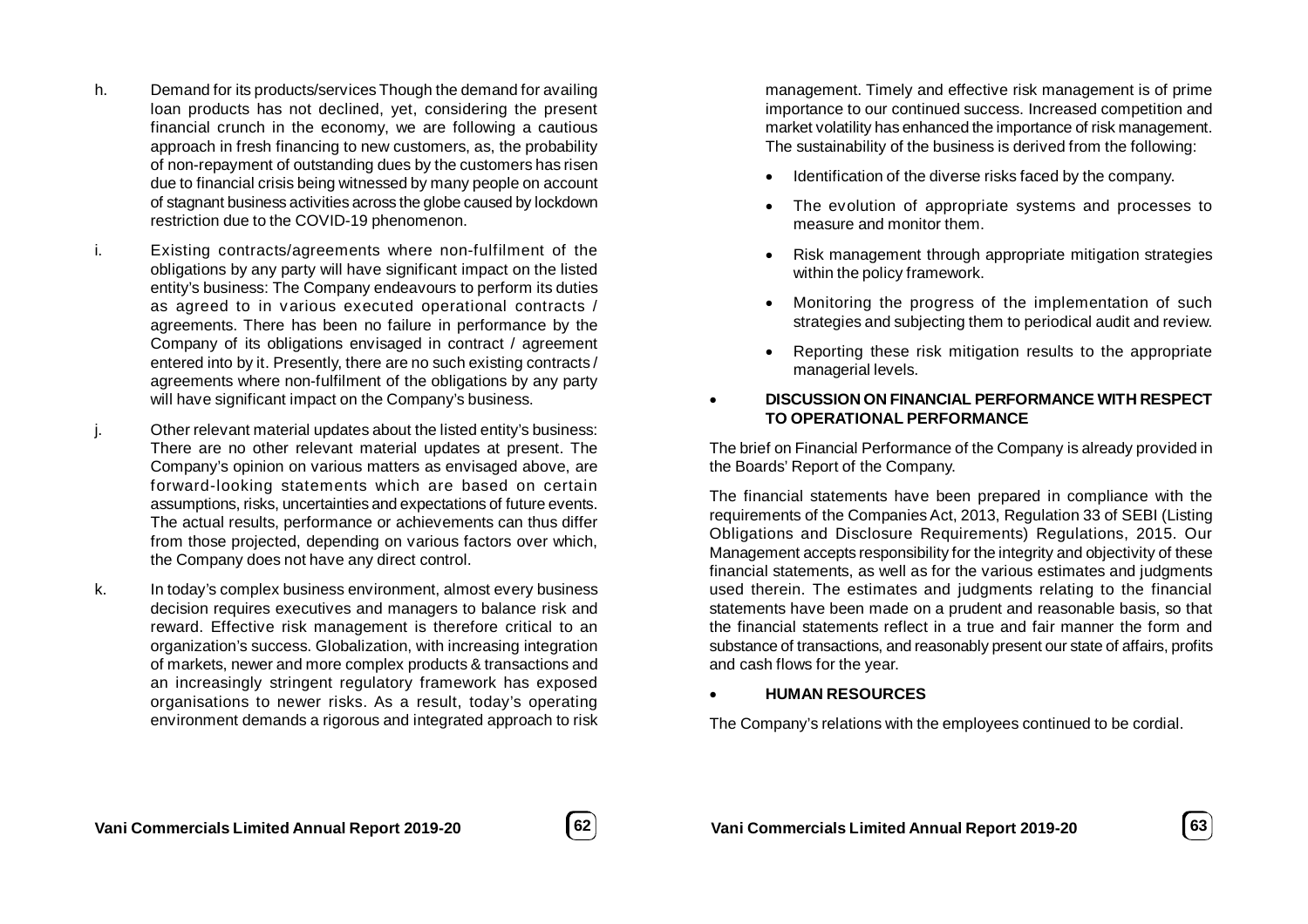h. Demand for its products/services Though the demand for availing loan products has not declined, yet, considering the present financial crunch in the economy, we are following a cautious approach in fresh financing to new customers, as, the probability of non-repayment of outstanding dues by the customers has risen due to financial crisis being witnessed by many people on account of stagnant business activities across the globe caused by lockdown restriction due to the COVID-19 phenomenon.

i. Existing contracts/agreements where non-fulfilment of the obligations by any party will have significant impact on the listed entity's business: The Company endeavours to perform its duties as agreed to in various executed operational contracts / agreements. There has been no failure in performance by the Company of its obligations envisaged in contract / agreement entered into by it. Presently, there are no such existing contracts / agreements where non-fulfilment of the obligations by any party will have significant impact on the Company's business.

j. Other relevant material updates about the listed entity's business: There are no other relevant material updates at present. The Company's opinion on various matters as envisaged above, are forward-looking statements which are based on certain assumptions, risks, uncertainties and expectations of future events. The actual results, performance or achievements can thus differ from those projected, depending on various factors over which, the Company does not have any direct control.

k. In today's complex business environment, almost every business decision requires executives and managers to balance risk and reward. Effective risk management is therefore critical to an organization's success. Globalization, with increasing integration of markets, newer and more complex products & transactions and an increasingly stringent regulatory framework has exposed organisations to newer risks. As a result, today's operating environment demands a rigorous and integrated approach to risk management. Timely and effective risk management is of prime importance to our continued success. Increased competition and market volatility has enhanced the importance of risk management. The sustainability of the business is derived from the following:

- Identification of the diverse risks faced by the company.
- The evolution of appropriate systems and processes to measure and monitor them.
- Risk management through appropriate mitigation strategies within the policy framework.
- Monitoring the progress of the implementation of such strategies and subjecting them to periodical audit and review.
- Reporting these risk mitigation results to the appropriate managerial levels.

- **DISCUSSION ON FINANCIAL PERFORMANCE WITH RESPECT TO OPERATIONAL PERFORMANCE**

The brief on Financial Performance of the Company is already provided in the Boards' Report of the Company.

The financial statements have been prepared in compliance with the requirements of the Companies Act, 2013, Regulation 33 of SEBI (Listing Obligations and Disclosure Requirements) Regulations, 2015. Our Management accepts responsibility for the integrity and objectivity of these financial statements, as well as for the various estimates and judgments used therein. The estimates and judgments relating to the financial statements have been made on a prudent and reasonable basis, so that the financial statements reflect in a true and fair manner the form and substance of transactions, and reasonably present our state of affairs, profits and cash flows for the year.

- **HUMAN RESOURCES**

The Company's relations with the employees continued to be cordial.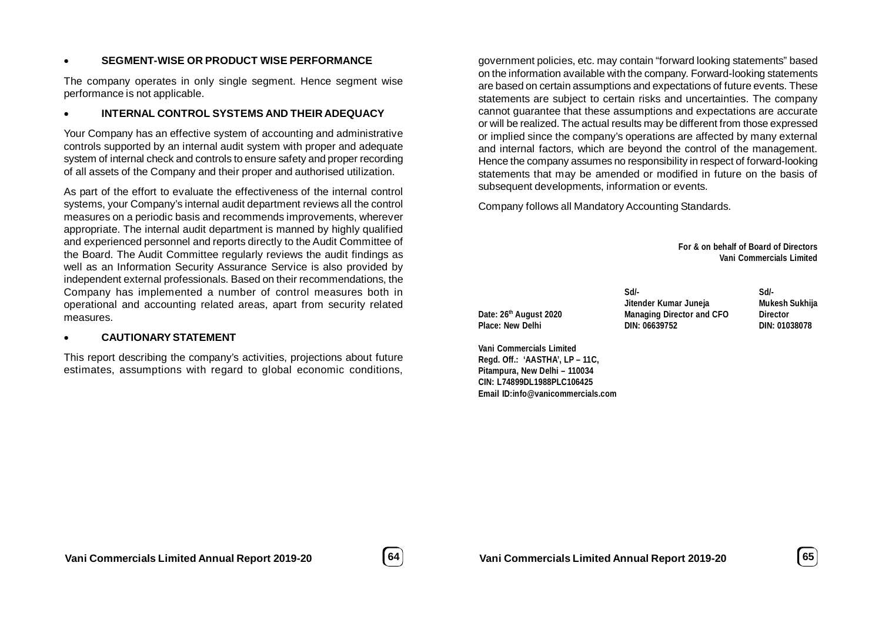- **SEGMENT-WISE OR PRODUCT WISE PERFORMANCE**

The company operates in only single segment. Hence segment wise performance is not applicable.

- **INTERNAL CONTROL SYSTEMS AND THEIR ADEQUACY**

Your Company has an effective system of accounting and administrative controls supported by an internal audit system with proper and adequate system of internal check and controls to ensure safety and proper recording of all assets of the Company and their proper and authorised utilization.

As part of the effort to evaluate the effectiveness of the internal control systems, your Company's internal audit department reviews all the control measures on a periodic basis and recommends improvements, wherever appropriate. The internal audit department is manned by highly qualified and experienced personnel and reports directly to the Audit Committee of the Board. The Audit Committee regularly reviews the audit findings as well as an Information Security Assurance Service is also provided by independent external professionals. Based on their recommendations, the Company has implemented a number of control measures both in operational and accounting related areas, apart from security related measures.

- **CAUTIONARY STATEMENT**

This report describing the company's activities, projections about future estimates, assumptions with regard to global economic conditions, government policies, etc. may contain "forward looking statements" based on the information available with the company. Forward-looking statements are based on certain assumptions and expectations of future events. These statements are subject to certain risks and uncertainties. The company cannot guarantee that these assumptions and expectations are accurate or will be realized. The actual results may be different from those expressed or implied since the company's operations are affected by many external and internal factors, which are beyond the control of the management. Hence the company assumes no responsibility in respect of forward-looking statements that may be amended or modified in future on the basis of subsequent developments, information or events.

Company follows all Mandatory Accounting Standards.

**For & on behalf of Board of Directors**
**Vani Commercials Limited**

| | | |
|---|---|---|
| | **Sd/-** | **Sd/-** |
| | **Jitender Kumar Juneja** | **Mukesh Sukhija** |
| **Date: 26th August 2020** | **Managing Director and CFO** | **Director** |
| **Place: New Delhi** | **DIN: 06639752** | **DIN: 01038078** |

**Vani Commercials Limited**
**Regd. Off.: 'AASTHA', LP – 11C,**
**Pitampura, New Delhi – 110034**
**CIN: L74899DL1988PLC106425**
**Email ID:info@vanicommercials.com**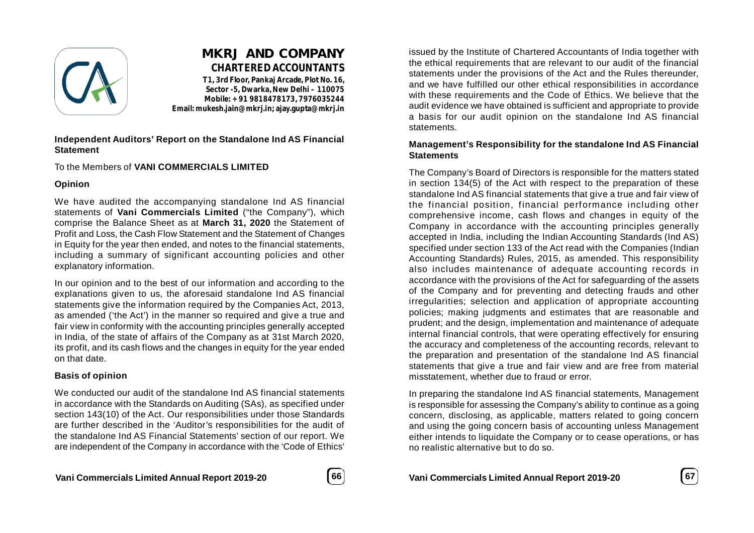# MKRJ AND COMPANY
**CHARTERED ACCOUNTANTS**

**T1, 3rd Floor, Pankaj Arcade, Plot No. 16, Sector -5, Dwarka, New Delhi – 110075**
**Mobile: + 91 9818478173, 7976035244**
**Email: mukesh.jain@mkrj.in; ajay.gupta@mkrj.in**

## Independent Auditors' Report on the Standalone Ind AS Financial Statement

To the Members of **VANI COMMERCIALS LIMITED**

### Opinion

We have audited the accompanying standalone Ind AS financial statements of **Vani Commercials Limited** ("the Company"), which comprise the Balance Sheet as at **March 31, 2020** the Statement of Profit and Loss, the Cash Flow Statement and the Statement of Changes in Equity for the year then ended, and notes to the financial statements, including a summary of significant accounting policies and other explanatory information.

In our opinion and to the best of our information and according to the explanations given to us, the aforesaid standalone Ind AS financial statements give the information required by the Companies Act, 2013, as amended ('the Act') in the manner so required and give a true and fair view in conformity with the accounting principles generally accepted in India, of the state of affairs of the Company as at 31st March 2020, its profit, and its cash flows and the changes in equity for the year ended on that date.

### Basis of opinion

We conducted our audit of the standalone Ind AS financial statements in accordance with the Standards on Auditing (SAs), as specified under section 143(10) of the Act. Our responsibilities under those Standards are further described in the 'Auditor's responsibilities for the audit of the standalone Ind AS Financial Statements' section of our report. We are independent of the Company in accordance with the 'Code of Ethics' issued by the Institute of Chartered Accountants of India together with the ethical requirements that are relevant to our audit of the financial statements under the provisions of the Act and the Rules thereunder, and we have fulfilled our other ethical responsibilities in accordance with these requirements and the Code of Ethics. We believe that the audit evidence we have obtained is sufficient and appropriate to provide a basis for our audit opinion on the standalone Ind AS financial statements.

### Management's Responsibility for the standalone Ind AS Financial Statements

The Company's Board of Directors is responsible for the matters stated in section 134(5) of the Act with respect to the preparation of these standalone Ind AS financial statements that give a true and fair view of the financial position, financial performance including other comprehensive income, cash flows and changes in equity of the Company in accordance with the accounting principles generally accepted in India, including the Indian Accounting Standards (Ind AS) specified under section 133 of the Act read with the Companies (Indian Accounting Standards) Rules, 2015, as amended. This responsibility also includes maintenance of adequate accounting records in accordance with the provisions of the Act for safeguarding of the assets of the Company and for preventing and detecting frauds and other irregularities; selection and application of appropriate accounting policies; making judgments and estimates that are reasonable and prudent; and the design, implementation and maintenance of adequate internal financial controls, that were operating effectively for ensuring the accuracy and completeness of the accounting records, relevant to the preparation and presentation of the standalone Ind AS financial statements that give a true and fair view and are free from material misstatement, whether due to fraud or error.

In preparing the standalone Ind AS financial statements, Management is responsible for assessing the Company's ability to continue as a going concern, disclosing, as applicable, matters related to going concern and using the going concern basis of accounting unless Management either intends to liquidate the Company or to cease operations, or has no realistic alternative but to do so.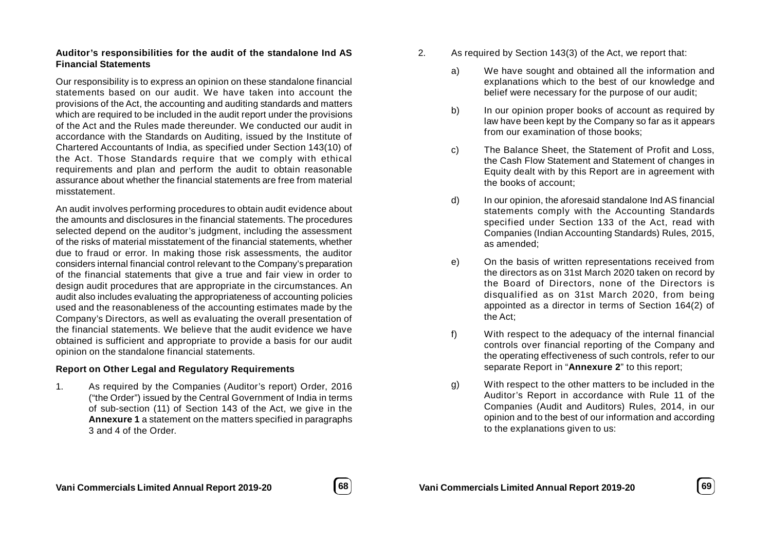**Auditor's responsibilities for the audit of the standalone Ind AS Financial Statements**

Our responsibility is to express an opinion on these standalone financial statements based on our audit. We have taken into account the provisions of the Act, the accounting and auditing standards and matters which are required to be included in the audit report under the provisions of the Act and the Rules made thereunder. We conducted our audit in accordance with the Standards on Auditing, issued by the Institute of Chartered Accountants of India, as specified under Section 143(10) of the Act. Those Standards require that we comply with ethical requirements and plan and perform the audit to obtain reasonable assurance about whether the financial statements are free from material misstatement.

An audit involves performing procedures to obtain audit evidence about the amounts and disclosures in the financial statements. The procedures selected depend on the auditor's judgment, including the assessment of the risks of material misstatement of the financial statements, whether due to fraud or error. In making those risk assessments, the auditor considers internal financial control relevant to the Company's preparation of the financial statements that give a true and fair view in order to design audit procedures that are appropriate in the circumstances. An audit also includes evaluating the appropriateness of accounting policies used and the reasonableness of the accounting estimates made by the Company's Directors, as well as evaluating the overall presentation of the financial statements. We believe that the audit evidence we have obtained is sufficient and appropriate to provide a basis for our audit opinion on the standalone financial statements.

**Report on Other Legal and Regulatory Requirements**

1. As required by the Companies (Auditor's report) Order, 2016 ("the Order") issued by the Central Government of India in terms of sub-section (11) of Section 143 of the Act, we give in the **Annexure 1** a statement on the matters specified in paragraphs 3 and 4 of the Order.

2. As required by Section 143(3) of the Act, we report that:

   a) We have sought and obtained all the information and explanations which to the best of our knowledge and belief were necessary for the purpose of our audit;

   b) In our opinion proper books of account as required by law have been kept by the Company so far as it appears from our examination of those books;

   c) The Balance Sheet, the Statement of Profit and Loss, the Cash Flow Statement and Statement of changes in Equity dealt with by this Report are in agreement with the books of account;

   d) In our opinion, the aforesaid standalone Ind AS financial statements comply with the Accounting Standards specified under Section 133 of the Act, read with Companies (Indian Accounting Standards) Rules, 2015, as amended;

   e) On the basis of written representations received from the directors as on 31st March 2020 taken on record by the Board of Directors, none of the Directors is disqualified as on 31st March 2020, from being appointed as a director in terms of Section 164(2) of the Act;

   f) With respect to the adequacy of the internal financial controls over financial reporting of the Company and the operating effectiveness of such controls, refer to our separate Report in "**Annexure 2**" to this report;

   g) With respect to the other matters to be included in the Auditor's Report in accordance with Rule 11 of the Companies (Audit and Auditors) Rules, 2014, in our opinion and to the best of our information and according to the explanations given to us: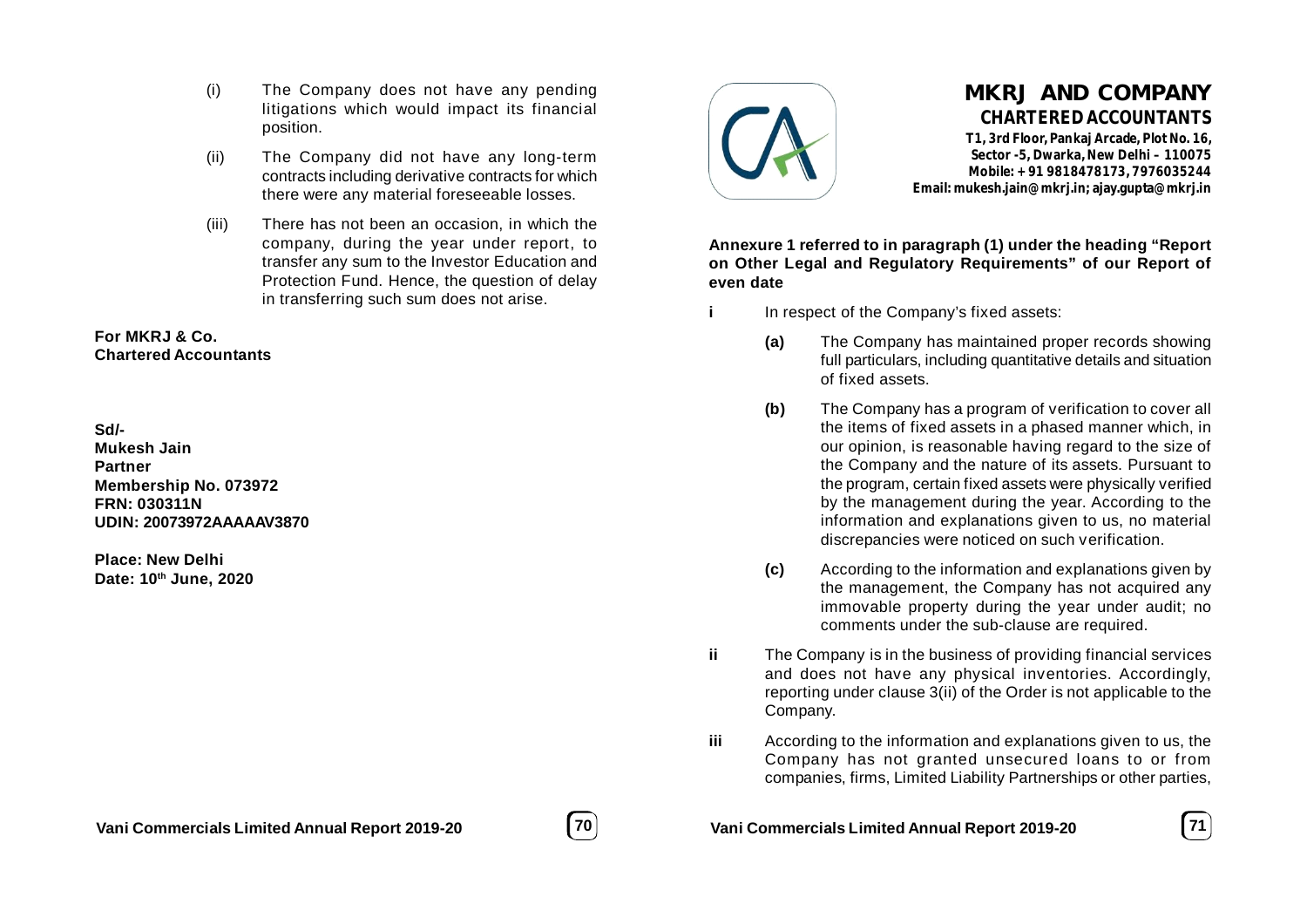(i) The Company does not have any pending litigations which would impact its financial position.

(ii) The Company did not have any long-term contracts including derivative contracts for which there were any material foreseeable losses.

(iii) There has not been an occasion, in which the company, during the year under report, to transfer any sum to the Investor Education and Protection Fund. Hence, the question of delay in transferring such sum does not arise.

**For MKRJ & Co.**
**Chartered Accountants**

**Sd/-**
**Mukesh Jain**
**Partner**
**Membership No. 073972**
**FRN: 030311N**
**UDIN: 20073972AAAAAV3870**

**Place: New Delhi**
**Date: 10th June, 2020**

# MKRJ AND COMPANY

**CHARTERED ACCOUNTANTS**

**T1, 3rd Floor, Pankaj Arcade, Plot No. 16, Sector -5, Dwarka, New Delhi – 110075**
**Mobile: +91 9818478173, 7976035244**
**Email: mukesh.jain@mkrj.in; ajay.gupta@mkrj.in**

**Annexure 1 referred to in paragraph (1) under the heading "Report on Other Legal and Regulatory Requirements" of our Report of even date**

**i** In respect of the Company's fixed assets:

**(a)** The Company has maintained proper records showing full particulars, including quantitative details and situation of fixed assets.

**(b)** The Company has a program of verification to cover all the items of fixed assets in a phased manner which, in our opinion, is reasonable having regard to the size of the Company and the nature of its assets. Pursuant to the program, certain fixed assets were physically verified by the management during the year. According to the information and explanations given to us, no material discrepancies were noticed on such verification.

**(c)** According to the information and explanations given by the management, the Company has not acquired any immovable property during the year under audit; no comments under the sub-clause are required.

**ii** The Company is in the business of providing financial services and does not have any physical inventories. Accordingly, reporting under clause 3(ii) of the Order is not applicable to the Company.

**iii** According to the information and explanations given to us, the Company has not granted unsecured loans to or from companies, firms, Limited Liability Partnerships or other parties,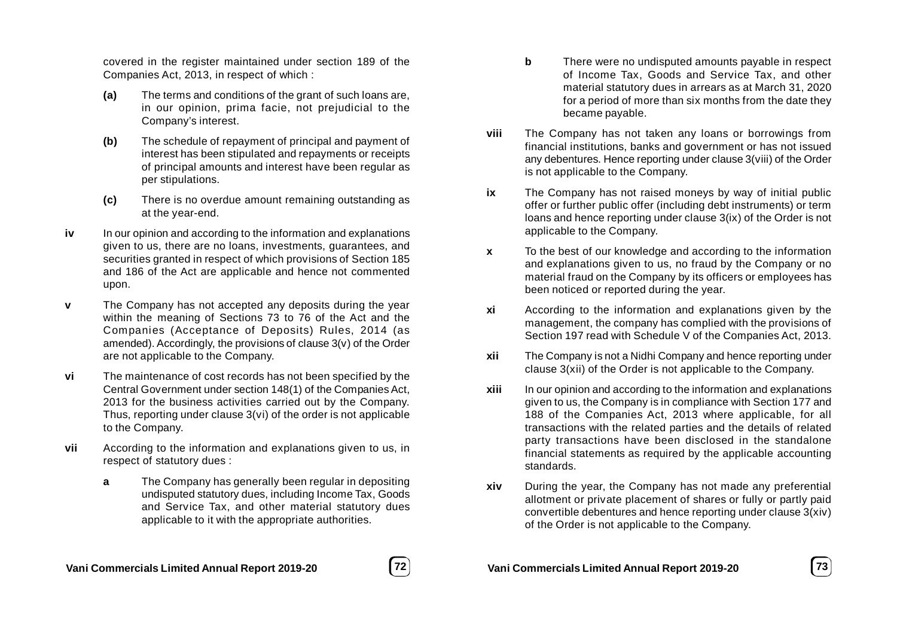covered in the register maintained under section 189 of the Companies Act, 2013, in respect of which :

**(a)** The terms and conditions of the grant of such loans are, in our opinion, prima facie, not prejudicial to the Company's interest.

**(b)** The schedule of repayment of principal and payment of interest has been stipulated and repayments or receipts of principal amounts and interest have been regular as per stipulations.

**(c)** There is no overdue amount remaining outstanding as at the year-end.

**iv** In our opinion and according to the information and explanations given to us, there are no loans, investments, guarantees, and securities granted in respect of which provisions of Section 185 and 186 of the Act are applicable and hence not commented upon.

**v** The Company has not accepted any deposits during the year within the meaning of Sections 73 to 76 of the Act and the Companies (Acceptance of Deposits) Rules, 2014 (as amended). Accordingly, the provisions of clause 3(v) of the Order are not applicable to the Company.

**vi** The maintenance of cost records has not been specified by the Central Government under section 148(1) of the Companies Act, 2013 for the business activities carried out by the Company. Thus, reporting under clause 3(vi) of the order is not applicable to the Company.

**vii** According to the information and explanations given to us, in respect of statutory dues :

**a** The Company has generally been regular in depositing undisputed statutory dues, including Income Tax, Goods and Service Tax, and other material statutory dues applicable to it with the appropriate authorities.

**b** There were no undisputed amounts payable in respect of Income Tax, Goods and Service Tax, and other material statutory dues in arrears as at March 31, 2020 for a period of more than six months from the date they became payable.

**viii** The Company has not taken any loans or borrowings from financial institutions, banks and government or has not issued any debentures. Hence reporting under clause 3(viii) of the Order is not applicable to the Company.

**ix** The Company has not raised moneys by way of initial public offer or further public offer (including debt instruments) or term loans and hence reporting under clause 3(ix) of the Order is not applicable to the Company.

**x** To the best of our knowledge and according to the information and explanations given to us, no fraud by the Company or no material fraud on the Company by its officers or employees has been noticed or reported during the year.

**xi** According to the information and explanations given by the management, the company has complied with the provisions of Section 197 read with Schedule V of the Companies Act, 2013.

**xii** The Company is not a Nidhi Company and hence reporting under clause 3(xii) of the Order is not applicable to the Company.

**xiii** In our opinion and according to the information and explanations given to us, the Company is in compliance with Section 177 and 188 of the Companies Act, 2013 where applicable, for all transactions with the related parties and the details of related party transactions have been disclosed in the standalone financial statements as required by the applicable accounting standards.

**xiv** During the year, the Company has not made any preferential allotment or private placement of shares or fully or partly paid convertible debentures and hence reporting under clause 3(xiv) of the Order is not applicable to the Company.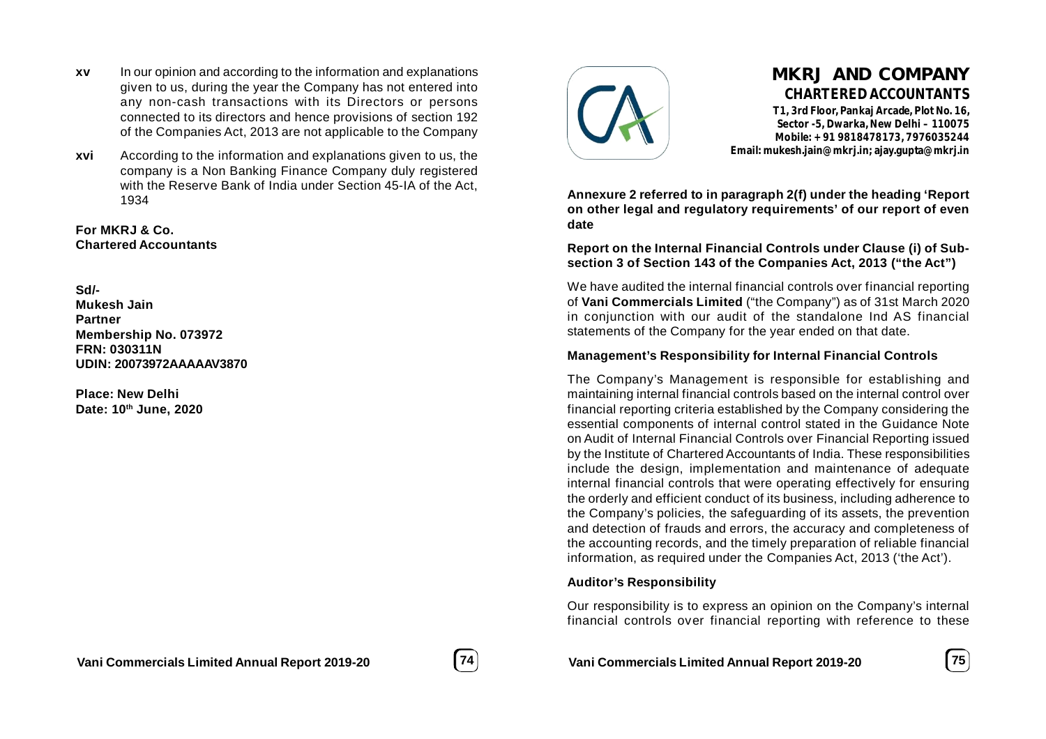**xv** In our opinion and according to the information and explanations given to us, during the year the Company has not entered into any non-cash transactions with its Directors or persons connected to its directors and hence provisions of section 192 of the Companies Act, 2013 are not applicable to the Company

**xvi** According to the information and explanations given to us, the company is a Non Banking Finance Company duly registered with the Reserve Bank of India under Section 45-IA of the Act, 1934

**For MKRJ & Co.**
**Chartered Accountants**

**Sd/-**
**Mukesh Jain**
**Partner**
**Membership No. 073972**
**FRN: 030311N**
**UDIN: 20073972AAAAAV3870**

**Place: New Delhi**
**Date: 10th June, 2020**

## MKRJ AND COMPANY
**CHARTERED ACCOUNTANTS**

**T1, 3rd Floor, Pankaj Arcade, Plot No. 16,**
**Sector -5, Dwarka, New Delhi – 110075**
**Mobile: + 91 9818478173, 7976035244**
**Email: mukesh.jain@mkrj.in; ajay.gupta@mkrj.in**

**Annexure 2 referred to in paragraph 2(f) under the heading 'Report on other legal and regulatory requirements' of our report of even date**

**Report on the Internal Financial Controls under Clause (i) of Sub-section 3 of Section 143 of the Companies Act, 2013 ("the Act")**

We have audited the internal financial controls over financial reporting of **Vani Commercials Limited** ("the Company") as of 31st March 2020 in conjunction with our audit of the standalone Ind AS financial statements of the Company for the year ended on that date.

### Management's Responsibility for Internal Financial Controls

The Company's Management is responsible for establishing and maintaining internal financial controls based on the internal control over financial reporting criteria established by the Company considering the essential components of internal control stated in the Guidance Note on Audit of Internal Financial Controls over Financial Reporting issued by the Institute of Chartered Accountants of India. These responsibilities include the design, implementation and maintenance of adequate internal financial controls that were operating effectively for ensuring the orderly and efficient conduct of its business, including adherence to the Company's policies, the safeguarding of its assets, the prevention and detection of frauds and errors, the accuracy and completeness of the accounting records, and the timely preparation of reliable financial information, as required under the Companies Act, 2013 ('the Act').

### Auditor's Responsibility

Our responsibility is to express an opinion on the Company's internal financial controls over financial reporting with reference to these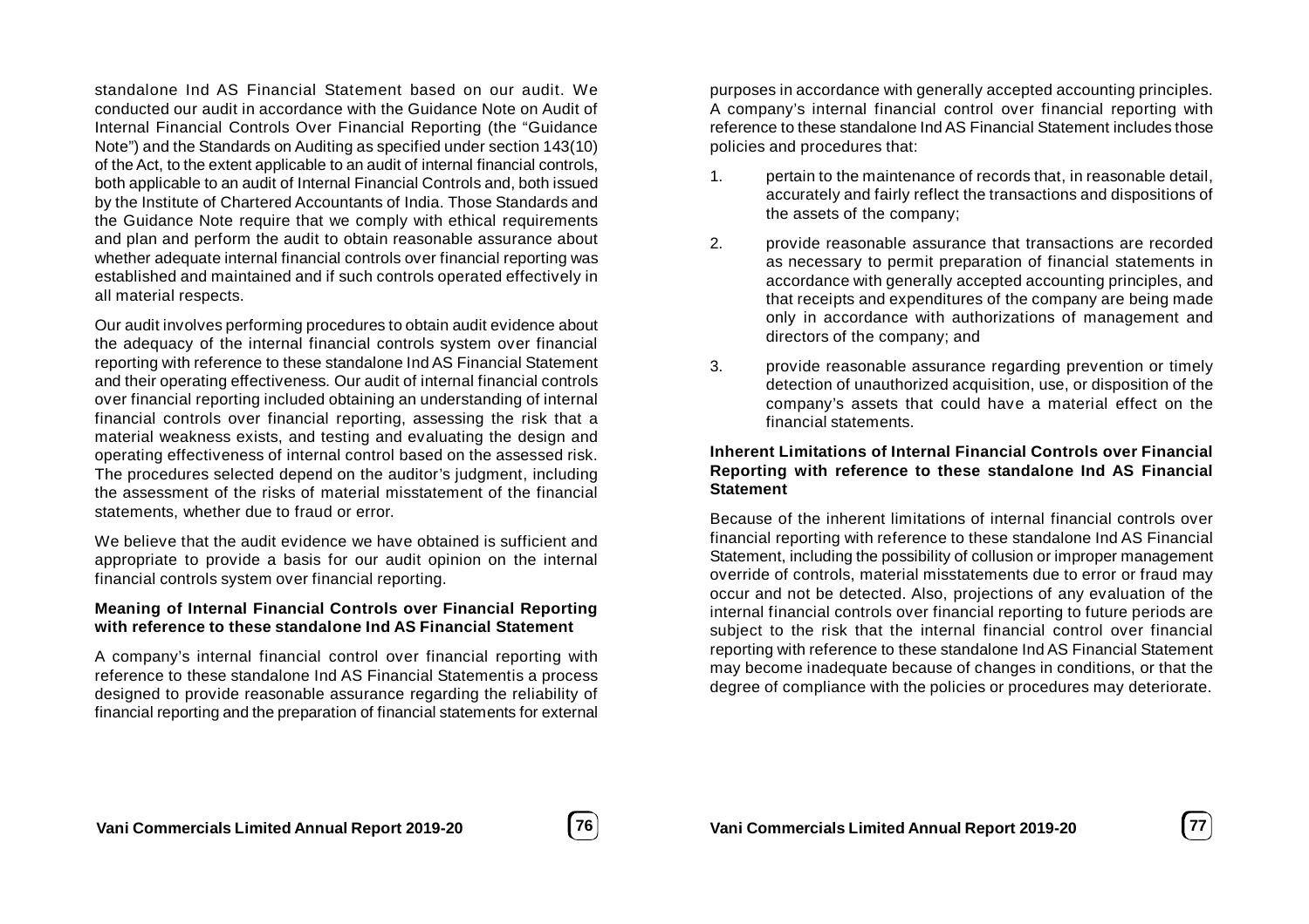standalone Ind AS Financial Statement based on our audit. We conducted our audit in accordance with the Guidance Note on Audit of Internal Financial Controls Over Financial Reporting (the "Guidance Note") and the Standards on Auditing as specified under section 143(10) of the Act, to the extent applicable to an audit of internal financial controls, both applicable to an audit of Internal Financial Controls and, both issued by the Institute of Chartered Accountants of India. Those Standards and the Guidance Note require that we comply with ethical requirements and plan and perform the audit to obtain reasonable assurance about whether adequate internal financial controls over financial reporting was established and maintained and if such controls operated effectively in all material respects.

Our audit involves performing procedures to obtain audit evidence about the adequacy of the internal financial controls system over financial reporting with reference to these standalone Ind AS Financial Statement and their operating effectiveness. Our audit of internal financial controls over financial reporting included obtaining an understanding of internal financial controls over financial reporting, assessing the risk that a material weakness exists, and testing and evaluating the design and operating effectiveness of internal control based on the assessed risk. The procedures selected depend on the auditor's judgment, including the assessment of the risks of material misstatement of the financial statements, whether due to fraud or error.

We believe that the audit evidence we have obtained is sufficient and appropriate to provide a basis for our audit opinion on the internal financial controls system over financial reporting.

**Meaning of Internal Financial Controls over Financial Reporting with reference to these standalone Ind AS Financial Statement**

A company's internal financial control over financial reporting with reference to these standalone Ind AS Financial Statementis a process designed to provide reasonable assurance regarding the reliability of financial reporting and the preparation of financial statements for external purposes in accordance with generally accepted accounting principles. A company's internal financial control over financial reporting with reference to these standalone Ind AS Financial Statement includes those policies and procedures that:

1. pertain to the maintenance of records that, in reasonable detail, accurately and fairly reflect the transactions and dispositions of the assets of the company;
2. provide reasonable assurance that transactions are recorded as necessary to permit preparation of financial statements in accordance with generally accepted accounting principles, and that receipts and expenditures of the company are being made only in accordance with authorizations of management and directors of the company; and
3. provide reasonable assurance regarding prevention or timely detection of unauthorized acquisition, use, or disposition of the company's assets that could have a material effect on the financial statements.

**Inherent Limitations of Internal Financial Controls over Financial Reporting with reference to these standalone Ind AS Financial Statement**

Because of the inherent limitations of internal financial controls over financial reporting with reference to these standalone Ind AS Financial Statement, including the possibility of collusion or improper management override of controls, material misstatements due to error or fraud may occur and not be detected. Also, projections of any evaluation of the internal financial controls over financial reporting to future periods are subject to the risk that the internal financial control over financial reporting with reference to these standalone Ind AS Financial Statement may become inadequate because of changes in conditions, or that the degree of compliance with the policies or procedures may deteriorate.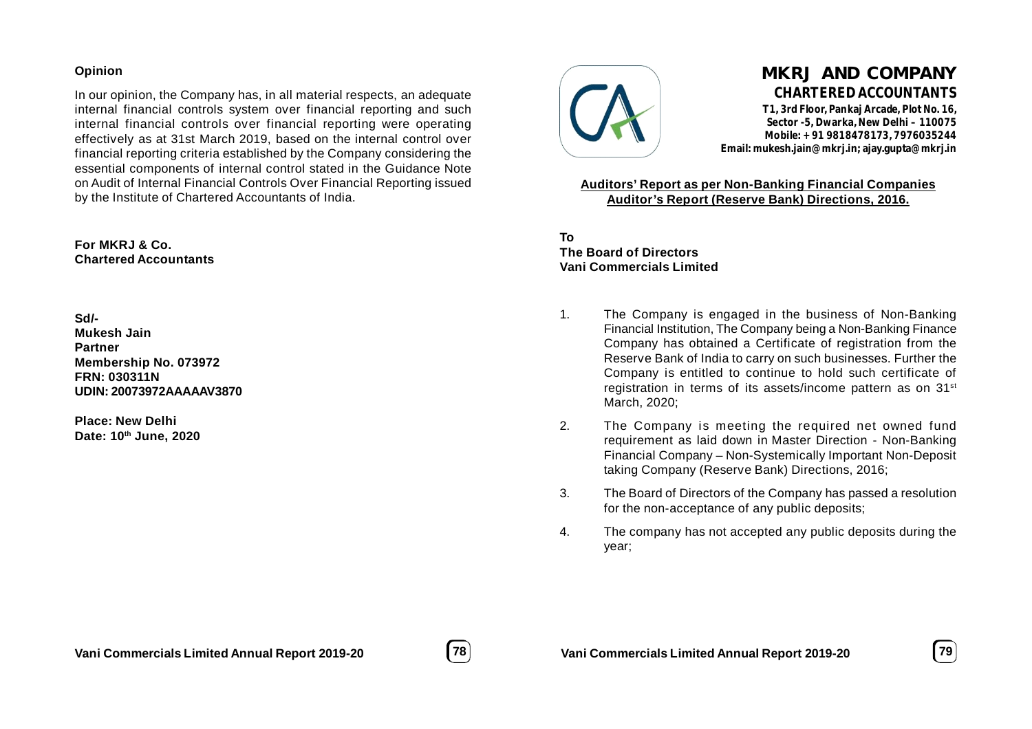**Opinion**

In our opinion, the Company has, in all material respects, an adequate internal financial controls system over financial reporting and such internal financial controls over financial reporting were operating effectively as at 31st March 2019, based on the internal control over financial reporting criteria established by the Company considering the essential components of internal control stated in the Guidance Note on Audit of Internal Financial Controls Over Financial Reporting issued by the Institute of Chartered Accountants of India.

**For MKRJ & Co.**
**Chartered Accountants**

**Sd/-**
**Mukesh Jain**
**Partner**
**Membership No. 073972**
**FRN: 030311N**
**UDIN: 20073972AAAAAV3870**

**Place: New Delhi**
**Date: 10th June, 2020**

# MKRJ AND COMPANY

**CHARTERED ACCOUNTANTS**

**T1, 3rd Floor, Pankaj Arcade, Plot No. 16,**
**Sector -5, Dwarka, New Delhi – 110075**
**Mobile: +91 9818478173, 7976035244**
**Email: mukesh.jain@mkrj.in; ajay.gupta@mkrj.in**

**Auditors' Report as per Non-Banking Financial Companies Auditor's Report (Reserve Bank) Directions, 2016.**

**To**
**The Board of Directors**
**Vani Commercials Limited**

1. The Company is engaged in the business of Non-Banking Financial Institution, The Company being a Non-Banking Finance Company has obtained a Certificate of registration from the Reserve Bank of India to carry on such businesses. Further the Company is entitled to continue to hold such certificate of registration in terms of its assets/income pattern as on 31st March, 2020;

2. The Company is meeting the required net owned fund requirement as laid down in Master Direction - Non-Banking Financial Company – Non-Systemically Important Non-Deposit taking Company (Reserve Bank) Directions, 2016;

3. The Board of Directors of the Company has passed a resolution for the non-acceptance of any public deposits;

4. The company has not accepted any public deposits during the year;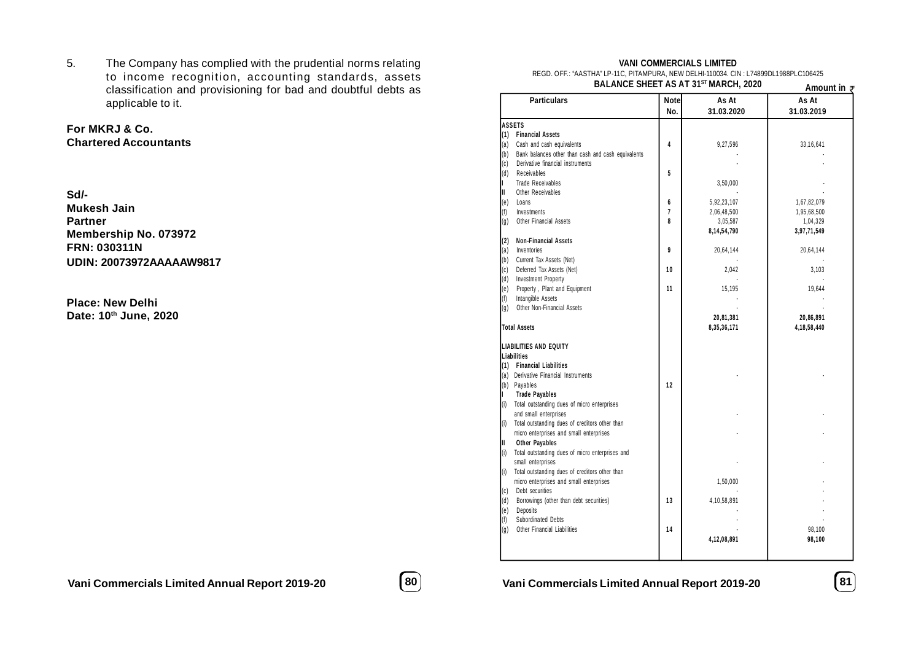5. The Company has complied with the prudential norms relating to income recognition, accounting standards, assets classification and provisioning for bad and doubtful debts as applicable to it.

**For MKRJ & Co.**
**Chartered Accountants**

**Sd/-**
**Mukesh Jain**
**Partner**
**Membership No. 073972**
**FRN: 030311N**
**UDIN: 20073972AAAAAW9817**

**Place: New Delhi**
**Date: 10th June, 2020**

**VANI COMMERCIALS LIMITED**

REGD. OFF.: "AASTHA" LP-11C, PITAMPURA, NEW DELHI-110034. CIN : L74899DL1988PLC106425

**BALANCE SHEET AS AT 31ST MARCH, 2020**

Amount in ₹

| Particulars | Note No. | As At 31.03.2020 | As At 31.03.2019 |
|---|---|---|---|
| **ASSETS** | | | |
| **(1) Financial Assets** | | | |
| (a) Cash and cash equivalents | 4 | 9,27,596 | 33,16,641 |
| (b) Bank balances other than cash and cash equivalents | | - | - |
| (c) Derivative financial instruments | | - | - |
| (d) Receivables | 5 | | |
| I Trade Receivables | | 3,50,000 | - |
| II Other Receivables | | - | - |
| (e) Loans | 6 | 5,92,23,107 | 1,67,82,079 |
| (f) Investments | 7 | 2,06,48,500 | 1,95,68,500 |
| (g) Other Financial Assets | 8 | 3,05,587 | 1,04,329 |
| | | **8,14,54,790** | **3,97,71,549** |
| **(2) Non-Financial Assets** | | | |
| (a) Inventories | 9 | 20,64,144 | 20,64,144 |
| (b) Current Tax Assets (Net) | | - | - |
| (c) Deferred Tax Assets (Net) | 10 | 2,042 | 3,103 |
| (d) Investment Property | | - | - |
| (e) Property , Plant and Equipment | 11 | 15,195 | 19,644 |
| (f) Intangible Assets | | - | - |
| (g) Other Non-Financial Assets | | - | - |
| | | **20,81,381** | **20,86,891** |
| **Total Assets** | | **8,35,36,171** | **4,18,58,440** |
| **LIABILITIES AND EQUITY** | | | |
| **Liabilities** | | | |
| **(1) Financial Liabilities** | | | |
| (a) Derivative Financial Instruments | | - | - |
| (b) Payables | 12 | | |
| **I Trade Payables** | | | |
| (i) Total outstanding dues of micro enterprises and small enterprises | | - | - |
| (i) Total outstanding dues of creditors other than micro enterprises and small enterprises | | - | - |
| **II Other Payables** | | | |
| (i) Total outstanding dues of micro enterprises and small enterprises | | - | - |
| (i) Total outstanding dues of creditors other than micro enterprises and small enterprises | | 1,50,000 | - |
| (c) Debt securities | | - | - |
| (d) Borrowings (other than debt securities) | 13 | 4,10,58,891 | - |
| (e) Deposits | | - | - |
| (f) Subordinated Debts | | - | - |
| (g) Other Financial Liabilities | 14 | - | 98,100 |
| | | **4,12,08,891** | **98,100** |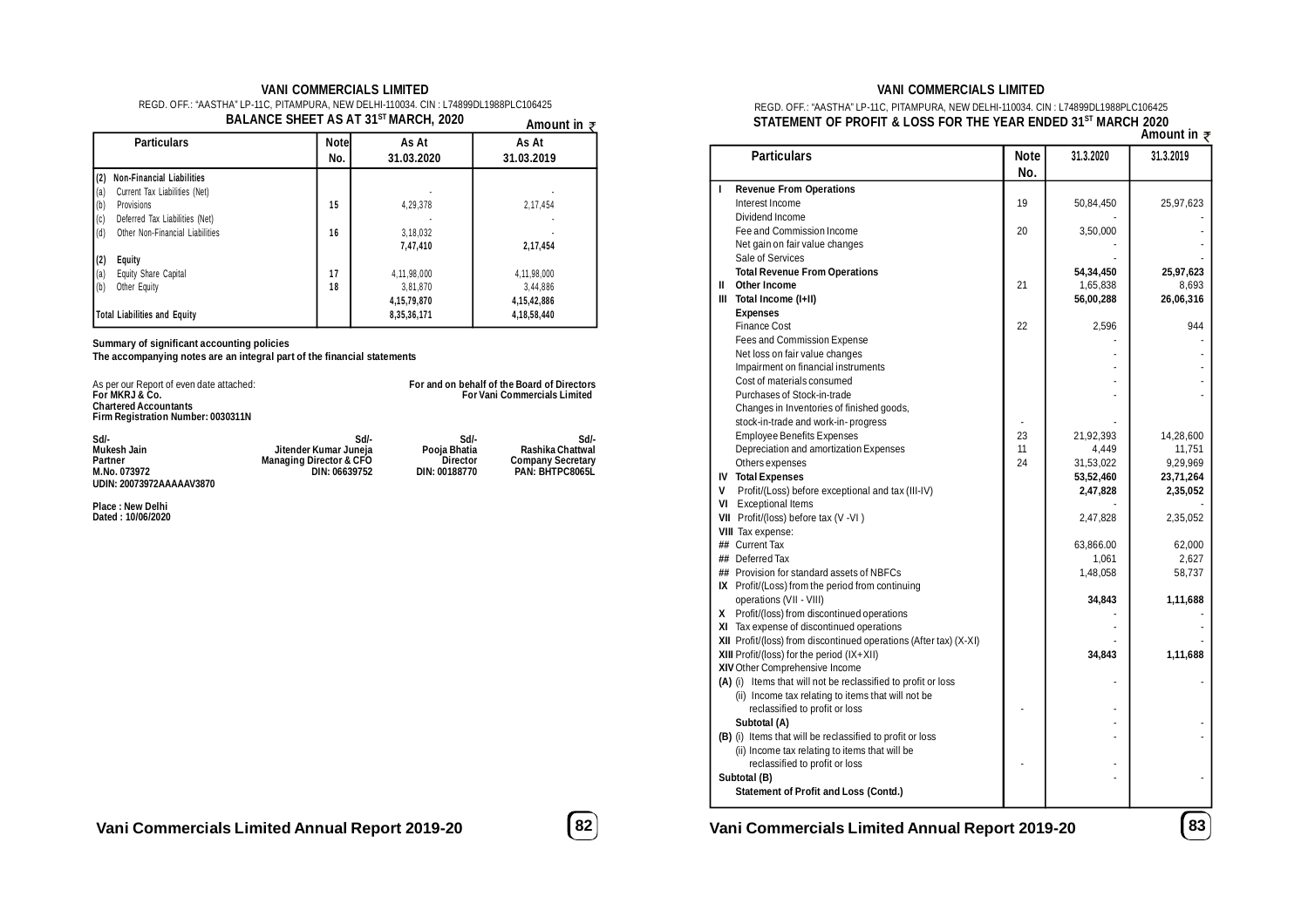**VANI COMMERCIALS LIMITED**

REGD. OFF.: "AASTHA" LP-11C, PITAMPURA, NEW DELHI-110034. CIN : L74899DL1988PLC106425

**BALANCE SHEET AS AT 31ST MARCH, 2020**

Amount in ₹

| Particulars | Note No. | As At 31.03.2020 | As At 31.03.2019 |
|---|---|---|---|
| **(2) Non-Financial Liabilities** | | | |
| (a) Current Tax Liabilities (Net) | | - | - |
| (b) Provisions | 15 | 4,29,378 | 2,17,454 |
| (c) Deferred Tax Liabilities (Net) | | - | - |
| (d) Other Non-Financial Liabilities | 16 | 3,18,032 | - |
| | | **7,47,410** | **2,17,454** |
| **(2) Equity** | | | |
| (a) Equity Share Capital | 17 | 4,11,98,000 | 4,11,98,000 |
| (b) Other Equity | 18 | 3,81,870 | 3,44,886 |
| | | **4,15,79,870** | **4,15,42,886** |
| **Total Liabilities and Equity** | | **8,35,36,171** | **4,18,58,440** |

**Summary of significant accounting policies**
**The accompanying notes are an integral part of the financial statements**

As per our Report of even date attached:
**For MKRJ & Co.**
**Chartered Accountants**
**Firm Registration Number: 0030311N**

**For and on behalf of the Board of Directors**
**For Vani Commercials Limited**

| Sd/- | Sd/- | Sd/- | Sd/- |
|---|---|---|---|
| **Mukesh Jain** | **Jitender Kumar Juneja** | **Pooja Bhatia** | **Rashika Chattwal** |
| **Partner** | **Managing Director & CFO** | **Director** | **Company Secretary** |
| **M.No. 073972** | **DIN: 06639752** | **DIN: 00188770** | **PAN: BHTPC8065L** |
| **UDIN: 20073972AAAAAV3870** | | | |

**Place : New Delhi**
**Dated : 10/06/2020**

**VANI COMMERCIALS LIMITED**

REGD. OFF.: "AASTHA" LP-11C, PITAMPURA, NEW DELHI-110034. CIN : L74899DL1988PLC106425

**STATEMENT OF PROFIT & LOSS FOR THE YEAR ENDED 31ST MARCH 2020**

Amount in ₹

| Particulars | Note No. | 31.3.2020 | 31.3.2019 |
|---|---|---|---|
| **I Revenue From Operations** | | | |
| Interest Income | 19 | 50,84,450 | 25,97,623 |
| Dividend Income | | - | - |
| Fee and Commission Income | 20 | 3,50,000 | - |
| Net gain on fair value changes | | - | - |
| Sale of Services | | - | - |
| **Total Revenue From Operations** | | **54,34,450** | **25,97,623** |
| **II Other Income** | 21 | 1,65,838 | 8,693 |
| **III Total Income (I+II)** | | **56,00,288** | **26,06,316** |
| **Expenses** | | | |
| Finance Cost | 22 | 2,596 | 944 |
| Fees and Commission Expense | | - | - |
| Net loss on fair value changes | | - | - |
| Impairment on financial instruments | | - | - |
| Cost of materials consumed | | - | - |
| Purchases of Stock-in-trade | | - | - |
| Changes in Inventories of finished goods, stock-in-trade and work-in- progress | - | - | |
| Employee Benefits Expenses | 23 | 21,92,393 | 14,28,600 |
| Depreciation and amortization Expenses | 11 | 4,449 | 11,751 |
| Others expenses | 24 | 31,53,022 | 9,29,969 |
| **IV Total Expenses** | | **53,52,460** | **23,71,264** |
| **V** Profit/(Loss) before exceptional and tax (III-IV) | | **2,47,828** | **2,35,052** |
| **VI** Exceptional Items | | - | - |
| **VII** Profit/(loss) before tax (V -VI ) | | 2,47,828 | 2,35,052 |
| **VIII** Tax expense: | | | |
| ## Current Tax | | 63,866.00 | 62,000 |
| ## Deferred Tax | | 1,061 | 2,627 |
| ## Provision for standard assets of NBFCs | | 1,48,058 | 58,737 |
| **IX** Profit/(Loss) from the period from continuing operations (VII - VIII) | | **34,843** | **1,11,688** |
| **X** Profit/(loss) from discontinued operations | | - | - |
| **XI** Tax expense of discontinued operations | | - | - |
| **XII** Profit/(loss) from discontinued operations (After tax) (X-XI) | | - | - |
| **XIII** Profit/(loss) for the period (IX+XII) | | **34,843** | **1,11,688** |
| **XIV** Other Comprehensive Income | | | |
| **(A)** (i) Items that will not be reclassified to profit or loss | | - | - |
| (ii) Income tax relating to items that will not be reclassified to profit or loss | - | - | |
| **Subtotal (A)** | | - | - |
| **(B)** (i) Items that will be reclassified to profit or loss | | - | - |
| (ii) Income tax relating to items that will be reclassified to profit or loss | - | - | |
| **Subtotal (B)** | | - | - |
| **Statement of Profit and Loss (Contd.)** | | | |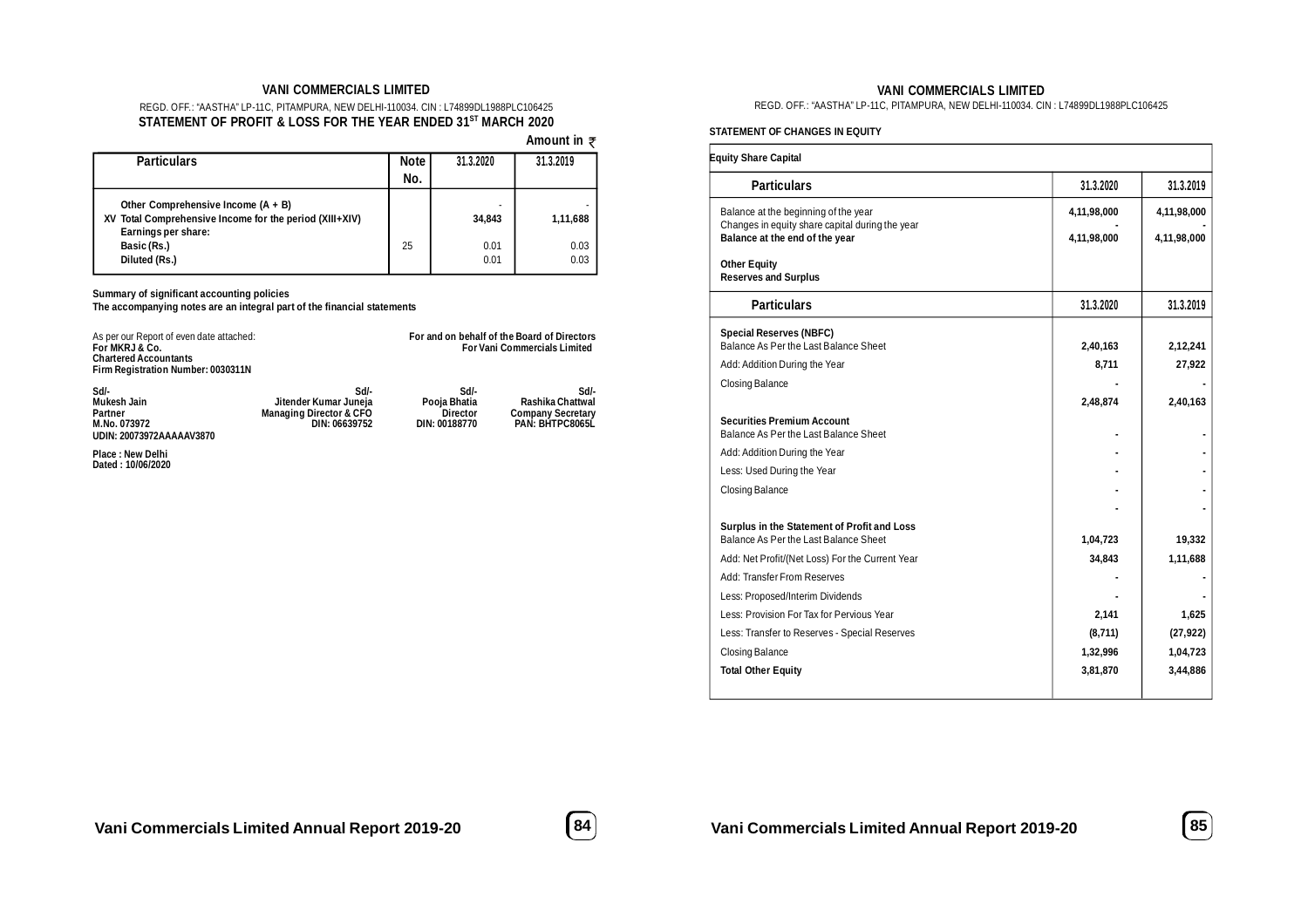## VANI COMMERCIALS LIMITED

REGD. OFF.: "AASTHA" LP-11C, PITAMPURA, NEW DELHI-110034. CIN : L74899DL1988PLC106425

### STATEMENT OF PROFIT & LOSS FOR THE YEAR ENDED 31ST MARCH 2020

Amount in ₹

| Particulars | Note No. | 31.3.2020 | 31.3.2019 |
|---|---|---|---|
| Other Comprehensive Income (A + B) | | - | - |
| XV Total Comprehensive Income for the period (XIII+XIV) | | 34,843 | 1,11,688 |
| Earnings per share: | | | |
| Basic (Rs.) | 25 | 0.01 | 0.03 |
| Diluted (Rs.) | | 0.01 | 0.03 |

**Summary of significant accounting policies**
**The accompanying notes are an integral part of the financial statements**

As per our Report of even date attached:
**For MKRJ & Co.**
**Chartered Accountants**
**Firm Registration Number: 0030311N**

**For and on behalf of the Board of Directors**
**For Vani Commercials Limited**

| Sd/- | Sd/- | Sd/- | Sd/- |
|---|---|---|---|
| **Mukesh Jain** | **Jitender Kumar Juneja** | **Pooja Bhatia** | **Rashika Chattwal** |
| **Partner** | **Managing Director & CFO** | **Director** | **Company Secretary** |
| **M.No. 073972** | **DIN: 06639752** | **DIN: 00188770** | **PAN: BHTPC8065L** |
| **UDIN: 20073972AAAAAV3870** | | | |

**Place : New Delhi**
**Dated : 10/06/2020**

## VANI COMMERCIALS LIMITED

REGD. OFF.: "AASTHA" LP-11C, PITAMPURA, NEW DELHI-110034. CIN : L74899DL1988PLC106425

**STATEMENT OF CHANGES IN EQUITY**

**Equity Share Capital**

| Particulars | 31.3.2020 | 31.3.2019 |
|---|---|---|
| Balance at the beginning of the year | 4,11,98,000 | 4,11,98,000 |
| Changes in equity share capital during the year | - | - |
| **Balance at the end of the year** | 4,11,98,000 | 4,11,98,000 |

**Other Equity**
**Reserves and Surplus**

| Particulars | 31.3.2020 | 31.3.2019 |
|---|---|---|
| **Special Reserves (NBFC)** | | |
| Balance As Per the Last Balance Sheet | 2,40,163 | 2,12,241 |
| Add: Addition During the Year | 8,711 | 27,922 |
| Closing Balance | - | - |
| | 2,48,874 | 2,40,163 |
| **Securities Premium Account** | | |
| Balance As Per the Last Balance Sheet | - | - |
| Add: Addition During the Year | - | - |
| Less: Used During the Year | - | - |
| Closing Balance | - | - |
| | - | - |
| **Surplus in the Statement of Profit and Loss** | | |
| Balance As Per the Last Balance Sheet | 1,04,723 | 19,332 |
| Add: Net Profit/(Net Loss) For the Current Year | 34,843 | 1,11,688 |
| Add: Transfer From Reserves | - | - |
| Less: Proposed/Interim Dividends | - | - |
| Less: Provision For Tax for Pervious Year | 2,141 | 1,625 |
| Less: Transfer to Reserves - Special Reserves | (8,711) | (27,922) |
| Closing Balance | 1,32,996 | 1,04,723 |
| **Total Other Equity** | 3,81,870 | 3,44,886 |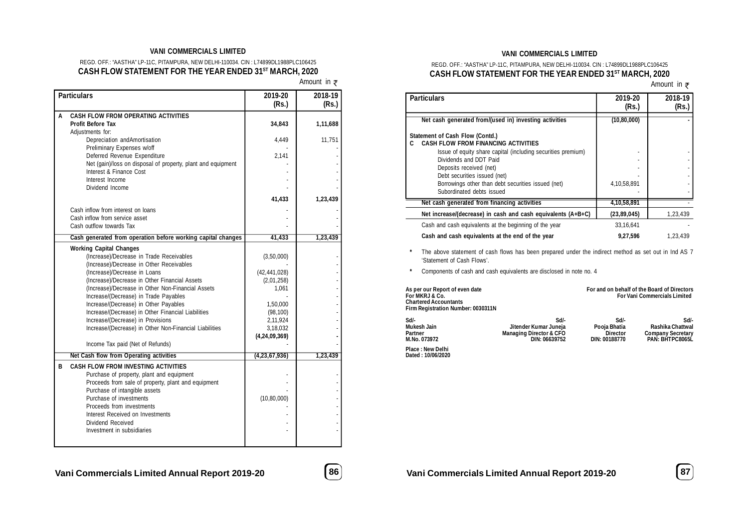**VANI COMMERCIALS LIMITED**

REGD. OFF.: "AASTHA" LP-11C, PITAMPURA, NEW DELHI-110034. CIN : L74899DL1988PLC106425

## CASH FLOW STATEMENT FOR THE YEAR ENDED 31ST MARCH, 2020

Amount in ₹

| | Particulars | 2019-20 (Rs.) | 2018-19 (Rs.) |
|---|---|---|---|
| **A** | **CASH FLOW FROM OPERATING ACTIVITIES** | | |
| | **Profit Before Tax** | **34,843** | **1,11,688** |
| | Adjustments for: | | |
| | Depreciation andAmortisation | 4,449 | 11,751 |
| | Preliminary Expenses w/off | - | - |
| | Deferred Revenue Expenditure | 2,141 | - |
| | Net (gain)/loss on disposal of property, plant and equipment | - | - |
| | Interest & Finance Cost | - | - |
| | Interest Income | - | - |
| | Dividend Income | - | - |
| | | **41,433** | **1,23,439** |
| | Cash inflow from interest on loans | - | - |
| | Cash inflow from service asset | - | - |
| | Cash outflow towards Tax | - | - |
| | **Cash generated from operation before working capital changes** | **41,433** | **1,23,439** |
| | **Working Capital Changes** | | |
| | (Increase)/Decrease in Trade Receivables | (3,50,000) | - |
| | (Increase)/Decrease in Other Receivables | - | - |
| | (Increase)/Decrease in Loans | (42,441,028) | - |
| | (Increase)/Decrease in Other Financial Assets | (2,01,258) | - |
| | (Increase)/Decrease in Other Non-Financial Assets | 1,061 | - |
| | Increase/(Decrease) in Trade Payables | - | - |
| | Increase/(Decrease) in Other Payables | 1,50,000 | - |
| | Increase/(Decrease) in Other Financial Liabilities | (98,100) | - |
| | Increase/(Decrease) in Provisions | 2,11,924 | - |
| | Increase/(Decrease) in Other Non-Financial Liabilities | 3,18,032 | - |
| | | **(4,24,09,369)** | **-** |
| | Income Tax paid (Net of Refunds) | - | - |
| | **Net Cash flow from Operating activities** | **(4,23,67,936)** | **1,23,439** |
| **B** | **CASH FLOW FROM INVESTING ACTIVITIES** | | |
| | Purchase of property, plant and equipment | - | - |
| | Proceeds from sale of property, plant and equipment | - | - |
| | Purchase of intangible assets | - | - |
| | Purchase of investments | (10,80,000) | - |
| | Proceeds from investments | - | - |
| | Interest Received on Investments | - | - |
| | Dividend Received | - | - |
| | Investment in subsidiaries | - | - |
| | **Net cash generated from/(used in) investing activities** | **(10,80,000)** | **-** |
| | **Statement of Cash Flow (Contd.)** | | |
| **C** | **CASH FLOW FROM FINANCING ACTIVITIES** | | |
| | Issue of equity share capital (including securities premium) | - | - |
| | Dividends and DDT Paid | - | - |
| | Deposits received (net) | - | - |
| | Debt securities issued (net) | - | - |
| | Borrowings other than debt securities issued (net) | 4,10,58,891 | - |
| | Subordinated debts issued | - | - |
| | **Net cash generated from financing activities** | **4,10,58,891** | - |
| | **Net increase/(decrease) in cash and cash equivalents (A+B+C)** | **(23,89,045)** | 1,23,439 |
| | Cash and cash equivalents at the beginning of the year | 33,16,641 | - |
| | **Cash and cash equivalents at the end of the year** | **9,27,596** | 1,23,439 |

\* The above statement of cash flows has been prepared under the indirect method as set out in Ind AS 7 'Statement of Cash Flows'.

\* Components of cash and cash equivalents are disclosed in note no. 4

**As per our Report of even date**
**For MKRJ & Co.**
**Chartered Accountants**
**Firm Registration Number: 0030311N**

**For and on behalf of the Board of Directors**
**For Vani Commercials Limited**

| Sd/- | Sd/- | Sd/- | Sd/- |
|---|---|---|---|
| **Mukesh Jain** | **Jitender Kumar Juneja** | **Pooja Bhatia** | **Rashika Chattwal** |
| **Partner** | **Managing Director & CFO** | **Director** | **Company Secretary** |
| **M.No. 073972** | **DIN: 06639752** | **DIN: 00188770** | **PAN: BHTPC8065L** |

**Place : New Delhi**
**Dated : 10/06/2020**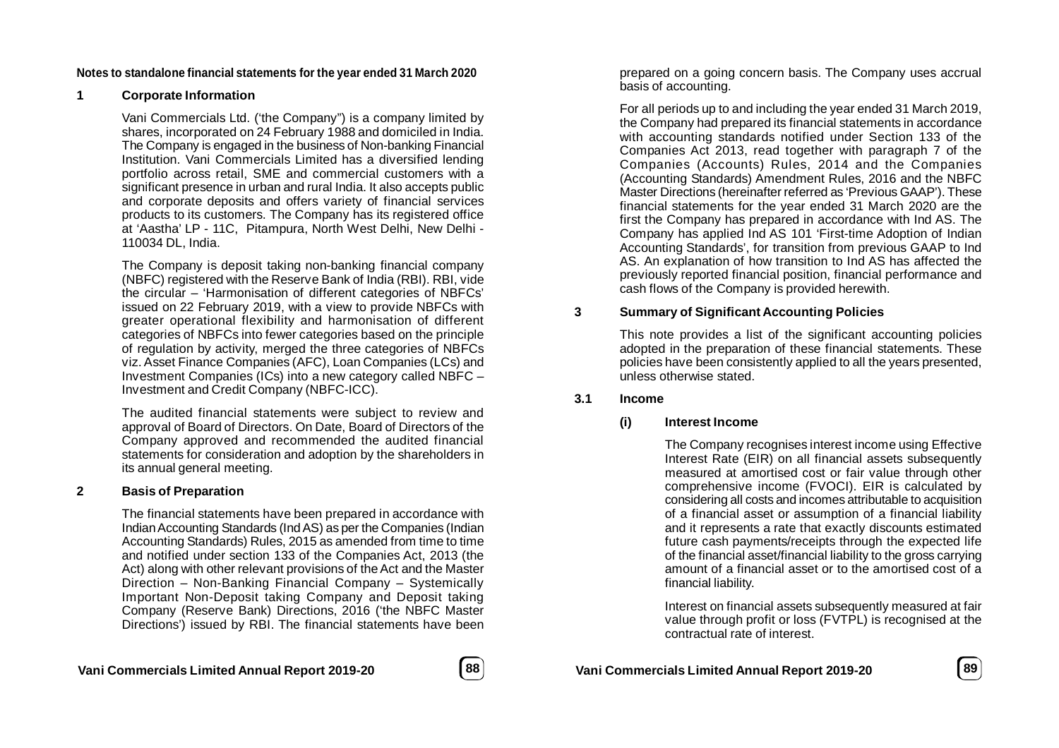**Notes to standalone financial statements for the year ended 31 March 2020**

## 1 Corporate Information

Vani Commercials Ltd. ('the Company") is a company limited by shares, incorporated on 24 February 1988 and domiciled in India. The Company is engaged in the business of Non-banking Financial Institution. Vani Commercials Limited has a diversified lending portfolio across retail, SME and commercial customers with a significant presence in urban and rural India. It also accepts public and corporate deposits and offers variety of financial services products to its customers. The Company has its registered office at 'Aastha' LP - 11C, Pitampura, North West Delhi, New Delhi - 110034 DL, India.

The Company is deposit taking non-banking financial company (NBFC) registered with the Reserve Bank of India (RBI). RBI, vide the circular – 'Harmonisation of different categories of NBFCs' issued on 22 February 2019, with a view to provide NBFCs with greater operational flexibility and harmonisation of different categories of NBFCs into fewer categories based on the principle of regulation by activity, merged the three categories of NBFCs viz. Asset Finance Companies (AFC), Loan Companies (LCs) and Investment Companies (ICs) into a new category called NBFC – Investment and Credit Company (NBFC-ICC).

The audited financial statements were subject to review and approval of Board of Directors. On Date, Board of Directors of the Company approved and recommended the audited financial statements for consideration and adoption by the shareholders in its annual general meeting.

## 2 Basis of Preparation

The financial statements have been prepared in accordance with Indian Accounting Standards (Ind AS) as per the Companies (Indian Accounting Standards) Rules, 2015 as amended from time to time and notified under section 133 of the Companies Act, 2013 (the Act) along with other relevant provisions of the Act and the Master Direction – Non-Banking Financial Company – Systemically Important Non-Deposit taking Company and Deposit taking Company (Reserve Bank) Directions, 2016 ('the NBFC Master Directions') issued by RBI. The financial statements have been prepared on a going concern basis. The Company uses accrual basis of accounting.

For all periods up to and including the year ended 31 March 2019, the Company had prepared its financial statements in accordance with accounting standards notified under Section 133 of the Companies Act 2013, read together with paragraph 7 of the Companies (Accounts) Rules, 2014 and the Companies (Accounting Standards) Amendment Rules, 2016 and the NBFC Master Directions (hereinafter referred as 'Previous GAAP'). These financial statements for the year ended 31 March 2020 are the first the Company has prepared in accordance with Ind AS. The Company has applied Ind AS 101 'First-time Adoption of Indian Accounting Standards', for transition from previous GAAP to Ind AS. An explanation of how transition to Ind AS has affected the previously reported financial position, financial performance and cash flows of the Company is provided herewith.

## 3 Summary of Significant Accounting Policies

This note provides a list of the significant accounting policies adopted in the preparation of these financial statements. These policies have been consistently applied to all the years presented, unless otherwise stated.

### 3.1 Income

#### (i) Interest Income

The Company recognises interest income using Effective Interest Rate (EIR) on all financial assets subsequently measured at amortised cost or fair value through other comprehensive income (FVOCI). EIR is calculated by considering all costs and incomes attributable to acquisition of a financial asset or assumption of a financial liability and it represents a rate that exactly discounts estimated future cash payments/receipts through the expected life of the financial asset/financial liability to the gross carrying amount of a financial asset or to the amortised cost of a financial liability.

Interest on financial assets subsequently measured at fair value through profit or loss (FVTPL) is recognised at the contractual rate of interest.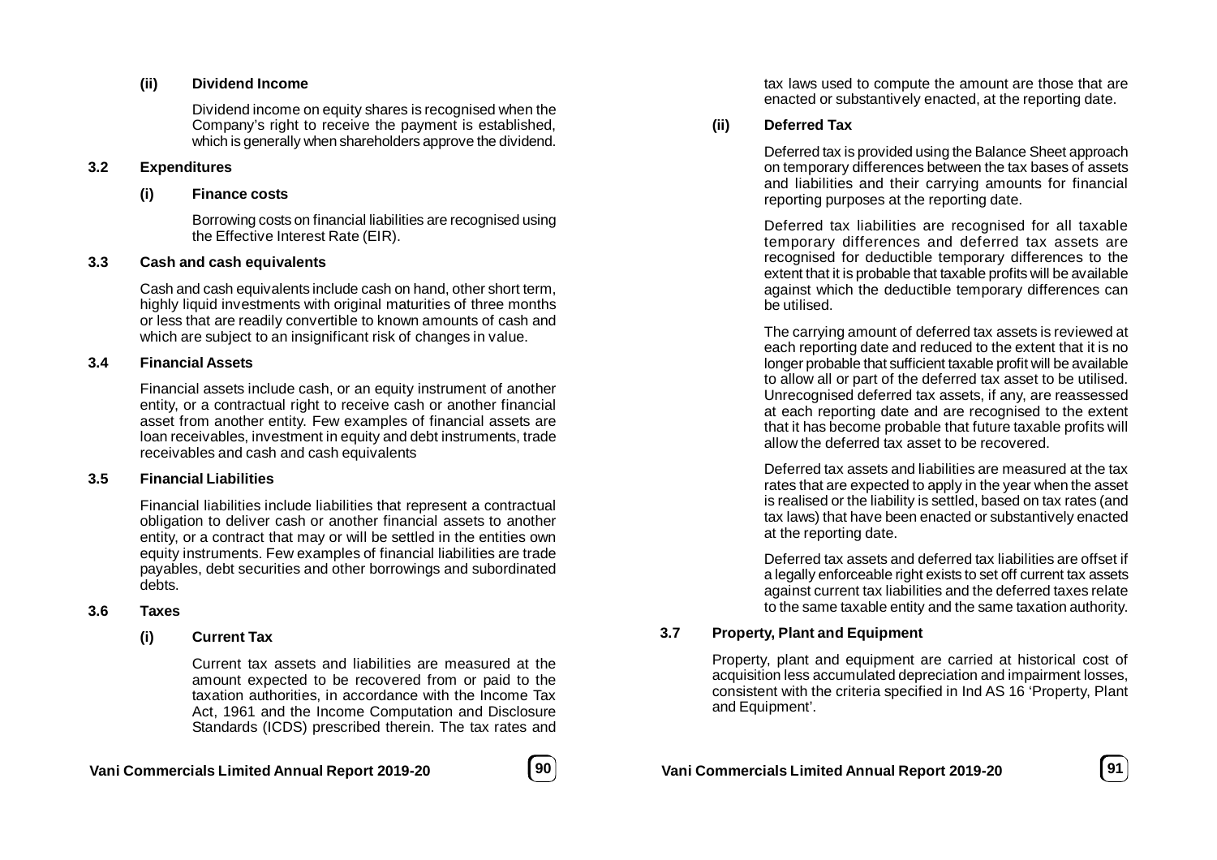**(ii) Dividend Income**

Dividend income on equity shares is recognised when the Company's right to receive the payment is established, which is generally when shareholders approve the dividend.

### 3.2 Expenditures

**(i) Finance costs**

Borrowing costs on financial liabilities are recognised using the Effective Interest Rate (EIR).

### 3.3 Cash and cash equivalents

Cash and cash equivalents include cash on hand, other short term, highly liquid investments with original maturities of three months or less that are readily convertible to known amounts of cash and which are subject to an insignificant risk of changes in value.

### 3.4 Financial Assets

Financial assets include cash, or an equity instrument of another entity, or a contractual right to receive cash or another financial asset from another entity. Few examples of financial assets are loan receivables, investment in equity and debt instruments, trade receivables and cash and cash equivalents

### 3.5 Financial Liabilities

Financial liabilities include liabilities that represent a contractual obligation to deliver cash or another financial assets to another entity, or a contract that may or will be settled in the entities own equity instruments. Few examples of financial liabilities are trade payables, debt securities and other borrowings and subordinated debts.

### 3.6 Taxes

**(i) Current Tax**

Current tax assets and liabilities are measured at the amount expected to be recovered from or paid to the taxation authorities, in accordance with the Income Tax Act, 1961 and the Income Computation and Disclosure Standards (ICDS) prescribed therein. The tax rates and tax laws used to compute the amount are those that are enacted or substantively enacted, at the reporting date.

**(ii) Deferred Tax**

Deferred tax is provided using the Balance Sheet approach on temporary differences between the tax bases of assets and liabilities and their carrying amounts for financial reporting purposes at the reporting date.

Deferred tax liabilities are recognised for all taxable temporary differences and deferred tax assets are recognised for deductible temporary differences to the extent that it is probable that taxable profits will be available against which the deductible temporary differences can be utilised.

The carrying amount of deferred tax assets is reviewed at each reporting date and reduced to the extent that it is no longer probable that sufficient taxable profit will be available to allow all or part of the deferred tax asset to be utilised. Unrecognised deferred tax assets, if any, are reassessed at each reporting date and are recognised to the extent that it has become probable that future taxable profits will allow the deferred tax asset to be recovered.

Deferred tax assets and liabilities are measured at the tax rates that are expected to apply in the year when the asset is realised or the liability is settled, based on tax rates (and tax laws) that have been enacted or substantively enacted at the reporting date.

Deferred tax assets and deferred tax liabilities are offset if a legally enforceable right exists to set off current tax assets against current tax liabilities and the deferred taxes relate to the same taxable entity and the same taxation authority.

### 3.7 Property, Plant and Equipment

Property, plant and equipment are carried at historical cost of acquisition less accumulated depreciation and impairment losses, consistent with the criteria specified in Ind AS 16 'Property, Plant and Equipment'.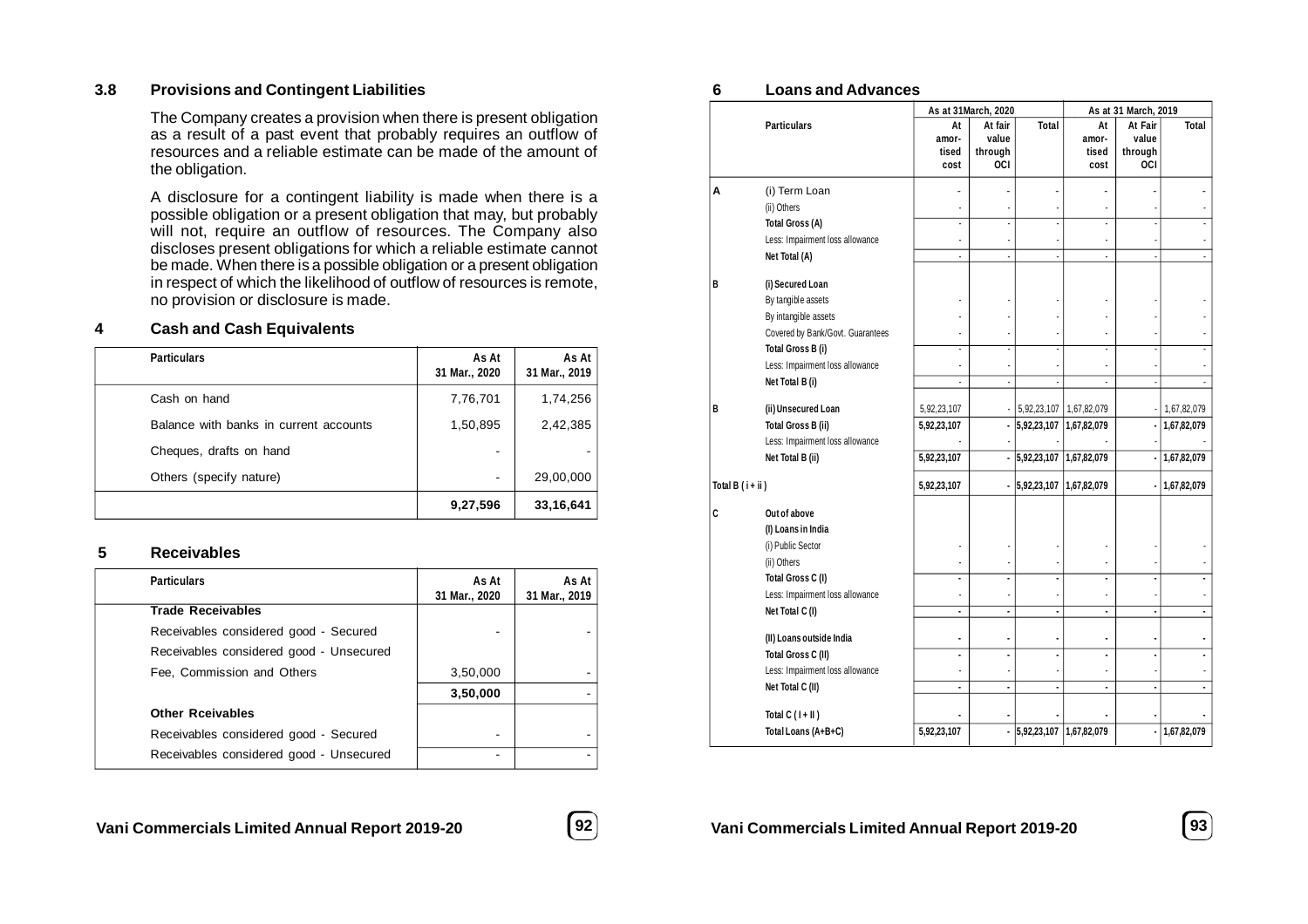### 3.8 Provisions and Contingent Liabilities

The Company creates a provision when there is present obligation as a result of a past event that probably requires an outflow of resources and a reliable estimate can be made of the amount of the obligation.

A disclosure for a contingent liability is made when there is a possible obligation or a present obligation that may, but probably will not, require an outflow of resources. The Company also discloses present obligations for which a reliable estimate cannot be made. When there is a possible obligation or a present obligation in respect of which the likelihood of outflow of resources is remote, no provision or disclosure is made.

## 4 Cash and Cash Equivalents

| Particulars | As At 31 Mar., 2020 | As At 31 Mar., 2019 |
|---|---|---|
| Cash on hand | 7,76,701 | 1,74,256 |
| Balance with banks in current accounts | 1,50,895 | 2,42,385 |
| Cheques, drafts on hand | - | - |
| Others (specify nature) | - | 29,00,000 |
| | **9,27,596** | **33,16,641** |

## 5 Receivables

| Particulars | As At 31 Mar., 2020 | As At 31 Mar., 2019 |
|---|---|---|
| **Trade Receivables** | | |
| Receivables considered good - Secured | - | - |
| Receivables considered good - Unsecured | | |
| Fee, Commission and Others | 3,50,000 | - |
| | **3,50,000** | - |
| **Other Rceivables** | | |
| Receivables considered good - Secured | - | - |
| Receivables considered good - Unsecured | - | - |

## 6 Loans and Advances

| | Particulars | As at 31March, 2020 | | | As at 31 March, 2019 | | |
|---|---|---|---|---|---|---|---|
| | | At amortised cost | At fair value through OCI | Total | At amortised cost | At Fair value through OCI | Total |
| A | (i) Term Loan | - | - | - | - | - | - |
| | (ii) Others | - | - | - | - | - | - |
| | Total Gross (A) | - | - | - | - | - | - |
| | Less: Impairment loss allowance | - | - | - | - | - | - |
| | Net Total (A) | - | - | - | - | - | - |
| B | (i) Secured Loan | | | | | | |
| | By tangible assets | - | - | - | - | - | - |
| | By intangible assets | - | - | - | - | - | - |
| | Covered by Bank/Govt. Guarantees | - | - | - | - | - | - |
| | Total Gross B (i) | - | - | - | - | - | - |
| | Less: Impairment loss allowance | - | - | - | - | - | - |
| | Net Total B (i) | - | - | - | - | - | - |
| B | (ii) Unsecured Loan | 5,92,23,107 | - | 5,92,23,107 | 1,67,82,079 | - | 1,67,82,079 |
| | Total Gross B (ii) | 5,92,23,107 | - | 5,92,23,107 | 1,67,82,079 | - | 1,67,82,079 |
| | Less: Impairment loss allowance | - | - | - | - | - | - |
| | Net Total B (ii) | 5,92,23,107 | - | 5,92,23,107 | 1,67,82,079 | - | 1,67,82,079 |
| Total B ( i + ii ) | | 5,92,23,107 | - | 5,92,23,107 | 1,67,82,079 | - | 1,67,82,079 |
| C | Out of above | | | | | | |
| | (I) Loans in India | | | | | | |
| | (i) Public Sector | - | - | - | - | - | - |
| | (ii) Others | - | - | - | - | - | - |
| | Total Gross C (I) | - | - | - | - | - | - |
| | Less: Impairment loss allowance | - | - | - | - | - | - |
| | Net Total C (I) | - | - | - | - | - | - |
| | (II) Loans outside India | - | - | - | - | - | - |
| | Total Gross C (II) | - | - | - | - | - | - |
| | Less: Impairment loss allowance | - | - | - | - | - | - |
| | Net Total C (II) | - | - | - | - | - | - |
| | Total C ( I + II ) | - | - | - | - | - | - |
| | Total Loans (A+B+C) | 5,92,23,107 | - | 5,92,23,107 | 1,67,82,079 | - | 1,67,82,079 |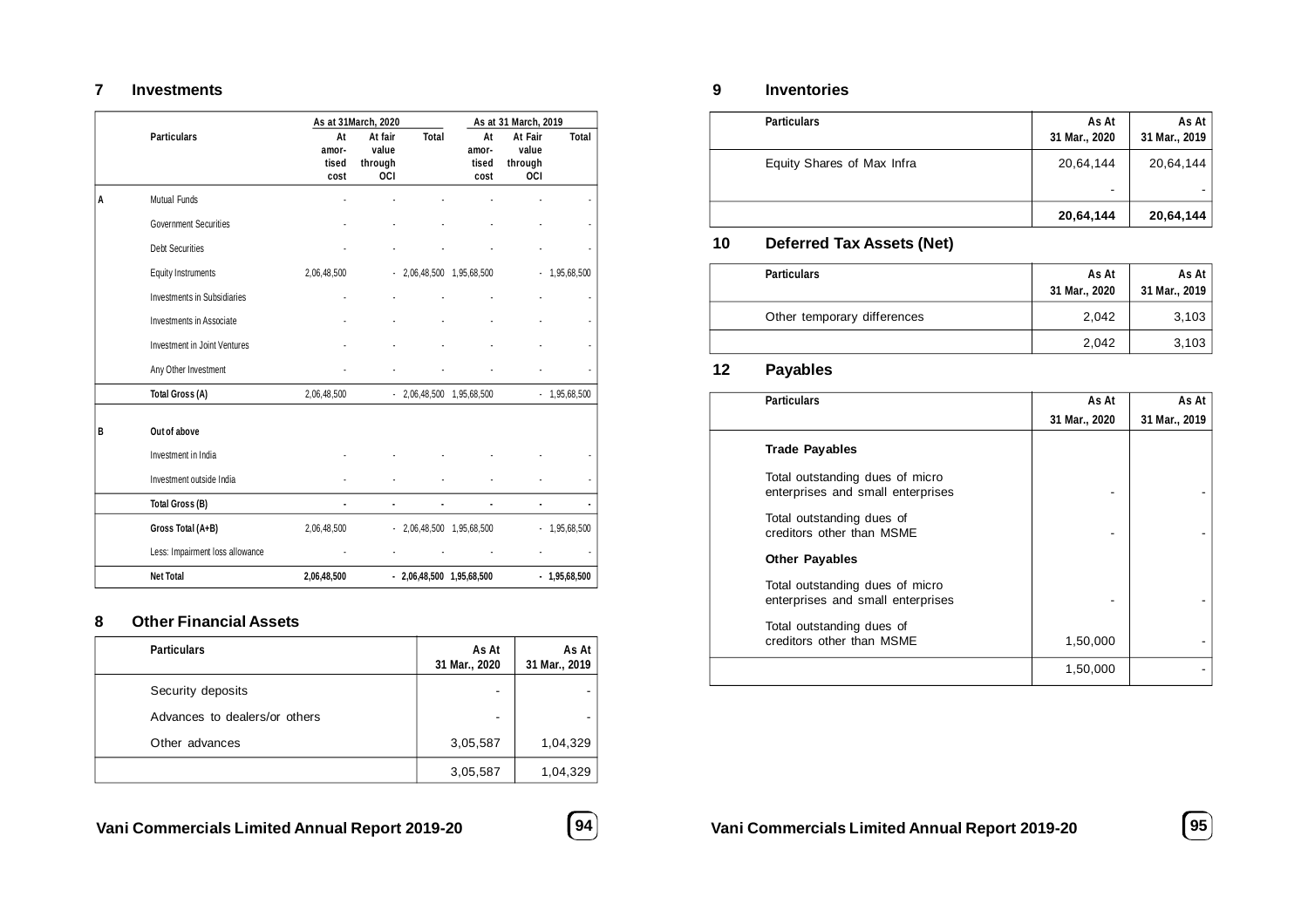## 7 Investments

| | Particulars | As at 31March, 2020 | | | As at 31 March, 2019 | | |
|---|---|---|---|---|---|---|---|
| | | At amortised cost | At fair value through OCI | Total | At amortised cost | At Fair value through OCI | Total |
| A | Mutual Funds | - | - | - | - | - | - |
| | Government Securities | - | - | - | - | - | - |
| | Debt Securities | - | - | - | - | - | - |
| | Equity Instruments | 2,06,48,500 | - | 2,06,48,500 | 1,95,68,500 | - | 1,95,68,500 |
| | Investments in Subsidiaries | - | - | - | - | - | - |
| | Investments in Associate | - | - | - | - | - | - |
| | Investment in Joint Ventures | - | - | - | - | - | - |
| | Any Other Investment | - | - | - | - | - | - |
| | **Total Gross (A)** | 2,06,48,500 | - | 2,06,48,500 | 1,95,68,500 | - | 1,95,68,500 |
| B | **Out of above** | | | | | | |
| | Investment in India | - | - | - | - | - | - |
| | Investment outside India | - | - | - | - | - | - |
| | **Total Gross (B)** | - | - | - | - | - | - |
| | **Gross Total (A+B)** | 2,06,48,500 | - | 2,06,48,500 | 1,95,68,500 | - | 1,95,68,500 |
| | Less: Impairment loss allowance | - | - | - | - | - | - |
| | **Net Total** | **2,06,48,500** | **-** | **2,06,48,500** | **1,95,68,500** | **-** | **1,95,68,500** |

## 8 Other Financial Assets

| Particulars | As At 31 Mar., 2020 | As At 31 Mar., 2019 |
|---|---|---|
| Security deposits | - | - |
| Advances to dealers/or others | - | - |
| Other advances | 3,05,587 | 1,04,329 |
| | 3,05,587 | 1,04,329 |

## 9 Inventories

| Particulars | As At 31 Mar., 2020 | As At 31 Mar., 2019 |
|---|---|---|
| Equity Shares of Max Infra | 20,64,144 | 20,64,144 |
| | - | - |
| | **20,64,144** | **20,64,144** |

## 10 Deferred Tax Assets (Net)

| Particulars | As At 31 Mar., 2020 | As At 31 Mar., 2019 |
|---|---|---|
| Other temporary differences | 2,042 | 3,103 |
| | 2,042 | 3,103 |

## 12 Payables

| Particulars | As At 31 Mar., 2020 | As At 31 Mar., 2019 |
|---|---|---|
| **Trade Payables** | | |
| Total outstanding dues of micro enterprises and small enterprises | - | - |
| Total outstanding dues of creditors other than MSME | - | - |
| **Other Payables** | | |
| Total outstanding dues of micro enterprises and small enterprises | - | - |
| Total outstanding dues of creditors other than MSME | 1,50,000 | - |
| | 1,50,000 | - |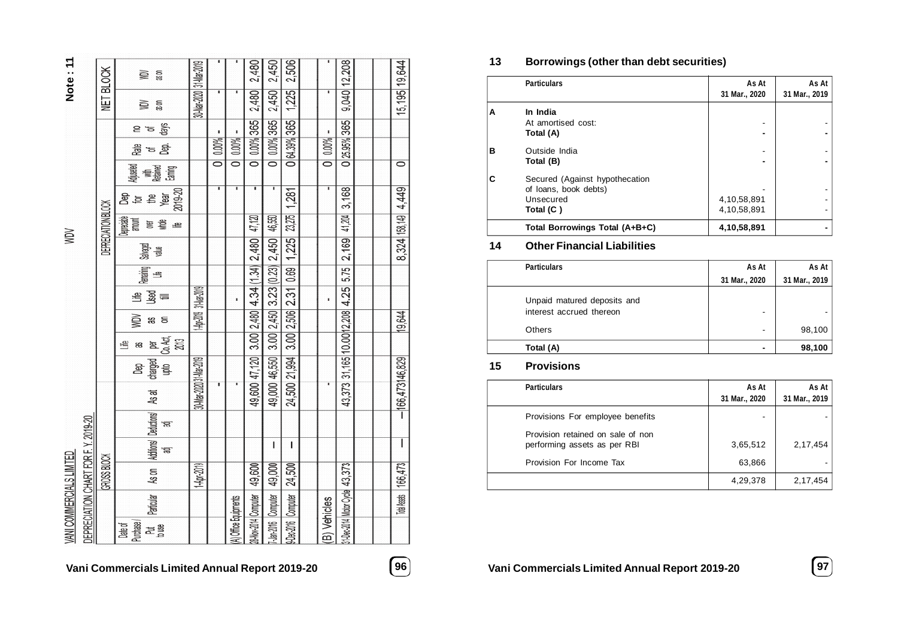**VANI COMMERCIALS LIMITED**

**DEPRECIATION CHART FOR F. Y. 2019-20**

**WDV**

**Note : 11**

| | GROSS BLOCK | | | | | | DEPRECIATION BLOCK | | | | | | | | | | | | NET BLOCK | |
|---|---|---|---|---|---|---|---|---|---|---|---|---|---|---|---|---|---|---|---|---|
| Date of Purchase / Put to use | Particular | As on | Additions/ adj | Deductions/ adj | As at | Dep charged upto | Life as per Co. Act, 2013 | WDV as on | Life Used till | Remaining Life | Salvaged value | Depreciable amount over whole life | Dep for the Year 2019-20 | Adjusted with Retained Earning | Rate of Dep. | no of days | WDV as on | WDV as on |
| | | 1-Apr-2019 | | | 30-Mar-2020 | 31-Mar-2019 | | 1-Apr-2019 | 31-Mar-2019 | | | | | | | | 30-Mar-2020 | 31-Mar-2019 |
| | | | | | - | | | | | | | | - | 0 | 0.00% | - | - | - |
| (A) Office Equipments | | | | | - | | | | - | | | | - | 0 | 0.00% | - | - | - |
| 28-Nov-2014 | Computer | 49,600 | | | 49,600 | 47,120 | 3.00 | 2,480 | 4.34 | (1.34) | 2,480 | 47,120 | - | 0 | 0.00% | 365 | 2,480 | 2,480 |
| 7-Jan-2016 | Computer | 49,000 | — | | 49,000 | 46,550 | 3.00 | 2,450 | 3.23 | (0.23) | 2,450 | 46,550 | - | 0 | 0.00% | 365 | 2,450 | 2,450 |
| 4-Dec-2016 | Computer | 24,500 | — | | 24,500 | 21,994 | 3.00 | 2,506 | 2.31 | 0.69 | 1,225 | 23,275 | 1,281 | 0 | 64.39% | 365 | 1,225 | 2,506 |
| (B) Vehicles | | | | | - | | | | - | | | | - | 0 | 0.00% | - | - | - |
| 31-Dec-2014 | Motor Cycle | 43,373 | | | 43,373 | 31,165 | 10.00 | 12,208 | 4.25 | 5.75 | 2,169 | 41,204 | 3,168 | 0 | 25.95% | 365 | 9,040 | 12,208 |
| | Total Assets | 166,473 | — | — | 166,473 | 146,829 | | 19,644 | | | 8,324 | 158,149 | 4,449 | 0 | | | 15,195 | 19,644 |

## 13 Borrowings (other than debt securities)

| | Particulars | As At 31 Mar., 2020 | As At 31 Mar., 2019 |
|---|---|---|---|
| **A** | **In India** | | |
| | At amortised cost: | - | - |
| | **Total (A)** | **-** | **-** |
| **B** | Outside India | - | - |
| | **Total (B)** | **-** | **-** |
| **C** | Secured (Against hypothecation of loans, book debts) | - | - |
| | Unsecured | 4,10,58,891 | - |
| | **Total (C )** | 4,10,58,891 | - |
| | **Total Borrowings Total (A+B+C)** | **4,10,58,891** | **-** |

## 14 Other Financial Liabilities

| Particulars | As At 31 Mar., 2020 | As At 31 Mar., 2019 |
|---|---|---|
| Unpaid matured deposits and interest accrued thereon | - | - |
| Others | - | 98,100 |
| **Total (A)** | **-** | **98,100** |

## 15 Provisions

| Particulars | As At 31 Mar., 2020 | As At 31 Mar., 2019 |
|---|---|---|
| Provisions For employee benefits | - | - |
| Provision retained on sale of non performing assets as per RBI | 3,65,512 | 2,17,454 |
| Provision For Income Tax | 63,866 | - |
| | 4,29,378 | 2,17,454 |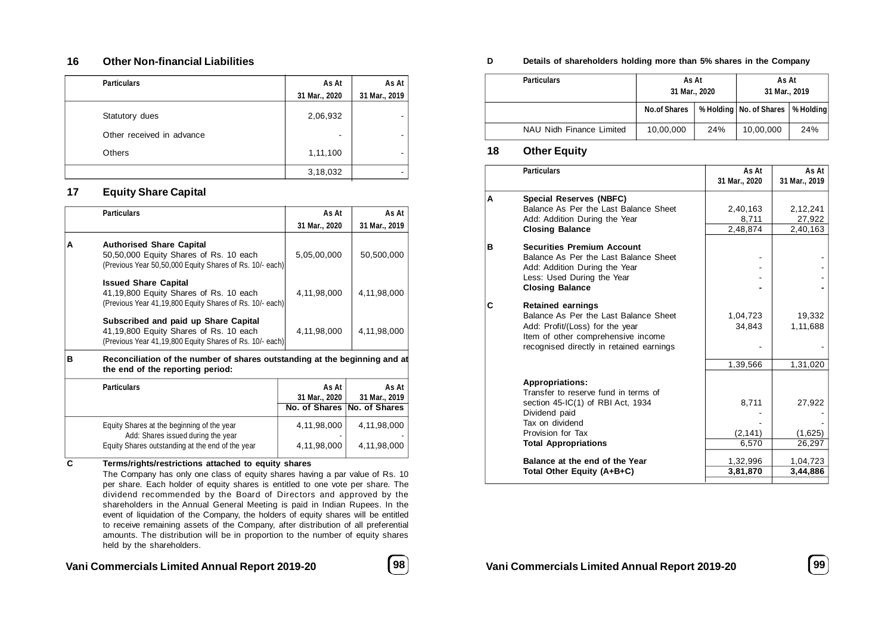## 16 Other Non-financial Liabilities

| Particulars | As At 31 Mar., 2020 | As At 31 Mar., 2019 |
|---|---|---|
| Statutory dues | 2,06,932 | - |
| Other received in advance | - | - |
| Others | 1,11,100 | - |
| | 3,18,032 | - |

## 17 Equity Share Capital

| | Particulars | As At 31 Mar., 2020 | As At 31 Mar., 2019 |
|---|---|---|---|
| A | **Authorised Share Capital** 50,50,000 Equity Shares of Rs. 10 each (Previous Year 50,50,000 Equity Shares of Rs. 10/- each) | 5,05,00,000 | 50,500,000 |
| | **Issued Share Capital** 41,19,800 Equity Shares of Rs. 10 each (Previous Year 41,19,800 Equity Shares of Rs. 10/- each) | 4,11,98,000 | 4,11,98,000 |
| | **Subscribed and paid up Share Capital** 41,19,800 Equity Shares of Rs. 10 each (Previous Year 41,19,800 Equity Shares of Rs. 10/- each) | 4,11,98,000 | 4,11,98,000 |

**B Reconciliation of the number of shares outstanding at the beginning and at the end of the reporting period:**

| Particulars | As At 31 Mar., 2020 | As At 31 Mar., 2019 |
|---|---|---|
| | **No. of Shares** | **No. of Shares** |
| Equity Shares at the beginning of the year | 4,11,98,000 | 4,11,98,000 |
| Add: Shares issued during the year | - | - |
| Equity Shares outstanding at the end of the year | 4,11,98,000 | 4,11,98,000 |

**C Terms/rights/restrictions attached to equity shares**

The Company has only one class of equity shares having a par value of Rs. 10 per share. Each holder of equity shares is entitled to one vote per share. The dividend recommended by the Board of Directors and approved by the shareholders in the Annual General Meeting is paid in Indian Rupees. In the event of liquidation of the Company, the holders of equity shares will be entitled to receive remaining assets of the Company, after distribution of all preferential amounts. The distribution will be in proportion to the number of equity shares held by the shareholders.

**D Details of shareholders holding more than 5% shares in the Company**

| Particulars | As At 31 Mar., 2020 | | As At 31 Mar., 2019 | |
|---|---|---|---|---|
| | No.of Shares | % Holding | No. of Shares | % Holding |
| NAU Nidh Finance Limited | 10,00,000 | 24% | 10,00,000 | 24% |

## 18 Other Equity

| | Particulars | As At 31 Mar., 2020 | As At 31 Mar., 2019 |
|---|---|---|---|
| A | **Special Reserves (NBFC)** | | |
| | Balance As Per the Last Balance Sheet | 2,40,163 | 2,12,241 |
| | Add: Addition During the Year | 8,711 | 27,922 |
| | **Closing Balance** | 2,48,874 | 2,40,163 |
| B | **Securities Premium Account** | | |
| | Balance As Per the Last Balance Sheet | - | - |
| | Add: Addition During the Year | - | - |
| | Less: Used During the Year | - | - |
| | **Closing Balance** | **-** | **-** |
| C | **Retained earnings** | | |
| | Balance As Per the Last Balance Sheet | 1,04,723 | 19,332 |
| | Add: Profit/(Loss) for the year | 34,843 | 1,11,688 |
| | Item of other comprehensive income recognised directly in retained earnings | - | - |
| | | 1,39,566 | 1,31,020 |
| | **Appropriations:** | | |
| | Transfer to reserve fund in terms of section 45-IC(1) of RBI Act, 1934 | 8,711 | 27,922 |
| | Dividend paid | - | - |
| | Tax on dividend | - | - |
| | Provision for Tax | (2,141) | (1,625) |
| | **Total Appropriations** | 6,570 | 26,297 |
| | **Balance at the end of the Year** | 1,32,996 | 1,04,723 |
| | **Total Other Equity (A+B+C)** | **3,81,870** | **3,44,886** |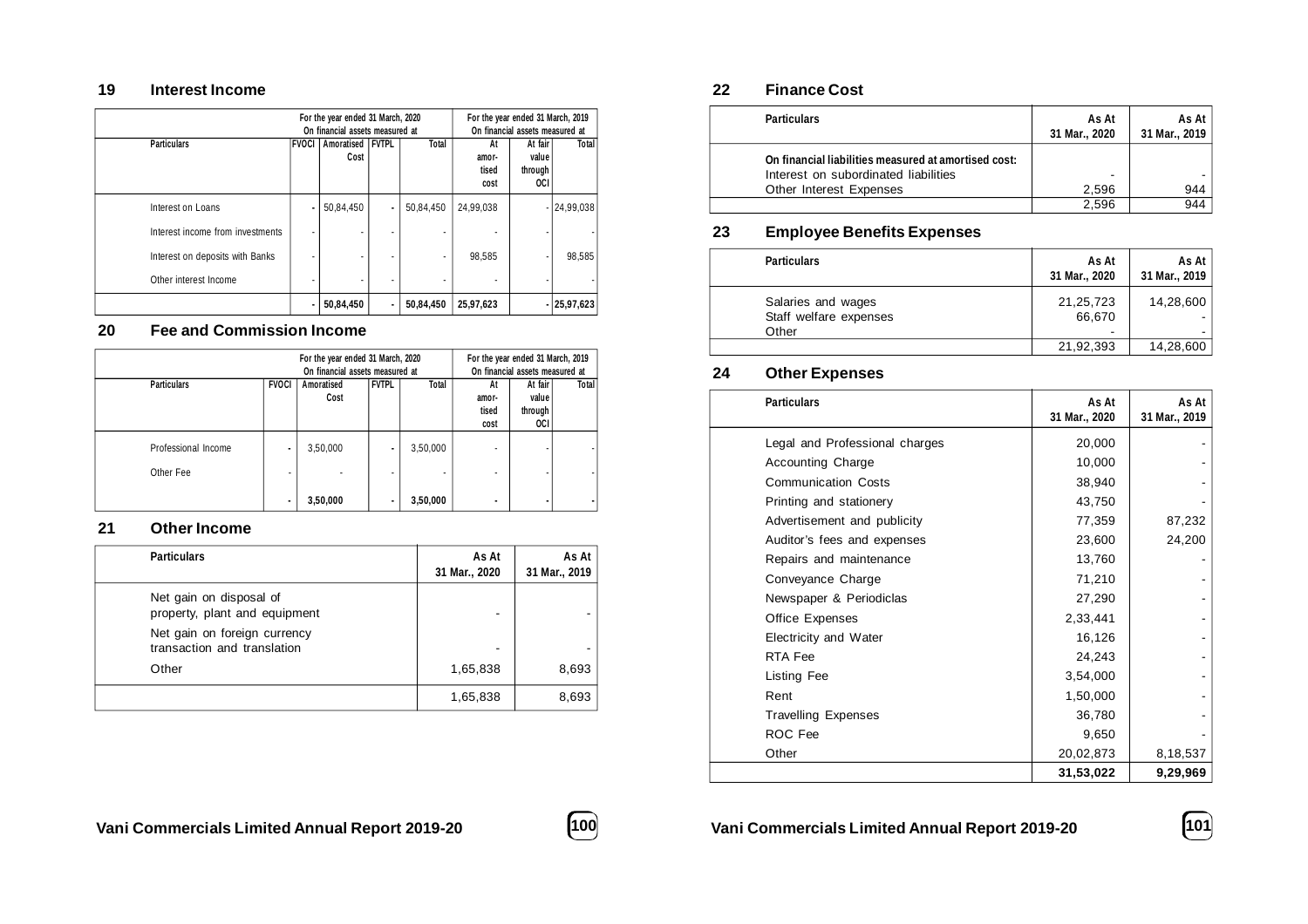## 19 Interest Income

| Particulars | For the year ended 31 March, 2020 On financial assets measured at | | | | For the year ended 31 March, 2019 On financial assets measured at | | |
|---|---|---|---|---|---|---|---|
| | FVOCI | Amortised Cost | FVTPL | Total | At amor-tised cost | At fair value through OCI | Total |
| Interest on Loans | - | 50,84,450 | - | 50,84,450 | 24,99,038 | - | 24,99,038 |
| Interest income from investments | - | - | - | - | - | - | - |
| Interest on deposits with Banks | - | - | - | - | 98,585 | - | 98,585 |
| Other interest Income | - | - | - | - | - | - | - |
| | - | 50,84,450 | - | 50,84,450 | 25,97,623 | - | 25,97,623 |

## 20 Fee and Commission Income

| Particulars | For the year ended 31 March, 2020 On financial assets measured at | | | | For the year ended 31 March, 2019 On financial assets measured at | | |
|---|---|---|---|---|---|---|---|
| | FVOCI | Amortised Cost | FVTPL | Total | At amor-tised cost | At fair value through OCI | Total |
| Professional Income | - | 3,50,000 | - | 3,50,000 | - | - | - |
| Other Fee | - | - | - | - | - | - | - |
| | - | 3,50,000 | - | 3,50,000 | - | - | - |

## 21 Other Income

| Particulars | As At 31 Mar., 2020 | As At 31 Mar., 2019 |
|---|---|---|
| Net gain on disposal of property, plant and equipment | - | - |
| Net gain on foreign currency transaction and translation | - | - |
| Other | 1,65,838 | 8,693 |
| | 1,65,838 | 8,693 |

## 22 Finance Cost

| Particulars | As At 31 Mar., 2020 | As At 31 Mar., 2019 |
|---|---|---|
| **On financial liabilities measured at amortised cost:** | | |
| Interest on subordinated liabilities | - | - |
| Other Interest Expenses | 2,596 | 944 |
| | 2,596 | 944 |

## 23 Employee Benefits Expenses

| Particulars | As At 31 Mar., 2020 | As At 31 Mar., 2019 |
|---|---|---|
| Salaries and wages | 21,25,723 | 14,28,600 |
| Staff welfare expenses | 66,670 | - |
| Other | - | - |
| | 21,92,393 | 14,28,600 |

## 24 Other Expenses

| Particulars | As At 31 Mar., 2020 | As At 31 Mar., 2019 |
|---|---|---|
| Legal and Professional charges | 20,000 | - |
| Accounting Charge | 10,000 | - |
| Communication Costs | 38,940 | - |
| Printing and stationery | 43,750 | - |
| Advertisement and publicity | 77,359 | 87,232 |
| Auditor's fees and expenses | 23,600 | 24,200 |
| Repairs and maintenance | 13,760 | - |
| Conveyance Charge | 71,210 | - |
| Newspaper & Periodiclas | 27,290 | - |
| Office Expenses | 2,33,441 | - |
| Electricity and Water | 16,126 | - |
| RTA Fee | 24,243 | - |
| Listing Fee | 3,54,000 | - |
| Rent | 1,50,000 | - |
| Travelling Expenses | 36,780 | - |
| ROC Fee | 9,650 | - |
| Other | 20,02,873 | 8,18,537 |
| | **31,53,022** | **9,29,969** |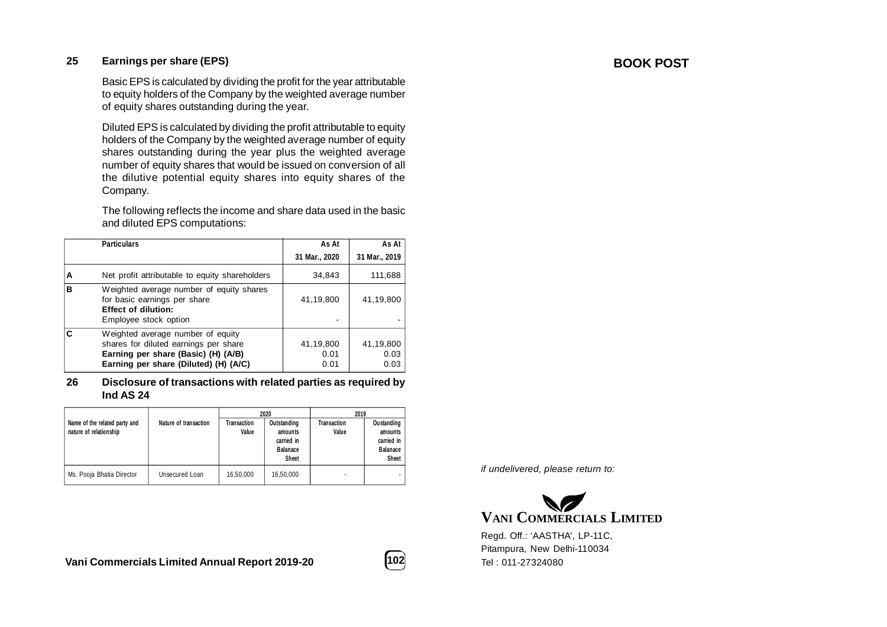## 25 Earnings per share (EPS)

Basic EPS is calculated by dividing the profit for the year attributable to equity holders of the Company by the weighted average number of equity shares outstanding during the year.

Diluted EPS is calculated by dividing the profit attributable to equity holders of the Company by the weighted average number of equity shares outstanding during the year plus the weighted average number of equity shares that would be issued on conversion of all the dilutive potential equity shares into equity shares of the Company.

The following reflects the income and share data used in the basic and diluted EPS computations:

| | Particulars | As At 31 Mar., 2020 | As At 31 Mar., 2019 |
|---|---|---|---|
| A | Net profit attributable to equity shareholders | 34,843 | 111,688 |
| B | Weighted average number of equity shares for basic earnings per share | 41,19,800 | 41,19,800 |
| | **Effect of dilution:** | | |
| | Employee stock option | - | - |
| C | Weighted average number of equity shares for diluted earnings per share | 41,19,800 | 41,19,800 |
| | **Earning per share (Basic) (H) (A/B)** | 0.01 | 0.03 |
| | **Earning per share (Diluted) (H) (A/C)** | 0.01 | 0.03 |

## 26 Disclosure of transactions with related parties as required by Ind AS 24

| Name of the related party and nature of relationship | Nature of transaction | 2020 | | 2019 | |
|---|---|---|---|---|---|
| | | Transaction Value | Outstanding amounts carried in Balanace Sheet | Transaction Value | Oustanding amounts carried in Balanace Sheet |
| Ms. Pooja Bhatia Director | Unsecured Loan | 16,50,000 | 16,50,000 | - | - |

**BOOK POST**

*if undelivered, please return to:*

**VANI COMMERCIALS LIMITED**

Regd. Off.: 'AASTHA', LP-11C,
Pitampura, New Delhi-110034
Tel : 011-27324080